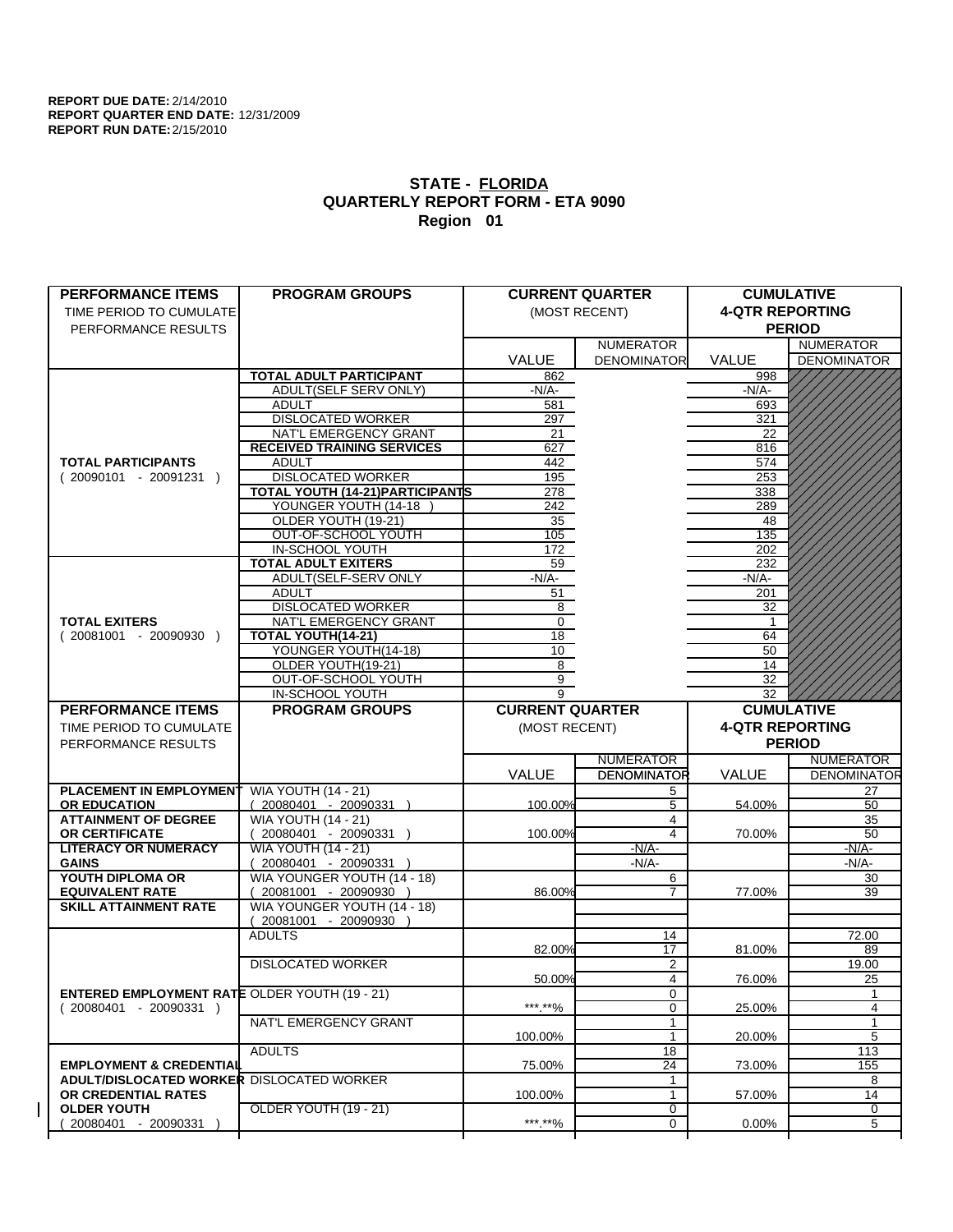**REPORT DUE DATE:** 2/14/2010
**REPORT QUARTER END DATE:** 12/31/2009
**REPORT RUN DATE:** 2/15/2010

# STATE - FLORIDA
## QUARTERLY REPORT FORM - ETA 9090
## Region 01

| PERFORMANCE ITEMS<br>TIME PERIOD TO CUMULATE PERFORMANCE RESULTS | PROGRAM GROUPS | CURRENT QUARTER (MOST RECENT) VALUE | CURRENT QUARTER NUMERATOR DENOMINATOR | CUMULATIVE 4-QTR REPORTING PERIOD VALUE | CUMULATIVE 4-QTR REPORTING PERIOD NUMERATOR DENOMINATOR |
|---|---|---|---|---|---|
| **TOTAL PARTICIPANTS** ( 20090101 - 20091231 ) | **TOTAL ADULT PARTICIPANT** | 862 | | 998 | |
| | ADULT(SELF SERV ONLY) | -N/A- | | -N/A- | |
| | ADULT | 581 | | 693 | |
| | DISLOCATED WORKER | 297 | | 321 | |
| | NAT'L EMERGENCY GRANT | 21 | | 22 | |
| | **RECEIVED TRAINING SERVICES** | 627 | | 816 | |
| | ADULT | 442 | | 574 | |
| | DISLOCATED WORKER | 195 | | 253 | |
| | **TOTAL YOUTH (14-21)PARTICIPANTS** | 278 | | 338 | |
| | YOUNGER YOUTH (14-18 ) | 242 | | 289 | |
| | OLDER YOUTH (19-21) | 35 | | 48 | |
| | OUT-OF-SCHOOL YOUTH | 105 | | 135 | |
| | IN-SCHOOL YOUTH | 172 | | 202 | |
| **TOTAL EXITERS** ( 20081001 - 20090930 ) | **TOTAL ADULT EXITERS** | 59 | | 232 | |
| | ADULT(SELF-SERV ONLY | -N/A- | | -N/A- | |
| | ADULT | 51 | | 201 | |
| | DISLOCATED WORKER | 8 | | 32 | |
| | NAT'L EMERGENCY GRANT | 0 | | 1 | |
| | **TOTAL YOUTH(14-21)** | 18 | | 64 | |
| | YOUNGER YOUTH(14-18) | 10 | | 50 | |
| | OLDER YOUTH(19-21) | 8 | | 14 | |
| | OUT-OF-SCHOOL YOUTH | 9 | | 32 | |
| | IN-SCHOOL YOUTH | 9 | | 32 | |

| PERFORMANCE ITEMS<br>TIME PERIOD TO CUMULATE PERFORMANCE RESULTS | PROGRAM GROUPS | CURRENT QUARTER (MOST RECENT) VALUE | CURRENT QUARTER NUMERATOR / DENOMINATOR | CUMULATIVE 4-QTR REPORTING PERIOD VALUE | CUMULATIVE 4-QTR REPORTING PERIOD NUMERATOR / DENOMINATOR |
|---|---|---|---|---|---|
| **PLACEMENT IN EMPLOYMENT OR EDUCATION** | WIA YOUTH (14 - 21) ( 20080401 - 20090331 ) | 100.00% | 5 / 5 | 54.00% | 27 / 50 |
| **ATTAINMENT OF DEGREE OR CERTIFICATE** | WIA YOUTH (14 - 21) ( 20080401 - 20090331 ) | 100.00% | 4 / 4 | 70.00% | 35 / 50 |
| **LITERACY OR NUMERACY GAINS** | WIA YOUTH (14 - 21) ( 20080401 - 20090331 ) | | -N/A- / -N/A- | | -N/A- / -N/A- |
| **YOUTH DIPLOMA OR EQUIVALENT RATE** | WIA YOUNGER YOUTH (14 - 18) ( 20081001 - 20090930 ) | 86.00% | 6 / 7 | 77.00% | 30 / 39 |
| **SKILL ATTAINMENT RATE** | WIA YOUNGER YOUTH (14 - 18) ( 20081001 - 20090930 ) | | | | |
| **ENTERED EMPLOYMENT RATE** ( 20080401 - 20090331 ) | ADULTS | 82.00% | 14 / 17 | 81.00% | 72.00 / 89 |
| | DISLOCATED WORKER | 50.00% | 2 / 4 | 76.00% | 19.00 / 25 |
| | OLDER YOUTH (19 - 21) | \*\*\*.\*\*% | 0 / 0 | 25.00% | 1 / 4 |
| | NAT'L EMERGENCY GRANT | 100.00% | 1 / 1 | 20.00% | 1 / 5 |
| **EMPLOYMENT & CREDENTIAL ADULT/DISLOCATED WORKER OR CREDENTIAL RATES OLDER YOUTH** ( 20080401 - 20090331 ) | ADULTS | 75.00% | 18 / 24 | 73.00% | 113 / 155 |
| | DISLOCATED WORKER | 100.00% | 1 / 1 | 57.00% | 8 / 14 |
| | OLDER YOUTH (19 - 21) | \*\*\*.\*\*% | 0 / 0 | 0.00% | 0 / 5 |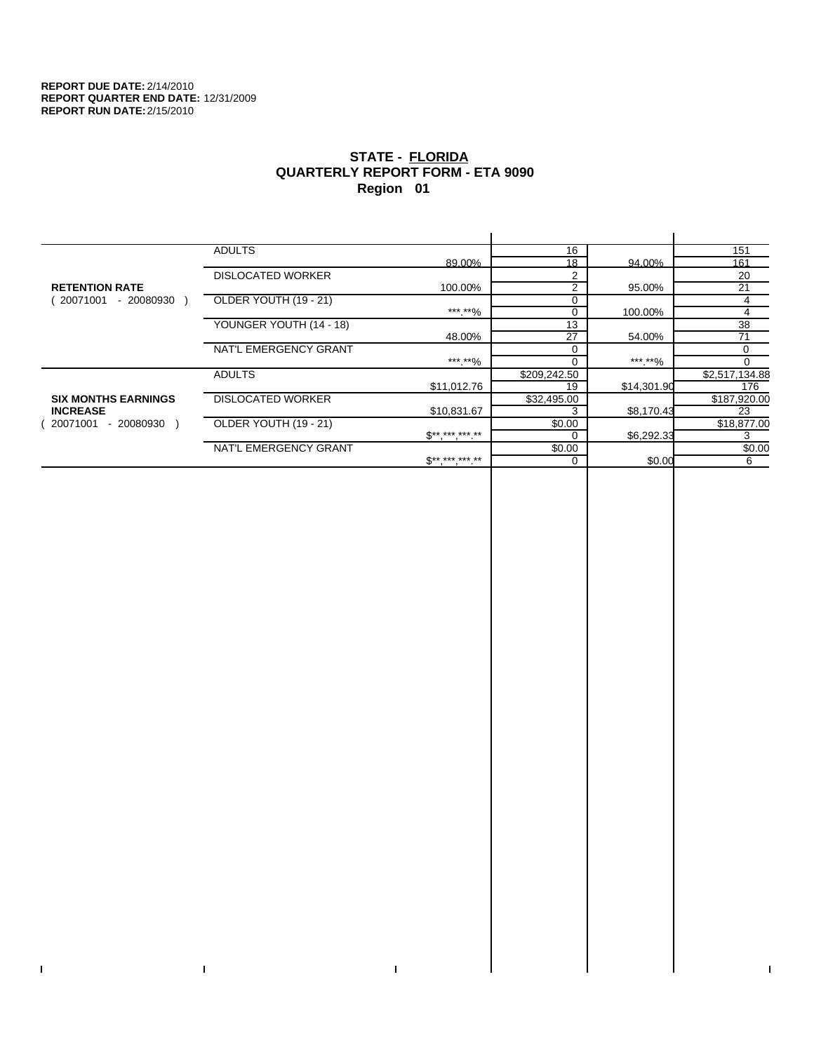**REPORT DUE DATE:** 2/14/2010
**REPORT QUARTER END DATE:** 12/31/2009
**REPORT RUN DATE:** 2/15/2010

## STATE - FLORIDA
## QUARTERLY REPORT FORM - ETA 9090
## Region 01

| | | | | | |
|---|---|---|---|---|---|
| **RETENTION RATE** ( 20071001 - 20080930 ) | ADULTS | 89.00% | 16 / 18 | 94.00% | 151 / 161 |
| | DISLOCATED WORKER | 100.00% | 2 / 2 | 95.00% | 20 / 21 |
| | OLDER YOUTH (19 - 21) | ***.**% | 0 / 0 | 100.00% | 4 / 4 |
| | YOUNGER YOUTH (14 - 18) | 48.00% | 13 / 27 | 54.00% | 38 / 71 |
| | NAT'L EMERGENCY GRANT | ***.**% | 0 / 0 | ***.**% | 0 / 0 |
| **SIX MONTHS EARNINGS INCREASE** ( 20071001 - 20080930 ) | ADULTS | $11,012.76 | $209,242.50 / 19 | $14,301.90 | $2,517,134.88 / 176 |
| | DISLOCATED WORKER | $10,831.67 | $32,495.00 / 3 | $8,170.43 | $187,920.00 / 23 |
| | OLDER YOUTH (19 - 21) | $**,***,***.** | $0.00 / 0 | $6,292.33 | $18,877.00 / 3 |
| | NAT'L EMERGENCY GRANT | $**,***,***.** | $0.00 / 0 | $0.00 | $0.00 / 6 |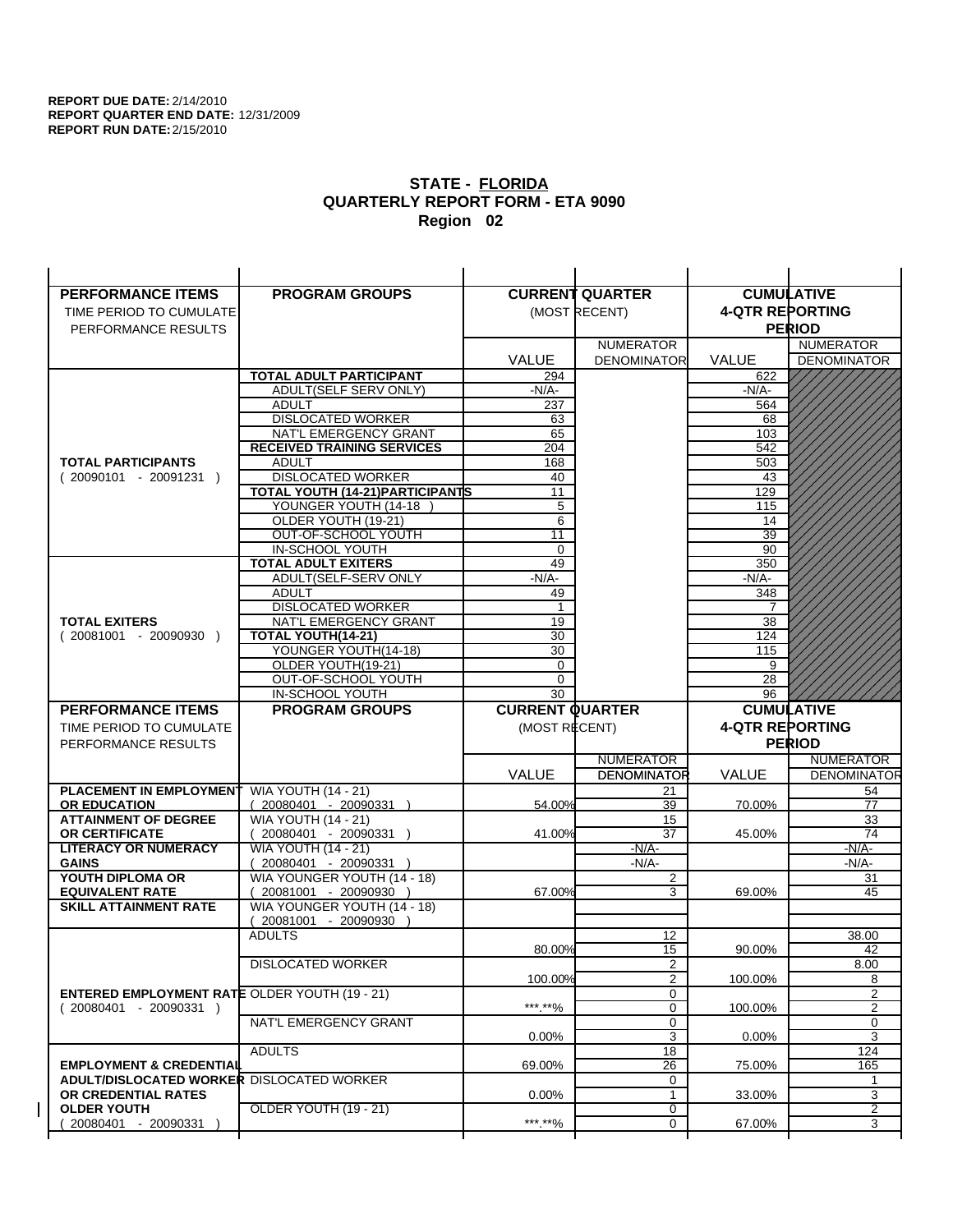**REPORT DUE DATE:** 2/14/2010
**REPORT QUARTER END DATE:** 12/31/2009
**REPORT RUN DATE:** 2/15/2010

## STATE - FLORIDA
## QUARTERLY REPORT FORM - ETA 9090
## Region 02

| PERFORMANCE ITEMS<br>TIME PERIOD TO CUMULATE PERFORMANCE RESULTS | PROGRAM GROUPS | CURRENT QUARTER (MOST RECENT) VALUE | CURRENT QUARTER NUMERATOR DENOMINATOR | CUMULATIVE 4-QTR REPORTING PERIOD VALUE | CUMULATIVE NUMERATOR DENOMINATOR |
|---|---|---|---|---|---|
| **TOTAL PARTICIPANTS** ( 20090101 - 20091231 ) | **TOTAL ADULT PARTICIPANT** | 294 | | 622 | |
| | ADULT(SELF SERV ONLY) | -N/A- | | -N/A- | |
| | ADULT | 237 | | 564 | |
| | DISLOCATED WORKER | 63 | | 68 | |
| | NAT'L EMERGENCY GRANT | 65 | | 103 | |
| | **RECEIVED TRAINING SERVICES** | 204 | | 542 | |
| | ADULT | 168 | | 503 | |
| | DISLOCATED WORKER | 40 | | 43 | |
| | **TOTAL YOUTH (14-21)PARTICIPANTS** | 11 | | 129 | |
| | YOUNGER YOUTH (14-18 ) | 5 | | 115 | |
| | OLDER YOUTH (19-21) | 6 | | 14 | |
| | OUT-OF-SCHOOL YOUTH | 11 | | 39 | |
| | IN-SCHOOL YOUTH | 0 | | 90 | |
| **TOTAL EXITERS** ( 20081001 - 20090930 ) | **TOTAL ADULT EXITERS** | 49 | | 350 | |
| | ADULT(SELF-SERV ONLY | -N/A- | | -N/A- | |
| | ADULT | 49 | | 348 | |
| | DISLOCATED WORKER | 1 | | 7 | |
| | NAT'L EMERGENCY GRANT | 19 | | 38 | |
| | **TOTAL YOUTH(14-21)** | 30 | | 124 | |
| | YOUNGER YOUTH(14-18) | 30 | | 115 | |
| | OLDER YOUTH(19-21) | 0 | | 9 | |
| | OUT-OF-SCHOOL YOUTH | 0 | | 28 | |
| | IN-SCHOOL YOUTH | 30 | | 96 | |
| **PLACEMENT IN EMPLOYMENT OR EDUCATION** | WIA YOUTH (14 - 21) ( 20080401 - 20090331 ) | 54.00% | 21 / 39 | 70.00% | 54 / 77 |
| **ATTAINMENT OF DEGREE OR CERTIFICATE** | WIA YOUTH (14 - 21) ( 20080401 - 20090331 ) | 41.00% | 15 / 37 | 45.00% | 33 / 74 |
| **LITERACY OR NUMERACY GAINS** | WIA YOUTH (14 - 21) ( 20080401 - 20090331 ) | | -N/A- / -N/A- | | -N/A- / -N/A- |
| **YOUTH DIPLOMA OR EQUIVALENT RATE** | WIA YOUNGER YOUTH (14 - 18) ( 20081001 - 20090930 ) | 67.00% | 2 / 3 | 69.00% | 31 / 45 |
| **SKILL ATTAINMENT RATE** | WIA YOUNGER YOUTH (14 - 18) ( 20081001 - 20090930 ) | | | | |
| **ENTERED EMPLOYMENT RATE** ( 20080401 - 20090331 ) | ADULTS | 80.00% | 12 / 15 | 90.00% | 38.00 / 42 |
| | DISLOCATED WORKER | 100.00% | 2 / 2 | 100.00% | 8.00 / 8 |
| | OLDER YOUTH (19 - 21) | \*\*\*.\*\*% | 0 / 0 | 100.00% | 2 / 2 |
| | NAT'L EMERGENCY GRANT | 0.00% | 0 / 3 | 0.00% | 0 / 3 |
| **EMPLOYMENT & CREDENTIAL ADULT/DISLOCATED WORKER OR CREDENTIAL RATES OLDER YOUTH** ( 20080401 - 20090331 ) | ADULTS | 69.00% | 18 / 26 | 75.00% | 124 / 165 |
| | DISLOCATED WORKER | 0.00% | 0 / 1 | 33.00% | 1 / 3 |
| | OLDER YOUTH (19 - 21) | \*\*\*.\*\*% | 0 / 0 | 67.00% | 2 / 3 |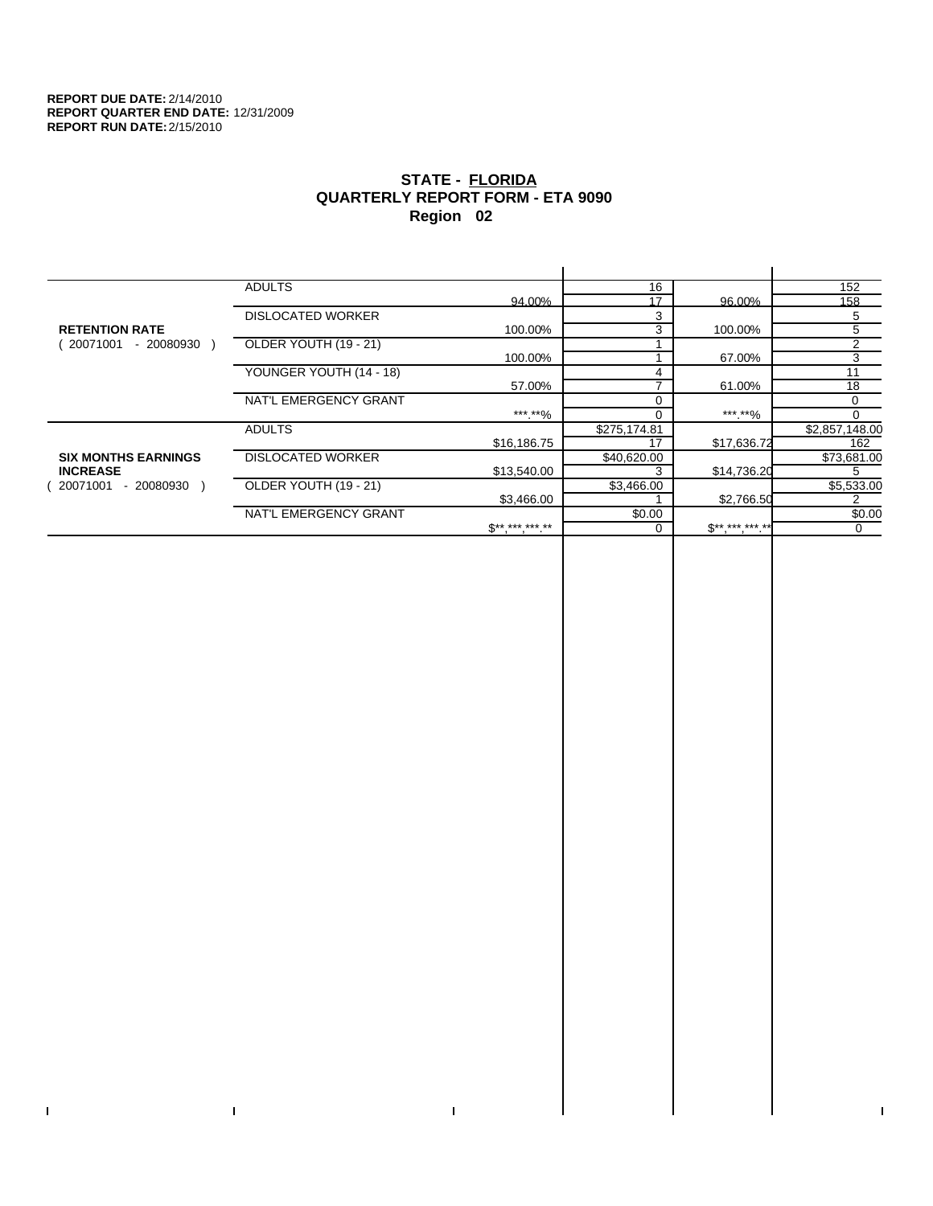**REPORT DUE DATE:** 2/14/2010
**REPORT QUARTER END DATE:** 12/31/2009
**REPORT RUN DATE:** 2/15/2010

# STATE - FLORIDA
## QUARTERLY REPORT FORM - ETA 9090
## Region 02

| | | | | | |
|---|---|---|---|---|---|
| **RETENTION RATE** ( 20071001 - 20080930 ) | ADULTS | 94.00% | 16 / 17 | 96.00% | 152 / 158 |
| | DISLOCATED WORKER | 100.00% | 3 / 3 | 100.00% | 5 / 5 |
| | OLDER YOUTH (19 - 21) | 100.00% | 1 / 1 | 67.00% | 2 / 3 |
| | YOUNGER YOUTH (14 - 18) | 57.00% | 4 / 7 | 61.00% | 11 / 18 |
| | NAT'L EMERGENCY GRANT | ***.**% | 0 / 0 | ***.**% | 0 / 0 |
| **SIX MONTHS EARNINGS INCREASE** ( 20071001 - 20080930 ) | ADULTS | $16,186.75 | $275,174.81 / 17 | $17,636.72 | $2,857,148.00 / 162 |
| | DISLOCATED WORKER | $13,540.00 | $40,620.00 / 3 | $14,736.20 | $73,681.00 / 5 |
| | OLDER YOUTH (19 - 21) | $3,466.00 | $3,466.00 / 1 | $2,766.50 | $5,533.00 / 2 |
| | NAT'L EMERGENCY GRANT | $**,***,***.** | $0.00 / 0 | $**,***,***.** | $0.00 / 0 |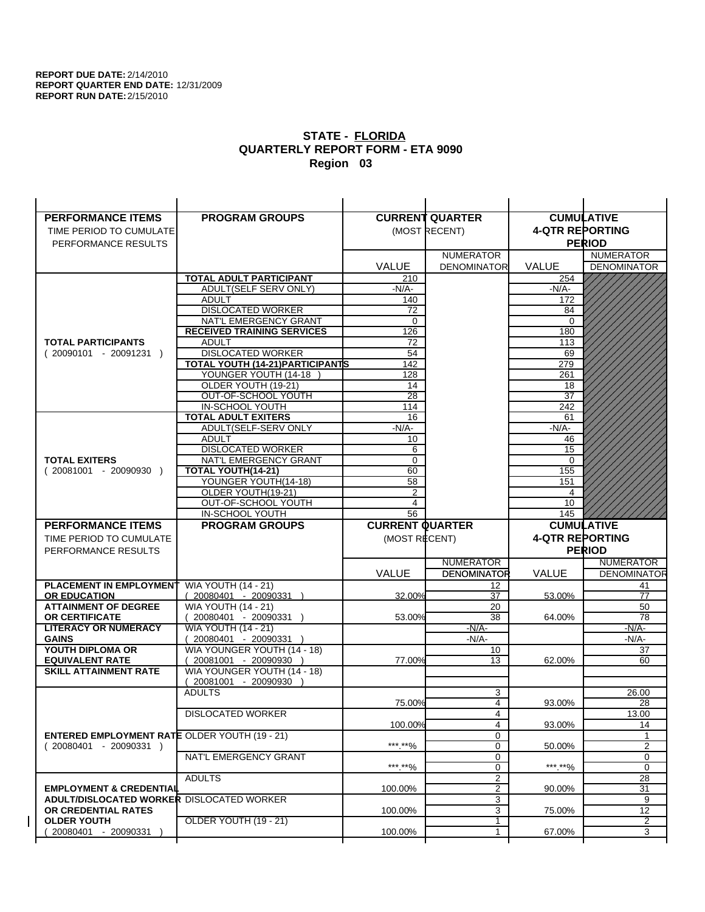**REPORT DUE DATE:** 2/14/2010
**REPORT QUARTER END DATE:** 12/31/2009
**REPORT RUN DATE:** 2/15/2010

# STATE - FLORIDA
## QUARTERLY REPORT FORM - ETA 9090
## Region 03

| PERFORMANCE ITEMS<br>TIME PERIOD TO CUMULATE PERFORMANCE RESULTS | PROGRAM GROUPS | CURRENT QUARTER (MOST RECENT) VALUE | CURRENT QUARTER NUMERATOR DENOMINATOR | CUMULATIVE 4-QTR REPORTING PERIOD VALUE | CUMULATIVE NUMERATOR DENOMINATOR |
|---|---|---|---|---|---|
| **TOTAL PARTICIPANTS** ( 20090101 - 20091231 ) | **TOTAL ADULT PARTICIPANT** | 210 | | 254 | |
| | ADULT(SELF SERV ONLY) | -N/A- | | -N/A- | |
| | ADULT | 140 | | 172 | |
| | DISLOCATED WORKER | 72 | | 84 | |
| | NAT'L EMERGENCY GRANT | 0 | | 0 | |
| | **RECEIVED TRAINING SERVICES** | 126 | | 180 | |
| | ADULT | 72 | | 113 | |
| | DISLOCATED WORKER | 54 | | 69 | |
| | **TOTAL YOUTH (14-21)PARTICIPANTS** | 142 | | 279 | |
| | YOUNGER YOUTH (14-18 ) | 128 | | 261 | |
| | OLDER YOUTH (19-21) | 14 | | 18 | |
| | OUT-OF-SCHOOL YOUTH | 28 | | 37 | |
| | IN-SCHOOL YOUTH | 114 | | 242 | |
| **TOTAL EXITERS** ( 20081001 - 20090930 ) | **TOTAL ADULT EXITERS** | 16 | | 61 | |
| | ADULT(SELF-SERV ONLY | -N/A- | | -N/A- | |
| | ADULT | 10 | | 46 | |
| | DISLOCATED WORKER | 6 | | 15 | |
| | NAT'L EMERGENCY GRANT | 0 | | 0 | |
| | **TOTAL YOUTH(14-21)** | 60 | | 155 | |
| | YOUNGER YOUTH(14-18) | 58 | | 151 | |
| | OLDER YOUTH(19-21) | 2 | | 4 | |
| | OUT-OF-SCHOOL YOUTH | 4 | | 10 | |
| | IN-SCHOOL YOUTH | 56 | | 145 | |

| PERFORMANCE ITEMS<br>TIME PERIOD TO CUMULATE PERFORMANCE RESULTS | PROGRAM GROUPS | CURRENT QUARTER (MOST RECENT) VALUE | CURRENT QUARTER NUMERATOR / DENOMINATOR | CUMULATIVE 4-QTR REPORTING PERIOD VALUE | CUMULATIVE NUMERATOR / DENOMINATOR |
|---|---|---|---|---|---|
| **PLACEMENT IN EMPLOYMENT OR EDUCATION** | WIA YOUTH (14 - 21) ( 20080401 - 20090331 ) | 32.00% | 12 / 37 | 53.00% | 41 / 77 |
| **ATTAINMENT OF DEGREE OR CERTIFICATE** | WIA YOUTH (14 - 21) ( 20080401 - 20090331 ) | 53.00% | 20 / 38 | 64.00% | 50 / 78 |
| **LITERACY OR NUMERACY GAINS** | WIA YOUTH (14 - 21) ( 20080401 - 20090331 ) | | -N/A- / -N/A- | | -N/A- / -N/A- |
| **YOUTH DIPLOMA OR EQUIVALENT RATE** | WIA YOUNGER YOUTH (14 - 18) ( 20081001 - 20090930 ) | 77.00% | 10 / 13 | 62.00% | 37 / 60 |
| **SKILL ATTAINMENT RATE** | WIA YOUNGER YOUTH (14 - 18) ( 20081001 - 20090930 ) | | | | |
| **ENTERED EMPLOYMENT RATE** ( 20080401 - 20090331 ) | ADULTS | 75.00% | 3 / 4 | 93.00% | 26.00 / 28 |
| | DISLOCATED WORKER | 100.00% | 4 / 4 | 93.00% | 13.00 / 14 |
| | OLDER YOUTH (19 - 21) | \*\*\*.\*\*% | 0 / 0 | 50.00% | 1 / 2 |
| | NAT'L EMERGENCY GRANT | \*\*\*.\*\*% | 0 / 0 | \*\*\*.\*\*% | 0 / 0 |
| **EMPLOYMENT & CREDENTIAL ADULT/DISLOCATED WORKER OR CREDENTIAL RATES OLDER YOUTH** ( 20080401 - 20090331 ) | ADULTS | 100.00% | 2 / 2 | 90.00% | 28 / 31 |
| | DISLOCATED WORKER | 100.00% | 3 / 3 | 75.00% | 9 / 12 |
| | OLDER YOUTH (19 - 21) | 100.00% | 1 / 1 | 67.00% | 2 / 3 |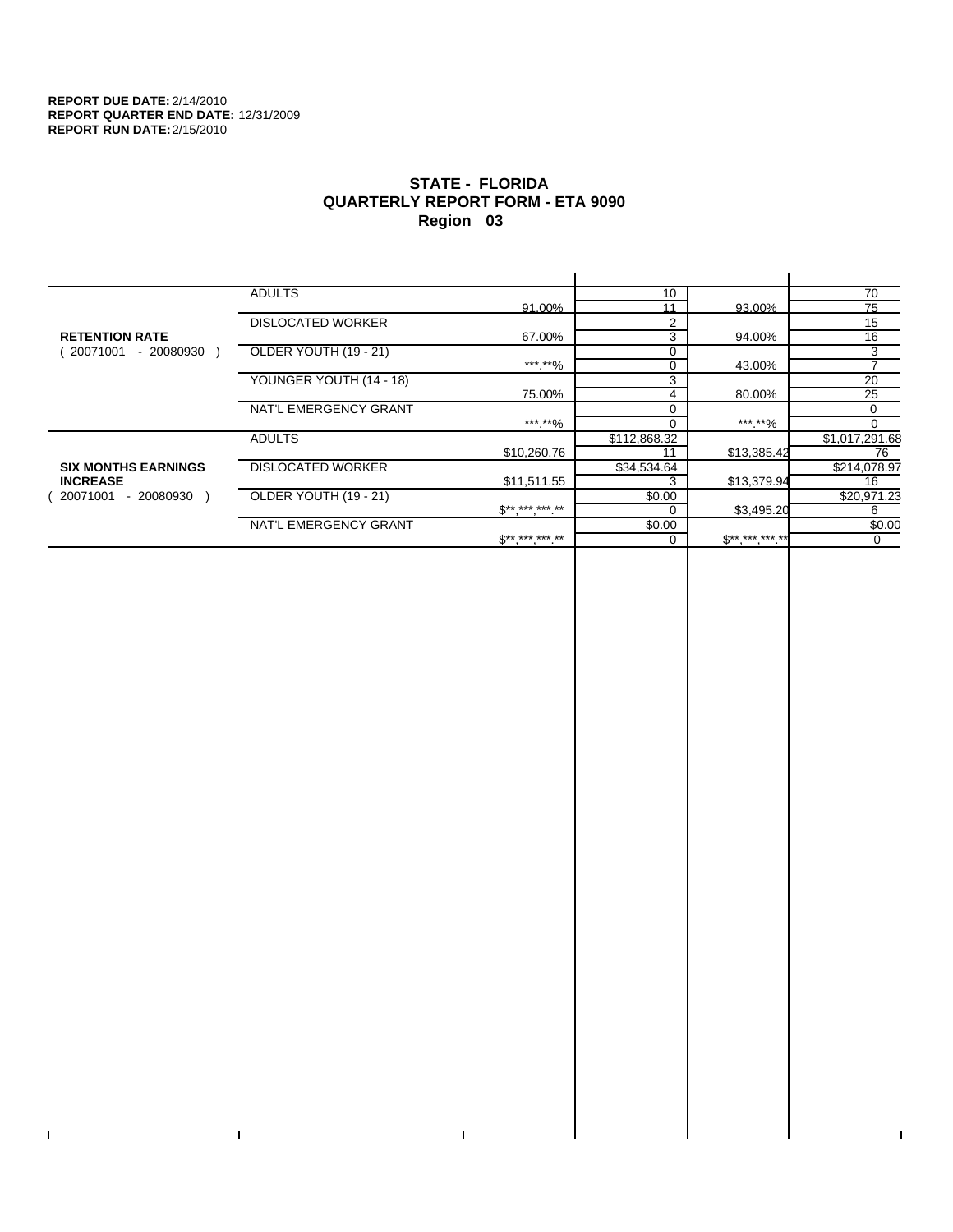**REPORT DUE DATE:** 2/14/2010
**REPORT QUARTER END DATE:** 12/31/2009
**REPORT RUN DATE:** 2/15/2010

## STATE - FLORIDA
## QUARTERLY REPORT FORM - ETA 9090
## Region 03

| | | | | | |
|---|---|---|---|---|---|
| **RETENTION RATE** ( 20071001 - 20080930 ) | ADULTS | 91.00% | 10 | 93.00% | 70 |
| | | | 11 | | 75 |
| | DISLOCATED WORKER | 67.00% | 2 | 94.00% | 15 |
| | | | 3 | | 16 |
| | OLDER YOUTH (19 - 21) | ***.**% | 0 | 43.00% | 3 |
| | | | 0 | | 7 |
| | YOUNGER YOUTH (14 - 18) | 75.00% | 3 | 80.00% | 20 |
| | | | 4 | | 25 |
| | NAT'L EMERGENCY GRANT | ***.**% | 0 | ***.**% | 0 |
| | | | 0 | | 0 |
| **SIX MONTHS EARNINGS INCREASE** ( 20071001 - 20080930 ) | ADULTS | $10,260.76 | $112,868.32 | $13,385.42 | $1,017,291.68 |
| | | | 11 | | 76 |
| | DISLOCATED WORKER | $11,511.55 | $34,534.64 | $13,379.94 | $214,078.97 |
| | | | 3 | | 16 |
| | OLDER YOUTH (19 - 21) | $**,***,***.** | $0.00 | $3,495.20 | $20,971.23 |
| | | | 0 | | 6 |
| | NAT'L EMERGENCY GRANT | $**,***,***.** | $0.00 | $**,***,***.** | $0.00 |
| | | | 0 | | 0 |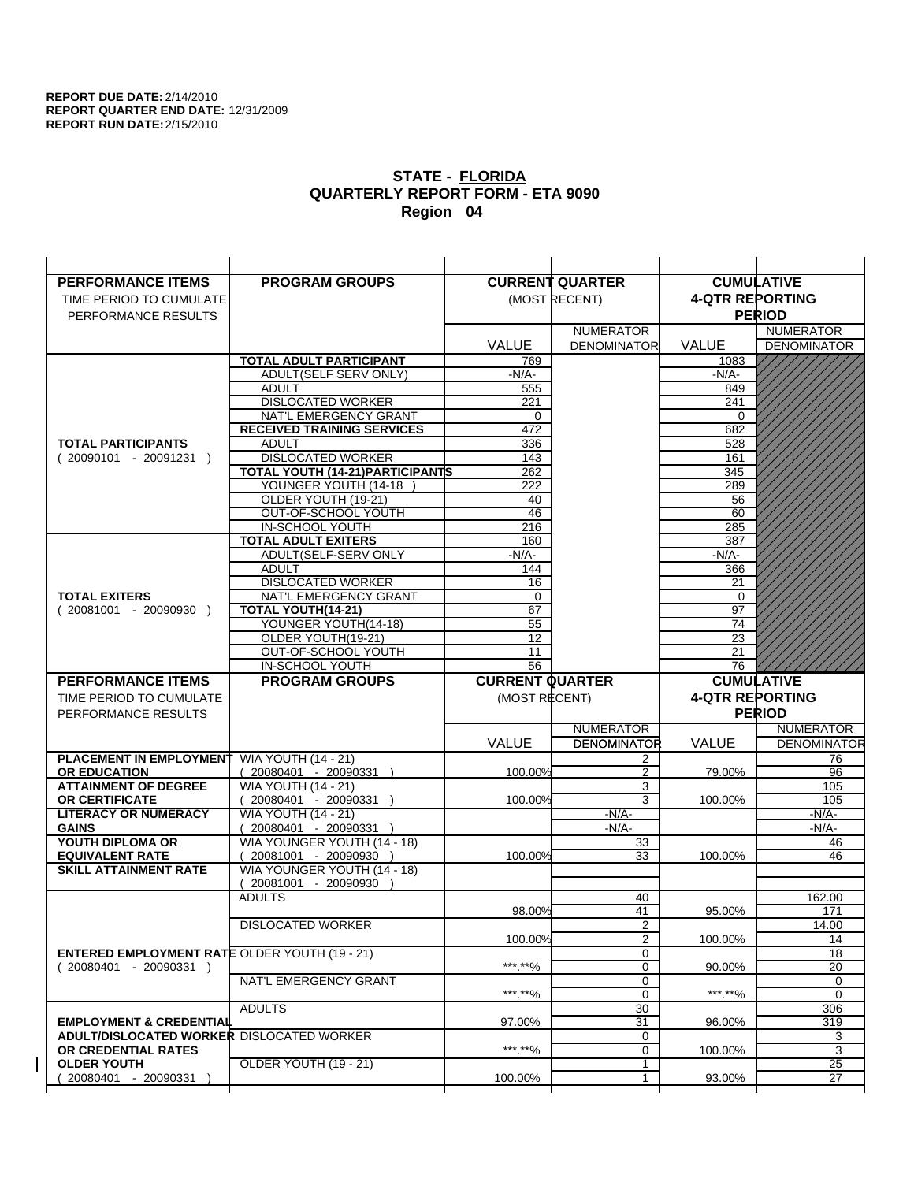**REPORT DUE DATE:** 2/14/2010
**REPORT QUARTER END DATE:** 12/31/2009
**REPORT RUN DATE:** 2/15/2010

# STATE - FLORIDA
## QUARTERLY REPORT FORM - ETA 9090
## Region 04

| PERFORMANCE ITEMS<br>TIME PERIOD TO CUMULATE PERFORMANCE RESULTS | PROGRAM GROUPS | CURRENT QUARTER (MOST RECENT) VALUE | CURRENT QUARTER NUMERATOR DENOMINATOR | CUMULATIVE 4-QTR REPORTING PERIOD VALUE | CUMULATIVE 4-QTR REPORTING PERIOD NUMERATOR DENOMINATOR |
|---|---|---|---|---|---|
| **TOTAL PARTICIPANTS** ( 20090101 - 20091231 ) | **TOTAL ADULT PARTICIPANT** | 769 | | 1083 | |
| | ADULT(SELF SERV ONLY) | -N/A- | | -N/A- | |
| | ADULT | 555 | | 849 | |
| | DISLOCATED WORKER | 221 | | 241 | |
| | NAT'L EMERGENCY GRANT | 0 | | 0 | |
| | **RECEIVED TRAINING SERVICES** | 472 | | 682 | |
| | ADULT | 336 | | 528 | |
| | DISLOCATED WORKER | 143 | | 161 | |
| | **TOTAL YOUTH (14-21)PARTICIPANTS** | 262 | | 345 | |
| | YOUNGER YOUTH (14-18 ) | 222 | | 289 | |
| | OLDER YOUTH (19-21) | 40 | | 56 | |
| | OUT-OF-SCHOOL YOUTH | 46 | | 60 | |
| | IN-SCHOOL YOUTH | 216 | | 285 | |
| **TOTAL EXITERS** ( 20081001 - 20090930 ) | **TOTAL ADULT EXITERS** | 160 | | 387 | |
| | ADULT(SELF-SERV ONLY | -N/A- | | -N/A- | |
| | ADULT | 144 | | 366 | |
| | DISLOCATED WORKER | 16 | | 21 | |
| | NAT'L EMERGENCY GRANT | 0 | | 0 | |
| | **TOTAL YOUTH(14-21)** | 67 | | 97 | |
| | YOUNGER YOUTH(14-18) | 55 | | 74 | |
| | OLDER YOUTH(19-21) | 12 | | 23 | |
| | OUT-OF-SCHOOL YOUTH | 11 | | 21 | |
| | IN-SCHOOL YOUTH | 56 | | 76 | |

| PERFORMANCE ITEMS<br>TIME PERIOD TO CUMULATE PERFORMANCE RESULTS | PROGRAM GROUPS | CURRENT QUARTER (MOST RECENT) VALUE | CURRENT QUARTER NUMERATOR DENOMINATOR | CUMULATIVE 4-QTR REPORTING PERIOD VALUE | CUMULATIVE 4-QTR REPORTING PERIOD NUMERATOR DENOMINATOR |
|---|---|---|---|---|---|
| **PLACEMENT IN EMPLOYMENT OR EDUCATION** | WIA YOUTH (14 - 21) ( 20080401 - 20090331 ) | 100.00% | 2<br>2 | 79.00% | 76<br>96 |
| **ATTAINMENT OF DEGREE OR CERTIFICATE** | WIA YOUTH (14 - 21) ( 20080401 - 20090331 ) | 100.00% | 3<br>3 | 100.00% | 105<br>105 |
| **LITERACY OR NUMERACY GAINS** | WIA YOUTH (14 - 21) ( 20080401 - 20090331 ) | | -N/A-<br>-N/A- | | -N/A-<br>-N/A- |
| **YOUTH DIPLOMA OR EQUIVALENT RATE** | WIA YOUNGER YOUTH (14 - 18) ( 20081001 - 20090930 ) | 100.00% | 33<br>33 | 100.00% | 46<br>46 |
| **SKILL ATTAINMENT RATE** | WIA YOUNGER YOUTH (14 - 18) ( 20081001 - 20090930 ) | | | | |
| **ENTERED EMPLOYMENT RATE** ( 20080401 - 20090331 ) | ADULTS | 98.00% | 40<br>41 | 95.00% | 162.00<br>171 |
| | DISLOCATED WORKER | 100.00% | 2<br>2 | 100.00% | 14.00<br>14 |
| | OLDER YOUTH (19 - 21) | \*\*\*.\*\*% | 0<br>0 | 90.00% | 18<br>20 |
| | NAT'L EMERGENCY GRANT | \*\*\*.\*\*% | 0<br>0 | \*\*\*.\*\*% | 0<br>0 |
| **EMPLOYMENT & CREDENTIAL ADULT/DISLOCATED WORKER OR CREDENTIAL RATES OLDER YOUTH** ( 20080401 - 20090331 ) | ADULTS | 97.00% | 30<br>31 | 96.00% | 306<br>319 |
| | DISLOCATED WORKER | \*\*\*.\*\*% | 0<br>0 | 100.00% | 3<br>3 |
| | OLDER YOUTH (19 - 21) | 100.00% | 1<br>1 | 93.00% | 25<br>27 |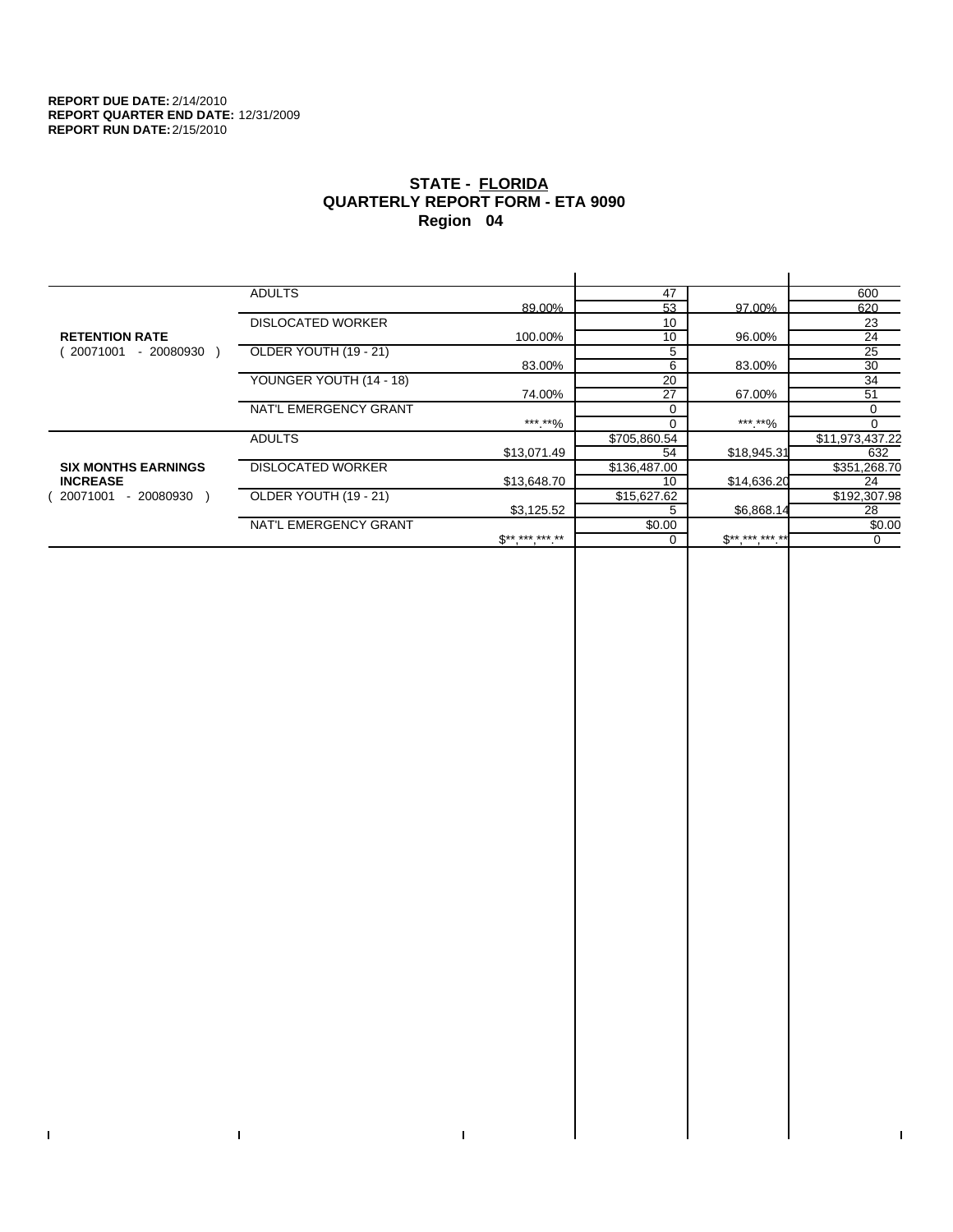**REPORT DUE DATE:** 2/14/2010
**REPORT QUARTER END DATE:** 12/31/2009
**REPORT RUN DATE:** 2/15/2010

## STATE - FLORIDA
## QUARTERLY REPORT FORM - ETA 9090
## Region 04

| | | | | | |
|---|---|---|---|---|---|
| **RETENTION RATE** ( 20071001 - 20080930 ) | ADULTS | | 47 | | 600 |
| | | 89.00% | 53 | 97.00% | 620 |
| | DISLOCATED WORKER | | 10 | | 23 |
| | | 100.00% | 10 | 96.00% | 24 |
| | OLDER YOUTH (19 - 21) | | 5 | | 25 |
| | | 83.00% | 6 | 83.00% | 30 |
| | YOUNGER YOUTH (14 - 18) | | 20 | | 34 |
| | | 74.00% | 27 | 67.00% | 51 |
| | NAT'L EMERGENCY GRANT | | 0 | | 0 |
| | | ***.**% | 0 | ***.**% | 0 |
| **SIX MONTHS EARNINGS INCREASE** ( 20071001 - 20080930 ) | ADULTS | | $705,860.54 | | $11,973,437.22 |
| | | $13,071.49 | 54 | $18,945.31 | 632 |
| | DISLOCATED WORKER | | $136,487.00 | | $351,268.70 |
| | | $13,648.70 | 10 | $14,636.20 | 24 |
| | OLDER YOUTH (19 - 21) | | $15,627.62 | | $192,307.98 |
| | | $3,125.52 | 5 | $6,868.14 | 28 |
| | NAT'L EMERGENCY GRANT | | $0.00 | | $0.00 |
| | | $**,***,***.** | 0 | $**,***,***.** | 0 |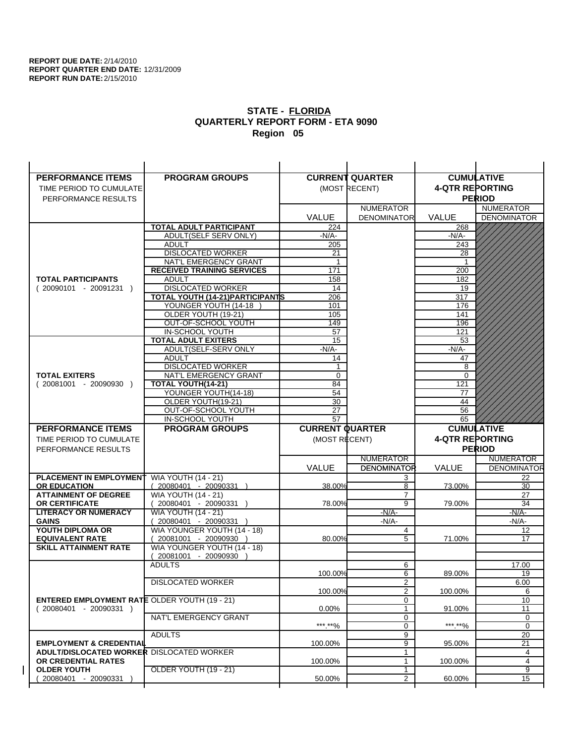**REPORT DUE DATE:** 2/14/2010
**REPORT QUARTER END DATE:** 12/31/2009
**REPORT RUN DATE:** 2/15/2010

## STATE - FLORIDA
## QUARTERLY REPORT FORM - ETA 9090
## Region 05

| PERFORMANCE ITEMS<br>TIME PERIOD TO CUMULATE PERFORMANCE RESULTS | PROGRAM GROUPS | CURRENT QUARTER (MOST RECENT) VALUE | CURRENT QUARTER NUMERATOR DENOMINATOR | CUMULATIVE 4-QTR REPORTING PERIOD VALUE | CUMULATIVE 4-QTR REPORTING PERIOD NUMERATOR DENOMINATOR |
|---|---|---|---|---|---|
| **TOTAL PARTICIPANTS** ( 20090101 - 20091231 ) | **TOTAL ADULT PARTICIPANT** | 224 | | 268 | |
| | ADULT(SELF SERV ONLY) | -N/A- | | -N/A- | |
| | ADULT | 205 | | 243 | |
| | DISLOCATED WORKER | 21 | | 28 | |
| | NAT'L EMERGENCY GRANT | 1 | | 1 | |
| | **RECEIVED TRAINING SERVICES** | 171 | | 200 | |
| | ADULT | 158 | | 182 | |
| | DISLOCATED WORKER | 14 | | 19 | |
| | **TOTAL YOUTH (14-21)PARTICIPANTS** | 206 | | 317 | |
| | YOUNGER YOUTH (14-18 ) | 101 | | 176 | |
| | OLDER YOUTH (19-21) | 105 | | 141 | |
| | OUT-OF-SCHOOL YOUTH | 149 | | 196 | |
| | IN-SCHOOL YOUTH | 57 | | 121 | |
| **TOTAL EXITERS** ( 20081001 - 20090930 ) | **TOTAL ADULT EXITERS** | 15 | | 53 | |
| | ADULT(SELF-SERV ONLY | -N/A- | | -N/A- | |
| | ADULT | 14 | | 47 | |
| | DISLOCATED WORKER | 1 | | 8 | |
| | NAT'L EMERGENCY GRANT | 0 | | 0 | |
| | **TOTAL YOUTH(14-21)** | 84 | | 121 | |
| | YOUNGER YOUTH(14-18) | 54 | | 77 | |
| | OLDER YOUTH(19-21) | 30 | | 44 | |
| | OUT-OF-SCHOOL YOUTH | 27 | | 56 | |
| | IN-SCHOOL YOUTH | 57 | | 65 | |

| PERFORMANCE ITEMS<br>TIME PERIOD TO CUMULATE PERFORMANCE RESULTS | PROGRAM GROUPS | CURRENT QUARTER (MOST RECENT) VALUE | CURRENT QUARTER NUMERATOR / DENOMINATOR | CUMULATIVE 4-QTR REPORTING PERIOD VALUE | CUMULATIVE 4-QTR REPORTING PERIOD NUMERATOR / DENOMINATOR |
|---|---|---|---|---|---|
| **PLACEMENT IN EMPLOYMENT OR EDUCATION** | WIA YOUTH (14 - 21) ( 20080401 - 20090331 ) | 38.00% | 3 / 8 | 73.00% | 22 / 30 |
| **ATTAINMENT OF DEGREE OR CERTIFICATE** | WIA YOUTH (14 - 21) ( 20080401 - 20090331 ) | 78.00% | 7 / 9 | 79.00% | 27 / 34 |
| **LITERACY OR NUMERACY GAINS** | WIA YOUTH (14 - 21) ( 20080401 - 20090331 ) | | -N/A- / -N/A- | | -N/A- / -N/A- |
| **YOUTH DIPLOMA OR EQUIVALENT RATE** | WIA YOUNGER YOUTH (14 - 18) ( 20081001 - 20090930 ) | 80.00% | 4 / 5 | 71.00% | 12 / 17 |
| **SKILL ATTAINMENT RATE** | WIA YOUNGER YOUTH (14 - 18) ( 20081001 - 20090930 ) | | | | |
| **ENTERED EMPLOYMENT RATE** ( 20080401 - 20090331 ) | ADULTS | 100.00% | 6 / 6 | 89.00% | 17.00 / 19 |
| | DISLOCATED WORKER | 100.00% | 2 / 2 | 100.00% | 6.00 / 6 |
| | OLDER YOUTH (19 - 21) | 0.00% | 0 / 1 | 91.00% | 10 / 11 |
| | NAT'L EMERGENCY GRANT | \*\*\*.\*\*% | 0 / 0 | \*\*\*.\*\*% | 0 / 0 |
| **EMPLOYMENT & CREDENTIAL ADULT/DISLOCATED WORKER OR CREDENTIAL RATES OLDER YOUTH** ( 20080401 - 20090331 ) | ADULTS | 100.00% | 9 / 9 | 95.00% | 20 / 21 |
| | DISLOCATED WORKER | 100.00% | 1 / 1 | 100.00% | 4 / 4 |
| | OLDER YOUTH (19 - 21) | 50.00% | 1 / 2 | 60.00% | 9 / 15 |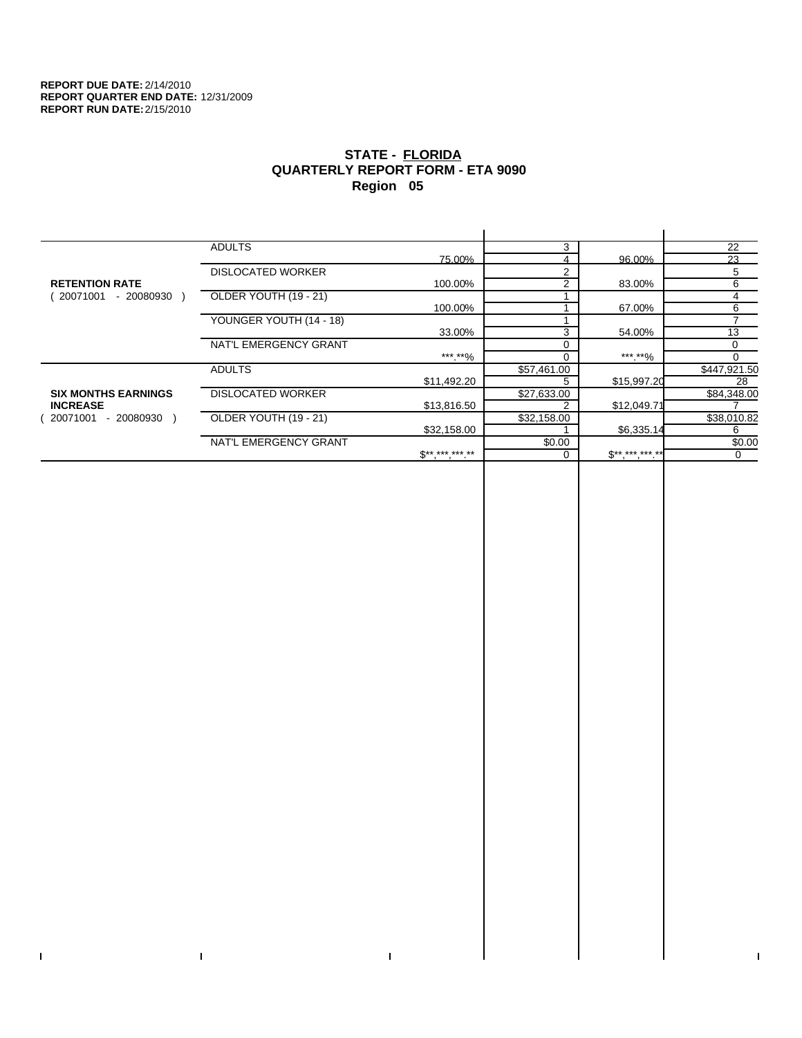**REPORT DUE DATE:** 2/14/2010
**REPORT QUARTER END DATE:** 12/31/2009
**REPORT RUN DATE:** 2/15/2010

## STATE - FLORIDA
## QUARTERLY REPORT FORM - ETA 9090
## Region 05

| | | | | | |
|---|---|---|---|---|---|
| **RETENTION RATE** ( 20071001 - 20080930 ) | ADULTS | | 3 | | 22 |
| | | 75.00% | 4 | 96.00% | 23 |
| | DISLOCATED WORKER | | 2 | | 5 |
| | | 100.00% | 2 | 83.00% | 6 |
| | OLDER YOUTH (19 - 21) | | 1 | | 4 |
| | | 100.00% | 1 | 67.00% | 6 |
| | YOUNGER YOUTH (14 - 18) | | 1 | | 7 |
| | | 33.00% | 3 | 54.00% | 13 |
| | NAT'L EMERGENCY GRANT | | 0 | | 0 |
| | | ***.**% | 0 | ***.**% | 0 |
| **SIX MONTHS EARNINGS INCREASE** ( 20071001 - 20080930 ) | ADULTS | | $57,461.00 | | $447,921.50 |
| | | $11,492.20 | 5 | $15,997.20 | 28 |
| | DISLOCATED WORKER | | $27,633.00 | | $84,348.00 |
| | | $13,816.50 | 2 | $12,049.71 | 7 |
| | OLDER YOUTH (19 - 21) | | $32,158.00 | | $38,010.82 |
| | | $32,158.00 | 1 | $6,335.14 | 6 |
| | NAT'L EMERGENCY GRANT | | $0.00 | | $0.00 |
| | | $**,***,***.** | 0 | $**,***,***.** | 0 |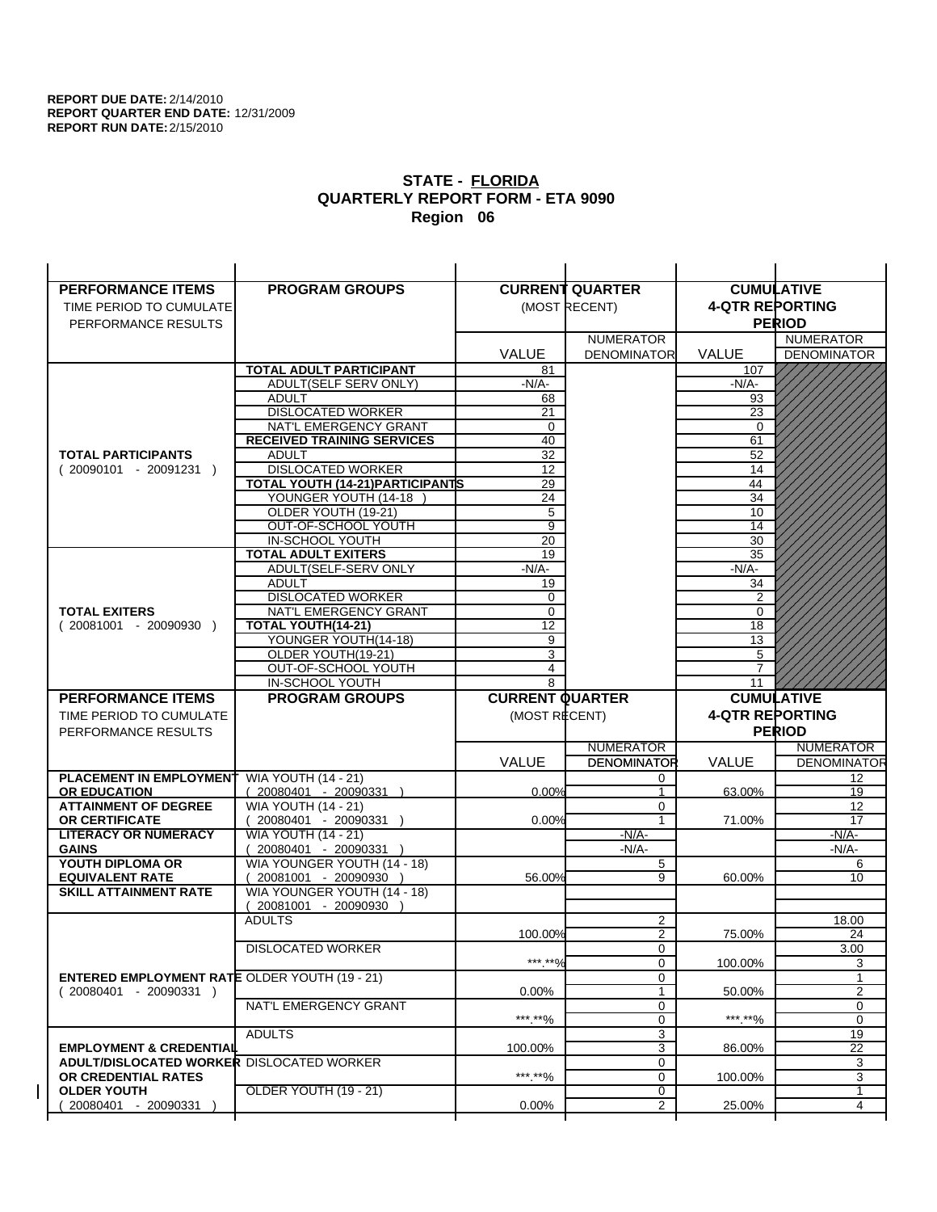**REPORT DUE DATE:** 2/14/2010
**REPORT QUARTER END DATE:** 12/31/2009
**REPORT RUN DATE:** 2/15/2010

## STATE - FLORIDA
## QUARTERLY REPORT FORM - ETA 9090
## Region 06

| PERFORMANCE ITEMS<br>TIME PERIOD TO CUMULATE<br>PERFORMANCE RESULTS | PROGRAM GROUPS | CURRENT QUARTER<br>(MOST RECENT) | | CUMULATIVE<br>4-QTR REPORTING<br>PERIOD | |
|---|---|---|---|---|---|
| | | VALUE | NUMERATOR<br>DENOMINATOR | VALUE | NUMERATOR<br>DENOMINATOR |
| **TOTAL PARTICIPANTS**<br>( 20090101 - 20091231 ) | **TOTAL ADULT PARTICIPANT** | 81 | | 107 | |
| | ADULT(SELF SERV ONLY) | -N/A- | | -N/A- | |
| | ADULT | 68 | | 93 | |
| | DISLOCATED WORKER | 21 | | 23 | |
| | NAT'L EMERGENCY GRANT | 0 | | 0 | |
| | **RECEIVED TRAINING SERVICES** | 40 | | 61 | |
| | ADULT | 32 | | 52 | |
| | DISLOCATED WORKER | 12 | | 14 | |
| | **TOTAL YOUTH (14-21)PARTICIPANTS** | 29 | | 44 | |
| | YOUNGER YOUTH (14-18 ) | 24 | | 34 | |
| | OLDER YOUTH (19-21) | 5 | | 10 | |
| | OUT-OF-SCHOOL YOUTH | 9 | | 14 | |
| | IN-SCHOOL YOUTH | 20 | | 30 | |
| **TOTAL EXITERS**<br>( 20081001 - 20090930 ) | **TOTAL ADULT EXITERS** | 19 | | 35 | |
| | ADULT(SELF-SERV ONLY | -N/A- | | -N/A- | |
| | ADULT | 19 | | 34 | |
| | DISLOCATED WORKER | 0 | | 2 | |
| | NAT'L EMERGENCY GRANT | 0 | | 0 | |
| | **TOTAL YOUTH(14-21)** | 12 | | 18 | |
| | YOUNGER YOUTH(14-18) | 9 | | 13 | |
| | OLDER YOUTH(19-21) | 3 | | 5 | |
| | OUT-OF-SCHOOL YOUTH | 4 | | 7 | |
| | IN-SCHOOL YOUTH | 8 | | 11 | |
| **PERFORMANCE ITEMS**<br>TIME PERIOD TO CUMULATE<br>PERFORMANCE RESULTS | **PROGRAM GROUPS** | **CURRENT QUARTER**<br>(MOST RECENT) | | **CUMULATIVE**<br>**4-QTR REPORTING**<br>**PERIOD** | |
| | | VALUE | NUMERATOR<br>DENOMINATOR | VALUE | NUMERATOR<br>DENOMINATOR |
| **PLACEMENT IN EMPLOYMENT OR EDUCATION** | WIA YOUTH (14 - 21)<br>( 20080401 - 20090331 ) | 0.00% | 0<br>1 | 63.00% | 12<br>19 |
| **ATTAINMENT OF DEGREE OR CERTIFICATE** | WIA YOUTH (14 - 21)<br>( 20080401 - 20090331 ) | 0.00% | 0<br>1 | 71.00% | 12<br>17 |
| **LITERACY OR NUMERACY GAINS** | WIA YOUTH (14 - 21)<br>( 20080401 - 20090331 ) | | -N/A-<br>-N/A- | | -N/A-<br>-N/A- |
| **YOUTH DIPLOMA OR EQUIVALENT RATE** | WIA YOUNGER YOUTH (14 - 18)<br>( 20081001 - 20090930 ) | 56.00% | 5<br>9 | 60.00% | 6<br>10 |
| **SKILL ATTAINMENT RATE** | WIA YOUNGER YOUTH (14 - 18)<br>( 20081001 - 20090930 ) | | | | |
| **ENTERED EMPLOYMENT RATE**<br>( 20080401 - 20090331 ) | ADULTS | 100.00% | 2<br>2 | 75.00% | 18.00<br>24 |
| | DISLOCATED WORKER | \*\*\*.\*\*% | 0<br>0 | 100.00% | 3.00<br>3 |
| | OLDER YOUTH (19 - 21) | 0.00% | 0<br>1 | 50.00% | 1<br>2 |
| | NAT'L EMERGENCY GRANT | \*\*\*.\*\*% | 0<br>0 | \*\*\*.\*\*% | 0<br>0 |
| **EMPLOYMENT & CREDENTIAL ADULT/DISLOCATED WORKER OR CREDENTIAL RATES OLDER YOUTH**<br>( 20080401 - 20090331 ) | ADULTS | 100.00% | 3<br>3 | 86.00% | 19<br>22 |
| | DISLOCATED WORKER | \*\*\*.\*\*% | 0<br>0 | 100.00% | 3<br>3 |
| | OLDER YOUTH (19 - 21) | 0.00% | 0<br>2 | 25.00% | 1<br>4 |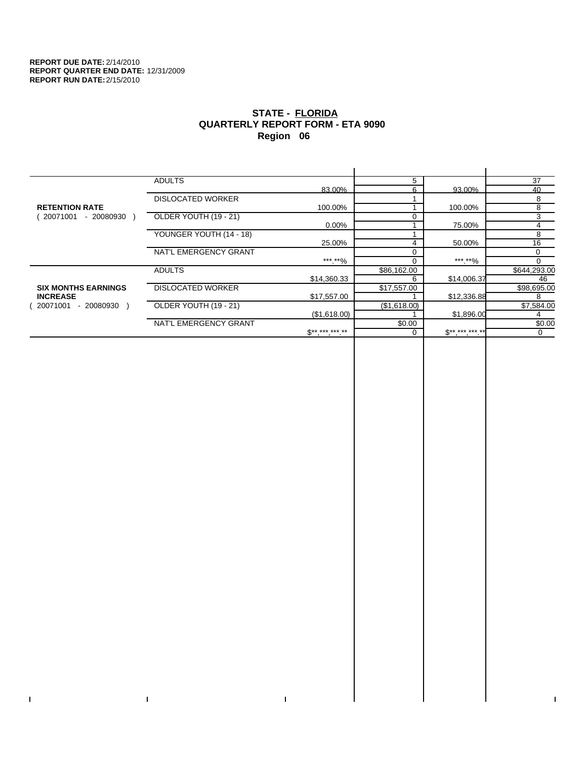**REPORT DUE DATE:** 2/14/2010
**REPORT QUARTER END DATE:** 12/31/2009
**REPORT RUN DATE:** 2/15/2010

# STATE - FLORIDA
## QUARTERLY REPORT FORM - ETA 9090
### Region 06

| | | | | | |
|---|---|---|---|---|---|
| **RETENTION RATE** ( 20071001 - 20080930 ) | ADULTS | | 5 | | 37 |
| | | 83.00% | 6 | 93.00% | 40 |
| | DISLOCATED WORKER | | 1 | | 8 |
| | | 100.00% | 1 | 100.00% | 8 |
| | OLDER YOUTH (19 - 21) | | 0 | | 3 |
| | | 0.00% | 1 | 75.00% | 4 |
| | YOUNGER YOUTH (14 - 18) | | 1 | | 8 |
| | | 25.00% | 4 | 50.00% | 16 |
| | NAT'L EMERGENCY GRANT | | 0 | | 0 |
| | | ***.**% | 0 | ***.**% | 0 |
| **SIX MONTHS EARNINGS INCREASE** ( 20071001 - 20080930 ) | ADULTS | | $86,162.00 | | $644,293.00 |
| | | $14,360.33 | 6 | $14,006.37 | 46 |
| | DISLOCATED WORKER | | $17,557.00 | | $98,695.00 |
| | | $17,557.00 | 1 | $12,336.88 | 8 |
| | OLDER YOUTH (19 - 21) | | ($1,618.00) | | $7,584.00 |
| | | ($1,618.00) | 1 | $1,896.00 | 4 |
| | NAT'L EMERGENCY GRANT | | $0.00 | | $0.00 |
| | | $**,***,***.** | 0 | $**,***,***.** | 0 |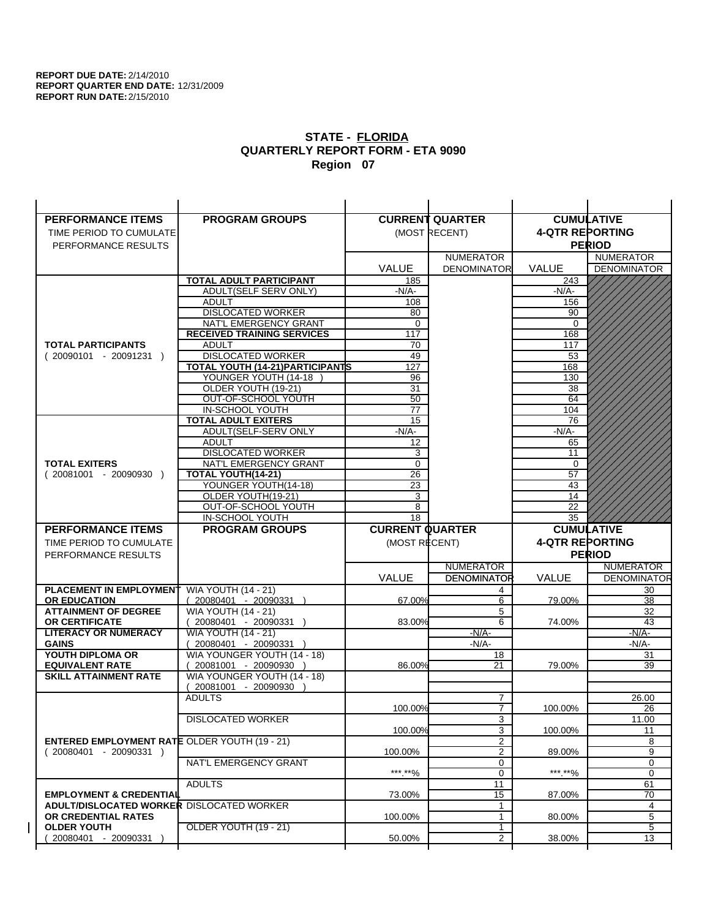**REPORT DUE DATE:** 2/14/2010
**REPORT QUARTER END DATE:** 12/31/2009
**REPORT RUN DATE:** 2/15/2010

## STATE - FLORIDA
## QUARTERLY REPORT FORM - ETA 9090
## Region 07

| PERFORMANCE ITEMS<br>TIME PERIOD TO CUMULATE<br>PERFORMANCE RESULTS | PROGRAM GROUPS | CURRENT QUARTER (MOST RECENT) VALUE | NUMERATOR DENOMINATOR | CUMULATIVE 4-QTR REPORTING PERIOD VALUE | NUMERATOR DENOMINATOR |
|---|---|---|---|---|---|
| **TOTAL PARTICIPANTS** ( 20090101 - 20091231 ) | **TOTAL ADULT PARTICIPANT** | 185 | | 243 | |
| | ADULT(SELF SERV ONLY) | -N/A- | | -N/A- | |
| | ADULT | 108 | | 156 | |
| | DISLOCATED WORKER | 80 | | 90 | |
| | NAT'L EMERGENCY GRANT | 0 | | 0 | |
| | **RECEIVED TRAINING SERVICES** | 117 | | 168 | |
| | ADULT | 70 | | 117 | |
| | DISLOCATED WORKER | 49 | | 53 | |
| | **TOTAL YOUTH (14-21)PARTICIPANTS** | 127 | | 168 | |
| | YOUNGER YOUTH (14-18 ) | 96 | | 130 | |
| | OLDER YOUTH (19-21) | 31 | | 38 | |
| | OUT-OF-SCHOOL YOUTH | 50 | | 64 | |
| | IN-SCHOOL YOUTH | 77 | | 104 | |
| **TOTAL EXITERS** ( 20081001 - 20090930 ) | **TOTAL ADULT EXITERS** | 15 | | 76 | |
| | ADULT(SELF-SERV ONLY | -N/A- | | -N/A- | |
| | ADULT | 12 | | 65 | |
| | DISLOCATED WORKER | 3 | | 11 | |
| | NAT'L EMERGENCY GRANT | 0 | | 0 | |
| | **TOTAL YOUTH(14-21)** | 26 | | 57 | |
| | YOUNGER YOUTH(14-18) | 23 | | 43 | |
| | OLDER YOUTH(19-21) | 3 | | 14 | |
| | OUT-OF-SCHOOL YOUTH | 8 | | 22 | |
| | IN-SCHOOL YOUTH | 18 | | 35 | |

| PERFORMANCE ITEMS<br>TIME PERIOD TO CUMULATE<br>PERFORMANCE RESULTS | PROGRAM GROUPS | CURRENT QUARTER (MOST RECENT) VALUE | NUMERATOR DENOMINATOR | CUMULATIVE 4-QTR REPORTING PERIOD VALUE | NUMERATOR DENOMINATOR |
|---|---|---|---|---|---|
| **PLACEMENT IN EMPLOYMENT OR EDUCATION** | WIA YOUTH (14 - 21) ( 20080401 - 20090331 ) | 67.00% | 4<br>6 | 79.00% | 30<br>38 |
| **ATTAINMENT OF DEGREE OR CERTIFICATE** | WIA YOUTH (14 - 21) ( 20080401 - 20090331 ) | 83.00% | 5<br>6 | 74.00% | 32<br>43 |
| **LITERACY OR NUMERACY GAINS** | WIA YOUTH (14 - 21) ( 20080401 - 20090331 ) | | -N/A-<br>-N/A- | | -N/A-<br>-N/A- |
| **YOUTH DIPLOMA OR EQUIVALENT RATE** | WIA YOUNGER YOUTH (14 - 18) ( 20081001 - 20090930 ) | 86.00% | 18<br>21 | 79.00% | 31<br>39 |
| **SKILL ATTAINMENT RATE** | WIA YOUNGER YOUTH (14 - 18) ( 20081001 - 20090930 ) | | | | |
| **ENTERED EMPLOYMENT RATE** ( 20080401 - 20090331 ) | ADULTS | 100.00% | 7<br>7 | 100.00% | 26.00<br>26 |
| | DISLOCATED WORKER | 100.00% | 3<br>3 | 100.00% | 11.00<br>11 |
| | OLDER YOUTH (19 - 21) | 100.00% | 2<br>2 | 89.00% | 8<br>9 |
| | NAT'L EMERGENCY GRANT | \*\*\*.\*\*% | 0<br>0 | \*\*\*.\*\*% | 0<br>0 |
| **EMPLOYMENT & CREDENTIAL ADULT/DISLOCATED WORKER OR CREDENTIAL RATES OLDER YOUTH** ( 20080401 - 20090331 ) | ADULTS | 73.00% | 11<br>15 | 87.00% | 61<br>70 |
| | DISLOCATED WORKER | 100.00% | 1<br>1 | 80.00% | 4<br>5 |
| | OLDER YOUTH (19 - 21) | 50.00% | 1<br>2 | 38.00% | 5<br>13 |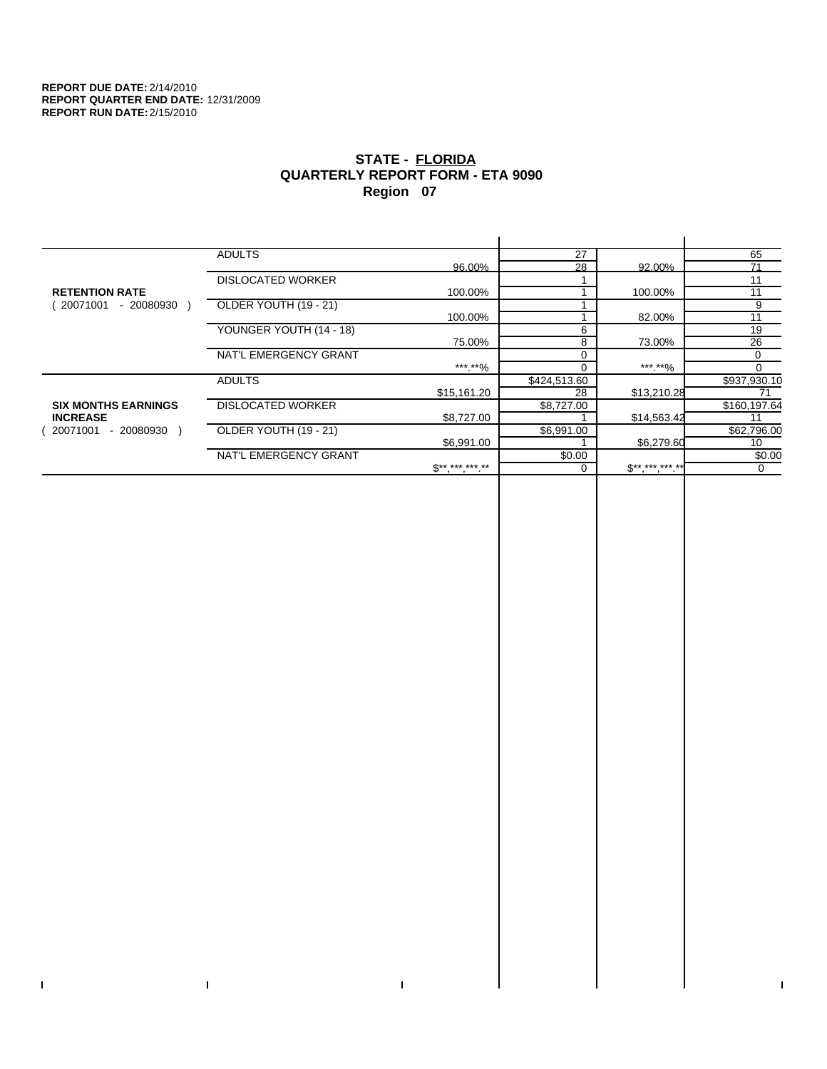**REPORT DUE DATE:** 2/14/2010
**REPORT QUARTER END DATE:** 12/31/2009
**REPORT RUN DATE:** 2/15/2010

## STATE - FLORIDA
## QUARTERLY REPORT FORM - ETA 9090
## Region 07

| | | | | | |
|---|---|---|---|---|---|
| **RETENTION RATE** ( 20071001 - 20080930 ) | ADULTS | | 27 | | 65 |
| | | 96.00% | 28 | 92.00% | 71 |
| | DISLOCATED WORKER | | 1 | | 11 |
| | | 100.00% | 1 | 100.00% | 11 |
| | OLDER YOUTH (19 - 21) | | 1 | | 9 |
| | | 100.00% | 1 | 82.00% | 11 |
| | YOUNGER YOUTH (14 - 18) | | 6 | | 19 |
| | | 75.00% | 8 | 73.00% | 26 |
| | NAT'L EMERGENCY GRANT | | 0 | | 0 |
| | | ***.**% | 0 | ***.**% | 0 |
| **SIX MONTHS EARNINGS INCREASE** ( 20071001 - 20080930 ) | ADULTS | | $424,513.60 | | $937,930.10 |
| | | $15,161.20 | 28 | $13,210.28 | 71 |
| | DISLOCATED WORKER | | $8,727.00 | | $160,197.64 |
| | | $8,727.00 | 1 | $14,563.42 | 11 |
| | OLDER YOUTH (19 - 21) | | $6,991.00 | | $62,796.00 |
| | | $6,991.00 | 1 | $6,279.60 | 10 |
| | NAT'L EMERGENCY GRANT | | $0.00 | | $0.00 |
| | | $**,***,***.** | 0 | $**,***,***.** | 0 |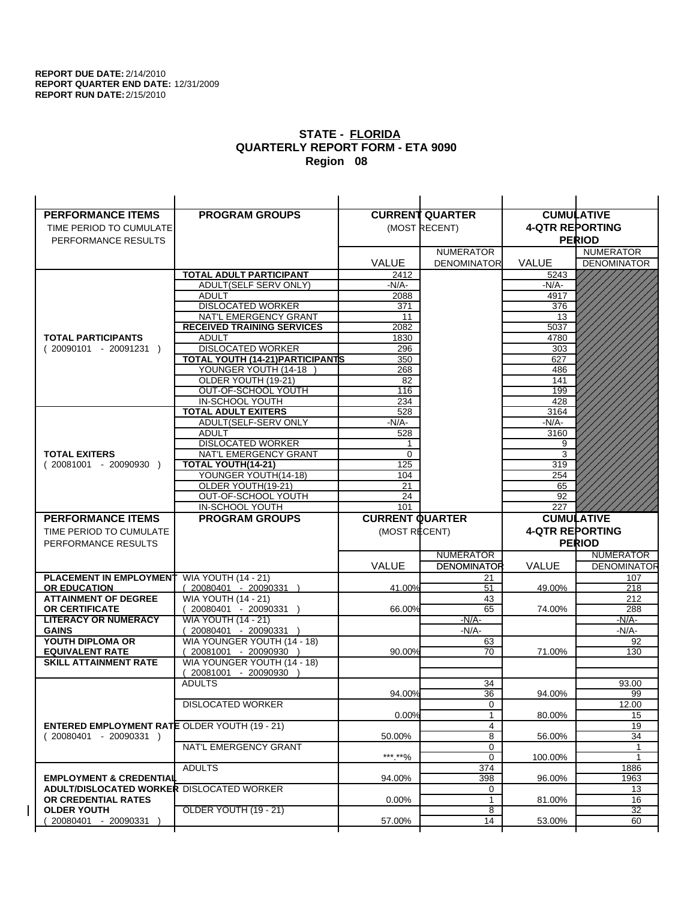**REPORT DUE DATE:** 2/14/2010
**REPORT QUARTER END DATE:** 12/31/2009
**REPORT RUN DATE:** 2/15/2010

# STATE - FLORIDA
## QUARTERLY REPORT FORM - ETA 9090
## Region 08

| PERFORMANCE ITEMS<br>TIME PERIOD TO CUMULATE PERFORMANCE RESULTS | PROGRAM GROUPS | CURRENT QUARTER (MOST RECENT) | | CUMULATIVE 4-QTR REPORTING PERIOD | |
|---|---|---|---|---|---|
| | | VALUE | NUMERATOR DENOMINATOR | VALUE | NUMERATOR DENOMINATOR |
| **TOTAL PARTICIPANTS** ( 20090101 - 20091231 ) | **TOTAL ADULT PARTICIPANT** | 2412 | | 5243 | |
| | ADULT(SELF SERV ONLY) | -N/A- | | -N/A- | |
| | ADULT | 2088 | | 4917 | |
| | DISLOCATED WORKER | 371 | | 376 | |
| | NAT'L EMERGENCY GRANT | 11 | | 13 | |
| | **RECEIVED TRAINING SERVICES** | 2082 | | 5037 | |
| | ADULT | 1830 | | 4780 | |
| | DISLOCATED WORKER | 296 | | 303 | |
| | **TOTAL YOUTH (14-21)PARTICIPANTS** | 350 | | 627 | |
| | YOUNGER YOUTH (14-18 ) | 268 | | 486 | |
| | OLDER YOUTH (19-21) | 82 | | 141 | |
| | OUT-OF-SCHOOL YOUTH | 116 | | 199 | |
| | IN-SCHOOL YOUTH | 234 | | 428 | |
| **TOTAL EXITERS** ( 20081001 - 20090930 ) | **TOTAL ADULT EXITERS** | 528 | | 3164 | |
| | ADULT(SELF-SERV ONLY | -N/A- | | -N/A- | |
| | ADULT | 528 | | 3160 | |
| | DISLOCATED WORKER | 1 | | 9 | |
| | NAT'L EMERGENCY GRANT | 0 | | 3 | |
| | **TOTAL YOUTH(14-21)** | 125 | | 319 | |
| | YOUNGER YOUTH(14-18) | 104 | | 254 | |
| | OLDER YOUTH(19-21) | 21 | | 65 | |
| | OUT-OF-SCHOOL YOUTH | 24 | | 92 | |
| | IN-SCHOOL YOUTH | 101 | | 227 | |

| PERFORMANCE ITEMS<br>TIME PERIOD TO CUMULATE PERFORMANCE RESULTS | PROGRAM GROUPS | CURRENT QUARTER (MOST RECENT) | | CUMULATIVE 4-QTR REPORTING PERIOD | |
|---|---|---|---|---|---|
| | | VALUE | NUMERATOR DENOMINATOR | VALUE | NUMERATOR DENOMINATOR |
| **PLACEMENT IN EMPLOYMENT OR EDUCATION** | WIA YOUTH (14 - 21) ( 20080401 - 20090331 ) | 41.00% | 21 / 51 | 49.00% | 107 / 218 |
| **ATTAINMENT OF DEGREE OR CERTIFICATE** | WIA YOUTH (14 - 21) ( 20080401 - 20090331 ) | 66.00% | 43 / 65 | 74.00% | 212 / 288 |
| **LITERACY OR NUMERACY GAINS** | WIA YOUTH (14 - 21) ( 20080401 - 20090331 ) | | -N/A- / -N/A- | | -N/A- / -N/A- |
| **YOUTH DIPLOMA OR EQUIVALENT RATE** | WIA YOUNGER YOUTH (14 - 18) ( 20081001 - 20090930 ) | 90.00% | 63 / 70 | 71.00% | 92 / 130 |
| **SKILL ATTAINMENT RATE** | WIA YOUNGER YOUTH (14 - 18) ( 20081001 - 20090930 ) | | | | |
| **ENTERED EMPLOYMENT RATE** ( 20080401 - 20090331 ) | ADULTS | 94.00% | 34 / 36 | 94.00% | 93.00 / 99 |
| | DISLOCATED WORKER | 0.00% | 0 / 1 | 80.00% | 12.00 / 15 |
| | OLDER YOUTH (19 - 21) | 50.00% | 4 / 8 | 56.00% | 19 / 34 |
| | NAT'L EMERGENCY GRANT | ***.**% | 0 / 0 | 100.00% | 1 / 1 |
| **EMPLOYMENT & CREDENTIAL ADULT/DISLOCATED WORKER OR CREDENTIAL RATES OLDER YOUTH** ( 20080401 - 20090331 ) | ADULTS | 94.00% | 374 / 398 | 96.00% | 1886 / 1963 |
| | DISLOCATED WORKER | 0.00% | 0 / 1 | 81.00% | 13 / 16 |
| | OLDER YOUTH (19 - 21) | 57.00% | 8 / 14 | 53.00% | 32 / 60 |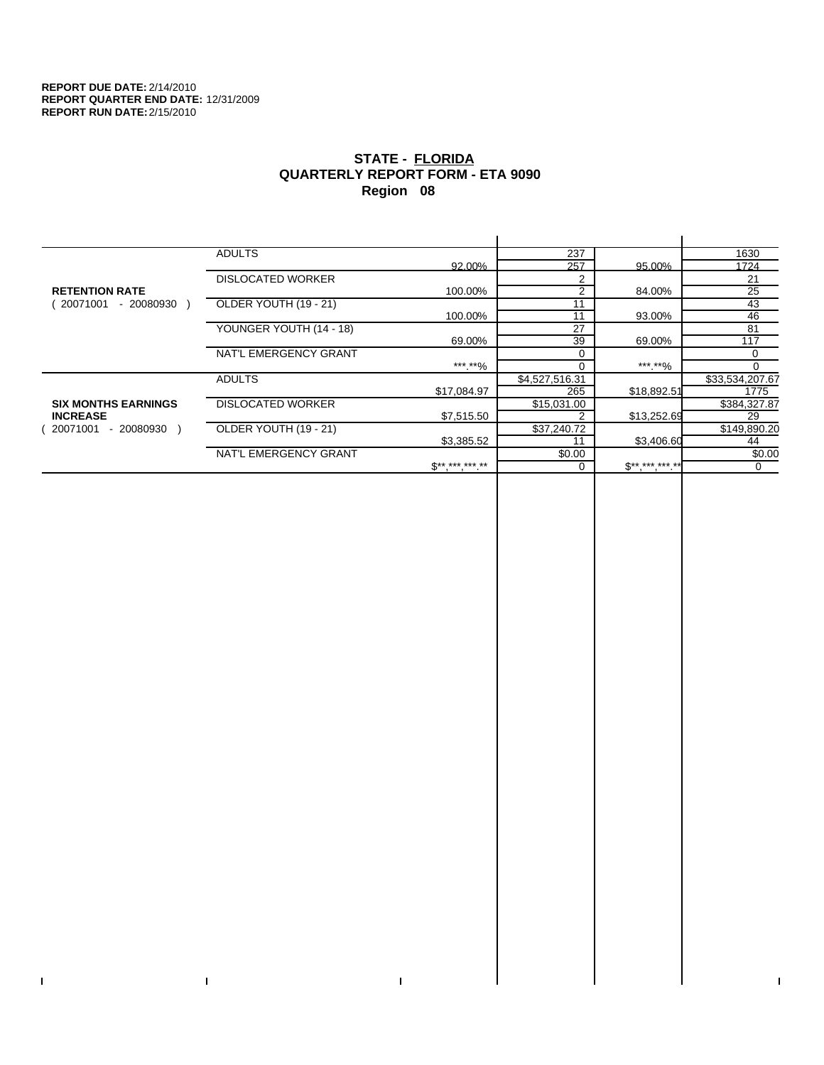**REPORT DUE DATE:** 2/14/2010
**REPORT QUARTER END DATE:** 12/31/2009
**REPORT RUN DATE:** 2/15/2010

## STATE - FLORIDA
## QUARTERLY REPORT FORM - ETA 9090
## Region 08

| | | | | | |
|---|---|---|---|---|---|
| **RETENTION RATE** ( 20071001 - 20080930 ) | ADULTS | 92.00% | 237 / 257 | 95.00% | 1630 / 1724 |
| | DISLOCATED WORKER | 100.00% | 2 / 2 | 84.00% | 21 / 25 |
| | OLDER YOUTH (19 - 21) | 100.00% | 11 / 11 | 93.00% | 43 / 46 |
| | YOUNGER YOUTH (14 - 18) | 69.00% | 27 / 39 | 69.00% | 81 / 117 |
| | NAT'L EMERGENCY GRANT | ***.**% | 0 / 0 | ***.**% | 0 / 0 |
| **SIX MONTHS EARNINGS INCREASE** ( 20071001 - 20080930 ) | ADULTS | $17,084.97 | $4,527,516.31 / 265 | $18,892.51 | $33,534,207.67 / 1775 |
| | DISLOCATED WORKER | $7,515.50 | $15,031.00 / 2 | $13,252.69 | $384,327.87 / 29 |
| | OLDER YOUTH (19 - 21) | $3,385.52 | $37,240.72 / 11 | $3,406.60 | $149,890.20 / 44 |
| | NAT'L EMERGENCY GRANT | $**,***,***.** | $0.00 / 0 | $**,***,***.** | $0.00 / 0 |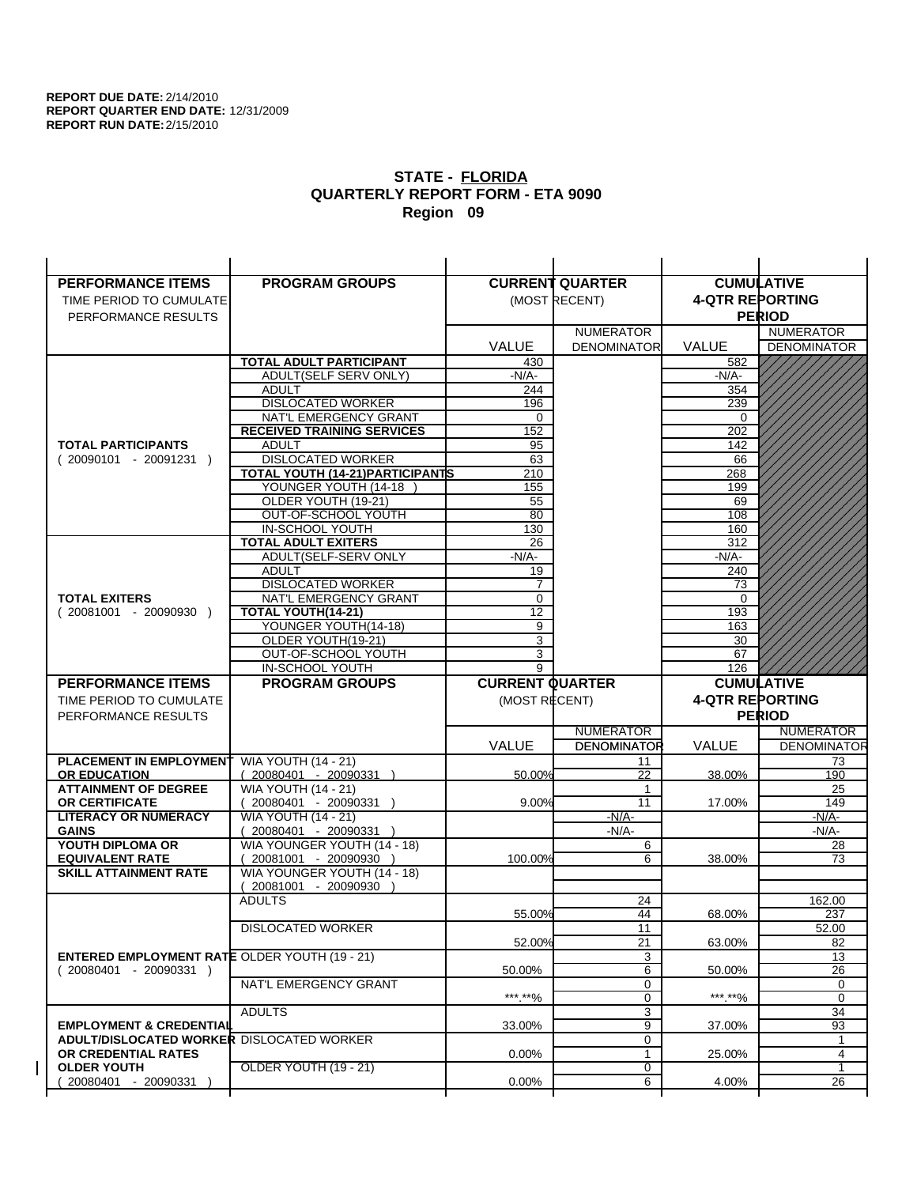**REPORT DUE DATE:** 2/14/2010
**REPORT QUARTER END DATE:** 12/31/2009
**REPORT RUN DATE:** 2/15/2010

## STATE - FLORIDA
## QUARTERLY REPORT FORM - ETA 9090
## Region 09

| PERFORMANCE ITEMS<br>TIME PERIOD TO CUMULATE<br>PERFORMANCE RESULTS | PROGRAM GROUPS | CURRENT QUARTER (MOST RECENT) VALUE | NUMERATOR DENOMINATOR | CUMULATIVE 4-QTR REPORTING PERIOD VALUE | NUMERATOR DENOMINATOR |
|---|---|---|---|---|---|
| **TOTAL PARTICIPANTS** ( 20090101 - 20091231 ) | **TOTAL ADULT PARTICIPANT** | 430 | | 582 | |
| | ADULT(SELF SERV ONLY) | -N/A- | | -N/A- | |
| | ADULT | 244 | | 354 | |
| | DISLOCATED WORKER | 196 | | 239 | |
| | NAT'L EMERGENCY GRANT | 0 | | 0 | |
| | **RECEIVED TRAINING SERVICES** | 152 | | 202 | |
| | ADULT | 95 | | 142 | |
| | DISLOCATED WORKER | 63 | | 66 | |
| | **TOTAL YOUTH (14-21)PARTICIPANTS** | 210 | | 268 | |
| | YOUNGER YOUTH (14-18 ) | 155 | | 199 | |
| | OLDER YOUTH (19-21) | 55 | | 69 | |
| | OUT-OF-SCHOOL YOUTH | 80 | | 108 | |
| | IN-SCHOOL YOUTH | 130 | | 160 | |
| **TOTAL EXITERS** ( 20081001 - 20090930 ) | **TOTAL ADULT EXITERS** | 26 | | 312 | |
| | ADULT(SELF-SERV ONLY | -N/A- | | -N/A- | |
| | ADULT | 19 | | 240 | |
| | DISLOCATED WORKER | 7 | | 73 | |
| | NAT'L EMERGENCY GRANT | 0 | | 0 | |
| | **TOTAL YOUTH(14-21)** | 12 | | 193 | |
| | YOUNGER YOUTH(14-18) | 9 | | 163 | |
| | OLDER YOUTH(19-21) | 3 | | 30 | |
| | OUT-OF-SCHOOL YOUTH | 3 | | 67 | |
| | IN-SCHOOL YOUTH | 9 | | 126 | |

| PERFORMANCE ITEMS<br>TIME PERIOD TO CUMULATE<br>PERFORMANCE RESULTS | PROGRAM GROUPS | CURRENT QUARTER (MOST RECENT) VALUE | NUMERATOR DENOMINATOR | CUMULATIVE 4-QTR REPORTING PERIOD VALUE | NUMERATOR DENOMINATOR |
|---|---|---|---|---|---|
| **PLACEMENT IN EMPLOYMENT OR EDUCATION** | WIA YOUTH (14 - 21) ( 20080401 - 20090331 ) | 50.00% | 11 / 22 | 38.00% | 73 / 190 |
| **ATTAINMENT OF DEGREE OR CERTIFICATE** | WIA YOUTH (14 - 21) ( 20080401 - 20090331 ) | 9.00% | 1 / 11 | 17.00% | 25 / 149 |
| **LITERACY OR NUMERACY GAINS** | WIA YOUTH (14 - 21) ( 20080401 - 20090331 ) | | -N/A- / -N/A- | | -N/A- / -N/A- |
| **YOUTH DIPLOMA OR EQUIVALENT RATE** | WIA YOUNGER YOUTH (14 - 18) ( 20081001 - 20090930 ) | 100.00% | 6 / 6 | 38.00% | 28 / 73 |
| **SKILL ATTAINMENT RATE** | WIA YOUNGER YOUTH (14 - 18) ( 20081001 - 20090930 ) | | | | |
| **ENTERED EMPLOYMENT RATE** ( 20080401 - 20090331 ) | ADULTS | 55.00% | 24 / 44 | 68.00% | 162.00 / 237 |
| | DISLOCATED WORKER | 52.00% | 11 / 21 | 63.00% | 52.00 / 82 |
| | OLDER YOUTH (19 - 21) | 50.00% | 3 / 6 | 50.00% | 13 / 26 |
| | NAT'L EMERGENCY GRANT | \*\*\*.\*\*% | 0 / 0 | \*\*\*.\*\*% | 0 / 0 |
| **EMPLOYMENT & CREDENTIAL ADULT/DISLOCATED WORKER OR CREDENTIAL RATES OLDER YOUTH** ( 20080401 - 20090331 ) | ADULTS | 33.00% | 3 / 9 | 37.00% | 34 / 93 |
| | DISLOCATED WORKER | 0.00% | 0 / 1 | 25.00% | 1 / 4 |
| | OLDER YOUTH (19 - 21) | 0.00% | 0 / 6 | 4.00% | 1 / 26 |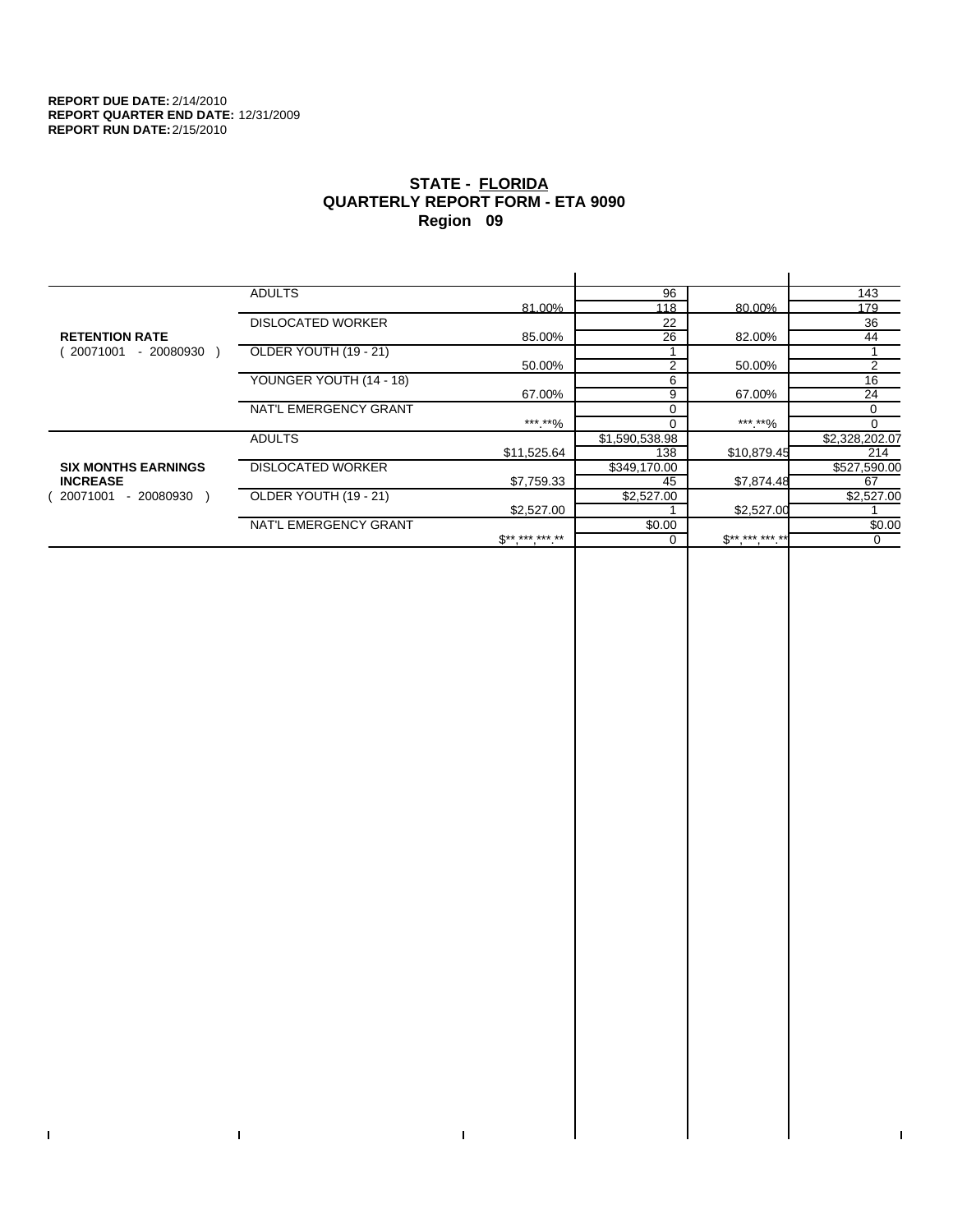**REPORT DUE DATE:** 2/14/2010
**REPORT QUARTER END DATE:** 12/31/2009
**REPORT RUN DATE:** 2/15/2010

# STATE - FLORIDA
## QUARTERLY REPORT FORM - ETA 9090
## Region 09

| | | | | | |
|---|---|---|---|---|---|
| **RETENTION RATE** ( 20071001 - 20080930 ) | ADULTS | | 96 | | 143 |
| | | 81.00% | 118 | 80.00% | 179 |
| | DISLOCATED WORKER | | 22 | | 36 |
| | | 85.00% | 26 | 82.00% | 44 |
| | OLDER YOUTH (19 - 21) | | 1 | | 1 |
| | | 50.00% | 2 | 50.00% | 2 |
| | YOUNGER YOUTH (14 - 18) | | 6 | | 16 |
| | | 67.00% | 9 | 67.00% | 24 |
| | NAT'L EMERGENCY GRANT | | 0 | | 0 |
| | | ***.**% | 0 | ***.**% | 0 |
| **SIX MONTHS EARNINGS INCREASE** ( 20071001 - 20080930 ) | ADULTS | | $1,590,538.98 | | $2,328,202.07 |
| | | $11,525.64 | 138 | $10,879.45 | 214 |
| | DISLOCATED WORKER | | $349,170.00 | | $527,590.00 |
| | | $7,759.33 | 45 | $7,874.48 | 67 |
| | OLDER YOUTH (19 - 21) | | $2,527.00 | | $2,527.00 |
| | | $2,527.00 | 1 | $2,527.00 | 1 |
| | NAT'L EMERGENCY GRANT | | $0.00 | | $0.00 |
| | | $**,***,***.** | 0 | $**,***,***.** | 0 |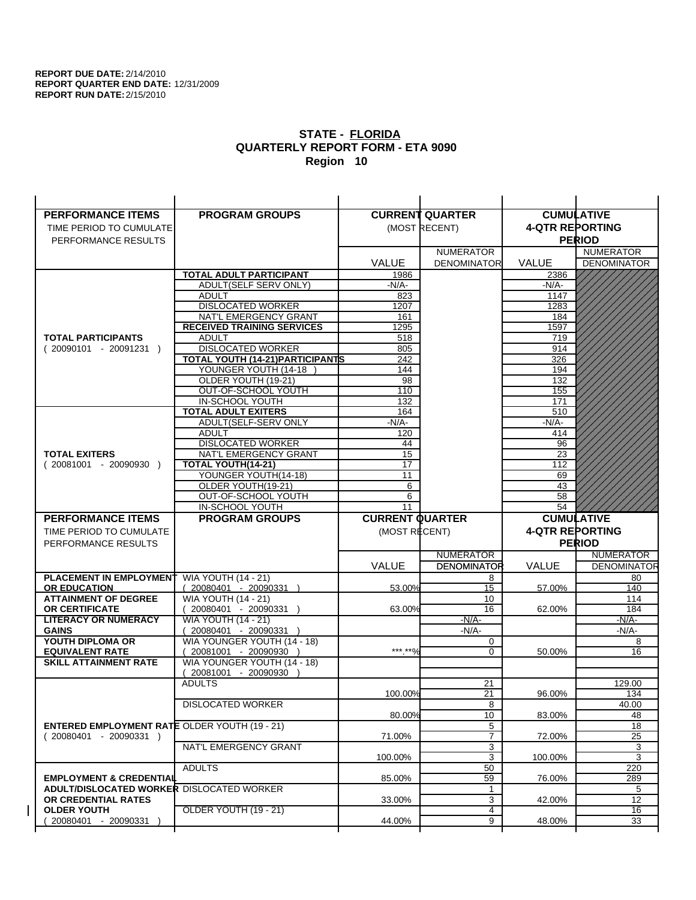**REPORT DUE DATE:** 2/14/2010
**REPORT QUARTER END DATE:** 12/31/2009
**REPORT RUN DATE:** 2/15/2010

## STATE - FLORIDA
## QUARTERLY REPORT FORM - ETA 9090
## Region 10

| PERFORMANCE ITEMS<br>TIME PERIOD TO CUMULATE PERFORMANCE RESULTS | PROGRAM GROUPS | CURRENT QUARTER (MOST RECENT) | | CUMULATIVE 4-QTR REPORTING PERIOD | |
|---|---|---|---|---|---|
| | | VALUE | NUMERATOR / DENOMINATOR | VALUE | NUMERATOR / DENOMINATOR |
| **TOTAL PARTICIPANTS** ( 20090101 - 20091231 ) | **TOTAL ADULT PARTICIPANT** | 1986 | | 2386 | |
| | ADULT(SELF SERV ONLY) | -N/A- | | -N/A- | |
| | ADULT | 823 | | 1147 | |
| | DISLOCATED WORKER | 1207 | | 1283 | |
| | NAT'L EMERGENCY GRANT | 161 | | 184 | |
| | **RECEIVED TRAINING SERVICES** | 1295 | | 1597 | |
| | ADULT | 518 | | 719 | |
| | DISLOCATED WORKER | 805 | | 914 | |
| | **TOTAL YOUTH (14-21)PARTICIPANTS** | 242 | | 326 | |
| | YOUNGER YOUTH (14-18 ) | 144 | | 194 | |
| | OLDER YOUTH (19-21) | 98 | | 132 | |
| | OUT-OF-SCHOOL YOUTH | 110 | | 155 | |
| | IN-SCHOOL YOUTH | 132 | | 171 | |
| **TOTAL EXITERS** ( 20081001 - 20090930 ) | **TOTAL ADULT EXITERS** | 164 | | 510 | |
| | ADULT(SELF-SERV ONLY | -N/A- | | -N/A- | |
| | ADULT | 120 | | 414 | |
| | DISLOCATED WORKER | 44 | | 96 | |
| | NAT'L EMERGENCY GRANT | 15 | | 23 | |
| | **TOTAL YOUTH(14-21)** | 17 | | 112 | |
| | YOUNGER YOUTH(14-18) | 11 | | 69 | |
| | OLDER YOUTH(19-21) | 6 | | 43 | |
| | OUT-OF-SCHOOL YOUTH | 6 | | 58 | |
| | IN-SCHOOL YOUTH | 11 | | 54 | |

| PERFORMANCE ITEMS<br>TIME PERIOD TO CUMULATE PERFORMANCE RESULTS | PROGRAM GROUPS | CURRENT QUARTER (MOST RECENT) | | CUMULATIVE 4-QTR REPORTING PERIOD | |
|---|---|---|---|---|---|
| | | VALUE | NUMERATOR / DENOMINATOR | VALUE | NUMERATOR / DENOMINATOR |
| **PLACEMENT IN EMPLOYMENT OR EDUCATION** | WIA YOUTH (14 - 21) ( 20080401 - 20090331 ) | 53.00% | 8 / 15 | 57.00% | 80 / 140 |
| **ATTAINMENT OF DEGREE OR CERTIFICATE** | WIA YOUTH (14 - 21) ( 20080401 - 20090331 ) | 63.00% | 10 / 16 | 62.00% | 114 / 184 |
| **LITERACY OR NUMERACY GAINS** | WIA YOUTH (14 - 21) ( 20080401 - 20090331 ) | | -N/A- / -N/A- | | -N/A- / -N/A- |
| **YOUTH DIPLOMA OR EQUIVALENT RATE** | WIA YOUNGER YOUTH (14 - 18) ( 20081001 - 20090930 ) | \*\*\*.\*\*% | 0 / 0 | 50.00% | 8 / 16 |
| **SKILL ATTAINMENT RATE** | WIA YOUNGER YOUTH (14 - 18) ( 20081001 - 20090930 ) | | | | |
| **ENTERED EMPLOYMENT RATE** ( 20080401 - 20090331 ) | ADULTS | 100.00% | 21 / 21 | 96.00% | 129.00 / 134 |
| | DISLOCATED WORKER | 80.00% | 8 / 10 | 83.00% | 40.00 / 48 |
| | OLDER YOUTH (19 - 21) | 71.00% | 5 / 7 | 72.00% | 18 / 25 |
| | NAT'L EMERGENCY GRANT | 100.00% | 3 / 3 | 100.00% | 3 / 3 |
| **EMPLOYMENT & CREDENTIAL ADULT/DISLOCATED WORKER OR CREDENTIAL RATES OLDER YOUTH** ( 20080401 - 20090331 ) | ADULTS | 85.00% | 50 / 59 | 76.00% | 220 / 289 |
| | DISLOCATED WORKER | 33.00% | 1 / 3 | 42.00% | 5 / 12 |
| | OLDER YOUTH (19 - 21) | 44.00% | 4 / 9 | 48.00% | 16 / 33 |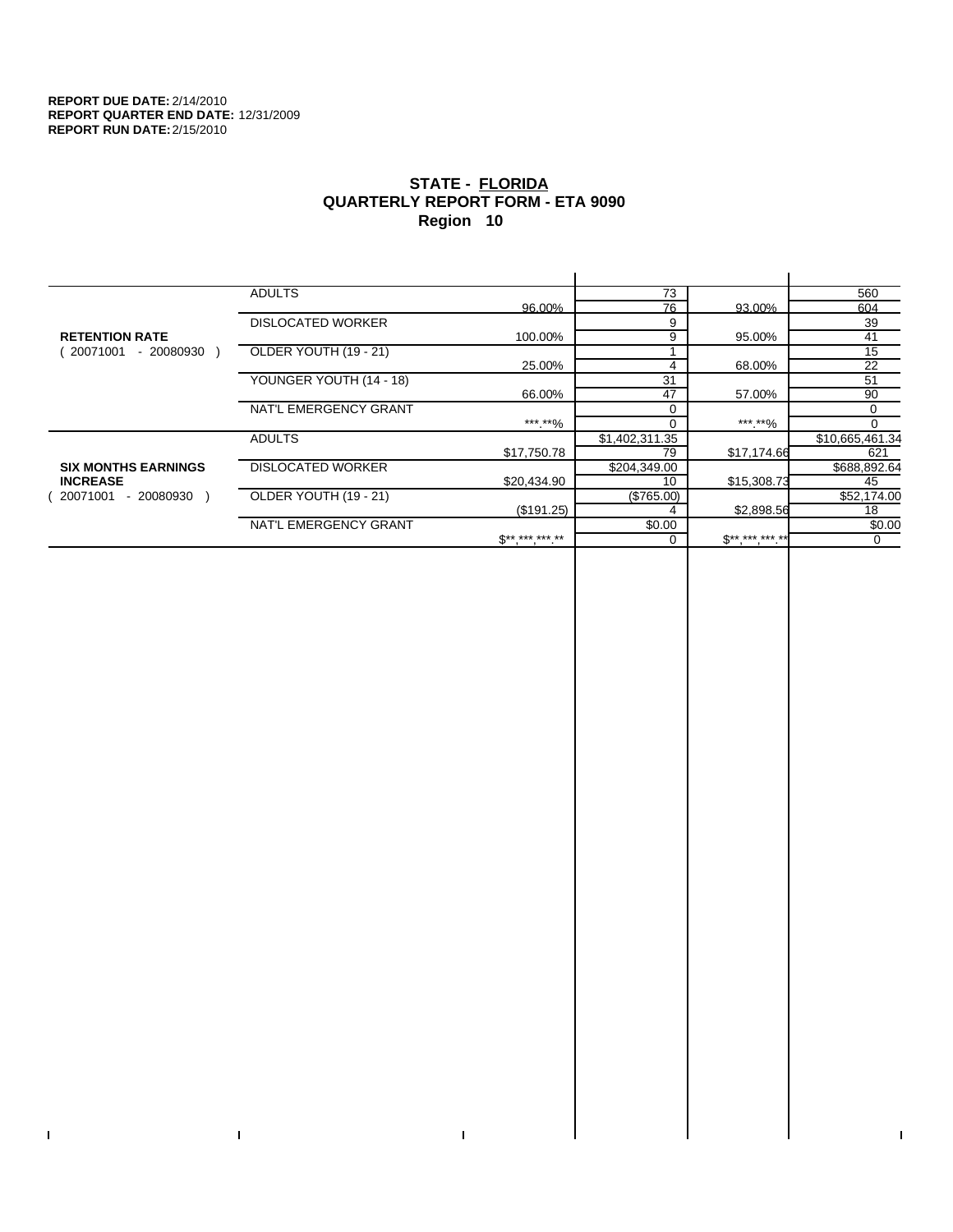**REPORT DUE DATE:** 2/14/2010
**REPORT QUARTER END DATE:** 12/31/2009
**REPORT RUN DATE:** 2/15/2010

## STATE - FLORIDA
## QUARTERLY REPORT FORM - ETA 9090
## Region 10

| | | | | | |
|---|---|---|---|---|---|
| **RETENTION RATE** ( 20071001 - 20080930 ) | ADULTS | 96.00% | 73 | 93.00% | 560 |
| | | | 76 | | 604 |
| | DISLOCATED WORKER | 100.00% | 9 | 95.00% | 39 |
| | | | 9 | | 41 |
| | OLDER YOUTH (19 - 21) | 25.00% | 1 | 68.00% | 15 |
| | | | 4 | | 22 |
| | YOUNGER YOUTH (14 - 18) | 66.00% | 31 | 57.00% | 51 |
| | | | 47 | | 90 |
| | NAT'L EMERGENCY GRANT | ***.**% | 0 | ***.**% | 0 |
| | | | 0 | | 0 |
| **SIX MONTHS EARNINGS INCREASE** ( 20071001 - 20080930 ) | ADULTS | $17,750.78 | $1,402,311.35 | $17,174.66 | $10,665,461.34 |
| | | | 79 | | 621 |
| | DISLOCATED WORKER | $20,434.90 | $204,349.00 | $15,308.73 | $688,892.64 |
| | | | 10 | | 45 |
| | OLDER YOUTH (19 - 21) | ($191.25) | ($765.00) | $2,898.56 | $52,174.00 |
| | | | 4 | | 18 |
| | NAT'L EMERGENCY GRANT | $**,***,***.** | $0.00 | $**,***,***.** | $0.00 |
| | | | 0 | | 0 |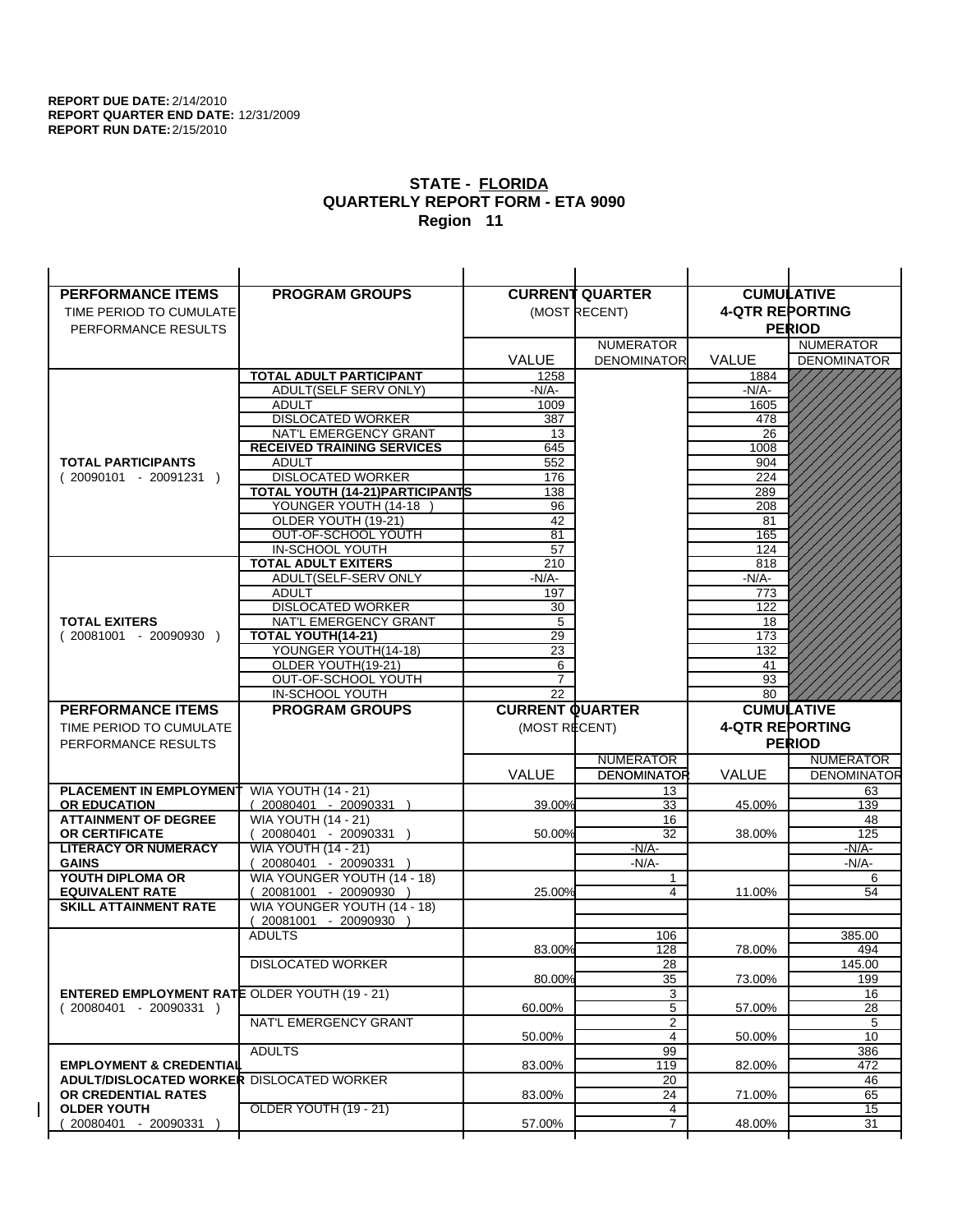**REPORT DUE DATE:** 2/14/2010
**REPORT QUARTER END DATE:** 12/31/2009
**REPORT RUN DATE:** 2/15/2010

## STATE - FLORIDA
## QUARTERLY REPORT FORM - ETA 9090
## Region 11

| PERFORMANCE ITEMS<br>TIME PERIOD TO CUMULATE PERFORMANCE RESULTS | PROGRAM GROUPS | CURRENT QUARTER (MOST RECENT) | | CUMULATIVE 4-QTR REPORTING PERIOD | |
|---|---|---|---|---|---|
| | | VALUE | NUMERATOR DENOMINATOR | VALUE | NUMERATOR DENOMINATOR |
| **TOTAL PARTICIPANTS** ( 20090101 - 20091231 ) | **TOTAL ADULT PARTICIPANT** | 1258 | | 1884 | |
| | ADULT(SELF SERV ONLY) | -N/A- | | -N/A- | |
| | ADULT | 1009 | | 1605 | |
| | DISLOCATED WORKER | 387 | | 478 | |
| | NAT'L EMERGENCY GRANT | 13 | | 26 | |
| | **RECEIVED TRAINING SERVICES** | 645 | | 1008 | |
| | ADULT | 552 | | 904 | |
| | DISLOCATED WORKER | 176 | | 224 | |
| | **TOTAL YOUTH (14-21)PARTICIPANTS** | 138 | | 289 | |
| | YOUNGER YOUTH (14-18 ) | 96 | | 208 | |
| | OLDER YOUTH (19-21) | 42 | | 81 | |
| | OUT-OF-SCHOOL YOUTH | 81 | | 165 | |
| | IN-SCHOOL YOUTH | 57 | | 124 | |
| **TOTAL EXITERS** ( 20081001 - 20090930 ) | **TOTAL ADULT EXITERS** | 210 | | 818 | |
| | ADULT(SELF-SERV ONLY | -N/A- | | -N/A- | |
| | ADULT | 197 | | 773 | |
| | DISLOCATED WORKER | 30 | | 122 | |
| | NAT'L EMERGENCY GRANT | 5 | | 18 | |
| | **TOTAL YOUTH(14-21)** | 29 | | 173 | |
| | YOUNGER YOUTH(14-18) | 23 | | 132 | |
| | OLDER YOUTH(19-21) | 6 | | 41 | |
| | OUT-OF-SCHOOL YOUTH | 7 | | 93 | |
| | IN-SCHOOL YOUTH | 22 | | 80 | |

| PERFORMANCE ITEMS<br>TIME PERIOD TO CUMULATE PERFORMANCE RESULTS | PROGRAM GROUPS | CURRENT QUARTER (MOST RECENT) | | CUMULATIVE 4-QTR REPORTING PERIOD | |
|---|---|---|---|---|---|
| | | VALUE | NUMERATOR DENOMINATOR | VALUE | NUMERATOR DENOMINATOR |
| **PLACEMENT IN EMPLOYMENT OR EDUCATION** | WIA YOUTH (14 - 21) ( 20080401 - 20090331 ) | 39.00% | 13 / 33 | 45.00% | 63 / 139 |
| **ATTAINMENT OF DEGREE OR CERTIFICATE** | WIA YOUTH (14 - 21) ( 20080401 - 20090331 ) | 50.00% | 16 / 32 | 38.00% | 48 / 125 |
| **LITERACY OR NUMERACY GAINS** | WIA YOUTH (14 - 21) ( 20080401 - 20090331 ) | | -N/A- / -N/A- | | -N/A- / -N/A- |
| **YOUTH DIPLOMA OR EQUIVALENT RATE** | WIA YOUNGER YOUTH (14 - 18) ( 20081001 - 20090930 ) | 25.00% | 1 / 4 | 11.00% | 6 / 54 |
| **SKILL ATTAINMENT RATE** | WIA YOUNGER YOUTH (14 - 18) ( 20081001 - 20090930 ) | | | | |
| **ENTERED EMPLOYMENT RATE** ( 20080401 - 20090331 ) | ADULTS | 83.00% | 106 / 128 | 78.00% | 385.00 / 494 |
| | DISLOCATED WORKER | 80.00% | 28 / 35 | 73.00% | 145.00 / 199 |
| | OLDER YOUTH (19 - 21) | 60.00% | 3 / 5 | 57.00% | 16 / 28 |
| | NAT'L EMERGENCY GRANT | 50.00% | 2 / 4 | 50.00% | 5 / 10 |
| **EMPLOYMENT & CREDENTIAL ADULT/DISLOCATED WORKER OR CREDENTIAL RATES OLDER YOUTH** ( 20080401 - 20090331 ) | ADULTS | 83.00% | 99 / 119 | 82.00% | 386 / 472 |
| | DISLOCATED WORKER | 83.00% | 20 / 24 | 71.00% | 46 / 65 |
| | OLDER YOUTH (19 - 21) | 57.00% | 4 / 7 | 48.00% | 15 / 31 |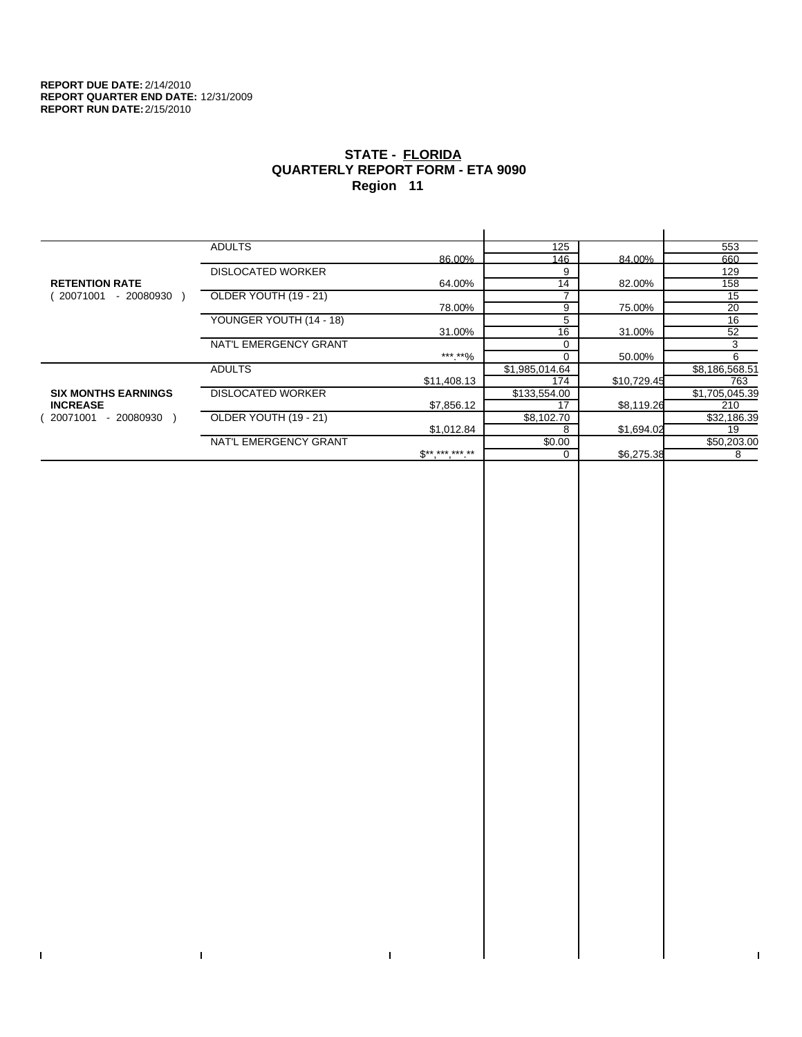**REPORT DUE DATE:** 2/14/2010
**REPORT QUARTER END DATE:** 12/31/2009
**REPORT RUN DATE:** 2/15/2010

## STATE - FLORIDA
## QUARTERLY REPORT FORM - ETA 9090
## Region 11

| | | | | | |
|---|---|---|---|---|---|
| **RETENTION RATE** ( 20071001 - 20080930 ) | ADULTS | | 125 | | 553 |
| | | 86.00% | 146 | 84.00% | 660 |
| | DISLOCATED WORKER | | 9 | | 129 |
| | | 64.00% | 14 | 82.00% | 158 |
| | OLDER YOUTH (19 - 21) | | 7 | | 15 |
| | | 78.00% | 9 | 75.00% | 20 |
| | YOUNGER YOUTH (14 - 18) | | 5 | | 16 |
| | | 31.00% | 16 | 31.00% | 52 |
| | NAT'L EMERGENCY GRANT | | 0 | | 3 |
| | | ***.**% | 0 | 50.00% | 6 |
| **SIX MONTHS EARNINGS INCREASE** ( 20071001 - 20080930 ) | ADULTS | | $1,985,014.64 | | $8,186,568.51 |
| | | $11,408.13 | 174 | $10,729.45 | 763 |
| | DISLOCATED WORKER | | $133,554.00 | | $1,705,045.39 |
| | | $7,856.12 | 17 | $8,119.26 | 210 |
| | OLDER YOUTH (19 - 21) | | $8,102.70 | | $32,186.39 |
| | | $1,012.84 | 8 | $1,694.02 | 19 |
| | NAT'L EMERGENCY GRANT | | $0.00 | | $50,203.00 |
| | | $**,***,***.** | 0 | $6,275.38 | 8 |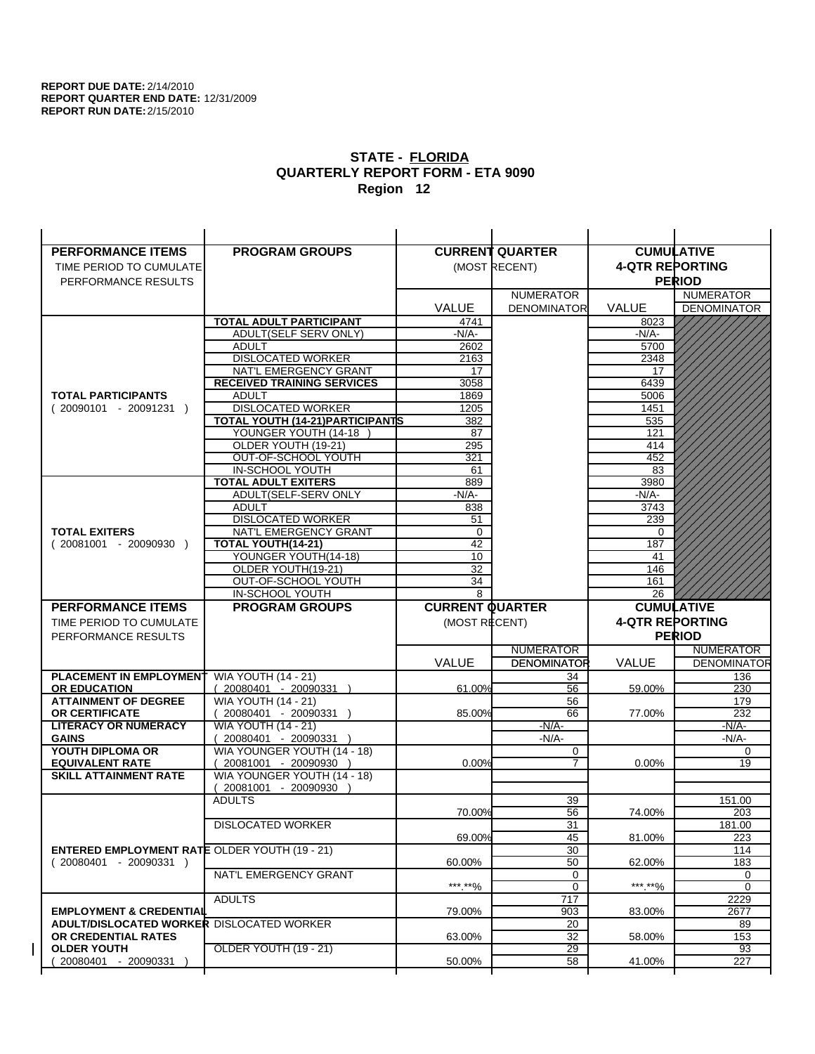**REPORT DUE DATE:** 2/14/2010
**REPORT QUARTER END DATE:** 12/31/2009
**REPORT RUN DATE:** 2/15/2010

## STATE - FLORIDA
## QUARTERLY REPORT FORM - ETA 9090
## Region 12

| PERFORMANCE ITEMS<br>TIME PERIOD TO CUMULATE PERFORMANCE RESULTS | PROGRAM GROUPS | CURRENT QUARTER (MOST RECENT) VALUE | NUMERATOR DENOMINATOR | CUMULATIVE 4-QTR REPORTING PERIOD VALUE | NUMERATOR DENOMINATOR |
|---|---|---|---|---|---|
| **TOTAL PARTICIPANTS** ( 20090101 - 20091231 ) | **TOTAL ADULT PARTICIPANT** | 4741 | | 8023 | |
| | ADULT(SELF SERV ONLY) | -N/A- | | -N/A- | |
| | ADULT | 2602 | | 5700 | |
| | DISLOCATED WORKER | 2163 | | 2348 | |
| | NAT'L EMERGENCY GRANT | 17 | | 17 | |
| | **RECEIVED TRAINING SERVICES** | 3058 | | 6439 | |
| | ADULT | 1869 | | 5006 | |
| | DISLOCATED WORKER | 1205 | | 1451 | |
| | **TOTAL YOUTH (14-21)PARTICIPANTS** | 382 | | 535 | |
| | YOUNGER YOUTH (14-18 ) | 87 | | 121 | |
| | OLDER YOUTH (19-21) | 295 | | 414 | |
| | OUT-OF-SCHOOL YOUTH | 321 | | 452 | |
| | IN-SCHOOL YOUTH | 61 | | 83 | |
| **TOTAL EXITERS** ( 20081001 - 20090930 ) | **TOTAL ADULT EXITERS** | 889 | | 3980 | |
| | ADULT(SELF-SERV ONLY | -N/A- | | -N/A- | |
| | ADULT | 838 | | 3743 | |
| | DISLOCATED WORKER | 51 | | 239 | |
| | NAT'L EMERGENCY GRANT | 0 | | 0 | |
| | **TOTAL YOUTH(14-21)** | 42 | | 187 | |
| | YOUNGER YOUTH(14-18) | 10 | | 41 | |
| | OLDER YOUTH(19-21) | 32 | | 146 | |
| | OUT-OF-SCHOOL YOUTH | 34 | | 161 | |
| | IN-SCHOOL YOUTH | 8 | | 26 | |

| PERFORMANCE ITEMS<br>TIME PERIOD TO CUMULATE PERFORMANCE RESULTS | PROGRAM GROUPS | CURRENT QUARTER (MOST RECENT) VALUE | NUMERATOR DENOMINATOR | CUMULATIVE 4-QTR REPORTING PERIOD VALUE | NUMERATOR DENOMINATOR |
|---|---|---|---|---|---|
| **PLACEMENT IN EMPLOYMENT OR EDUCATION** | WIA YOUTH (14 - 21) ( 20080401 - 20090331 ) | 61.00% | 34<br>56 | 59.00% | 136<br>230 |
| **ATTAINMENT OF DEGREE OR CERTIFICATE** | WIA YOUTH (14 - 21) ( 20080401 - 20090331 ) | 85.00% | 56<br>66 | 77.00% | 179<br>232 |
| **LITERACY OR NUMERACY GAINS** | WIA YOUTH (14 - 21) ( 20080401 - 20090331 ) | | -N/A-<br>-N/A- | | -N/A-<br>-N/A- |
| **YOUTH DIPLOMA OR EQUIVALENT RATE** | WIA YOUNGER YOUTH (14 - 18) ( 20081001 - 20090930 ) | 0.00% | 0<br>7 | 0.00% | 0<br>19 |
| **SKILL ATTAINMENT RATE** | WIA YOUNGER YOUTH (14 - 18) ( 20081001 - 20090930 ) | | | | |
| **ENTERED EMPLOYMENT RATE** ( 20080401 - 20090331 ) | ADULTS | 70.00% | 39<br>56 | 74.00% | 151.00<br>203 |
| | DISLOCATED WORKER | 69.00% | 31<br>45 | 81.00% | 181.00<br>223 |
| | OLDER YOUTH (19 - 21) | 60.00% | 30<br>50 | 62.00% | 114<br>183 |
| | NAT'L EMERGENCY GRANT | \*\*\*.\*\*% | 0<br>0 | \*\*\*.\*\*% | 0<br>0 |
| **EMPLOYMENT & CREDENTIAL ADULT/DISLOCATED WORKER OR CREDENTIAL RATES OLDER YOUTH** ( 20080401 - 20090331 ) | ADULTS | 79.00% | 717<br>903 | 83.00% | 2229<br>2677 |
| | DISLOCATED WORKER | 63.00% | 20<br>32 | 58.00% | 89<br>153 |
| | OLDER YOUTH (19 - 21) | 50.00% | 29<br>58 | 41.00% | 93<br>227 |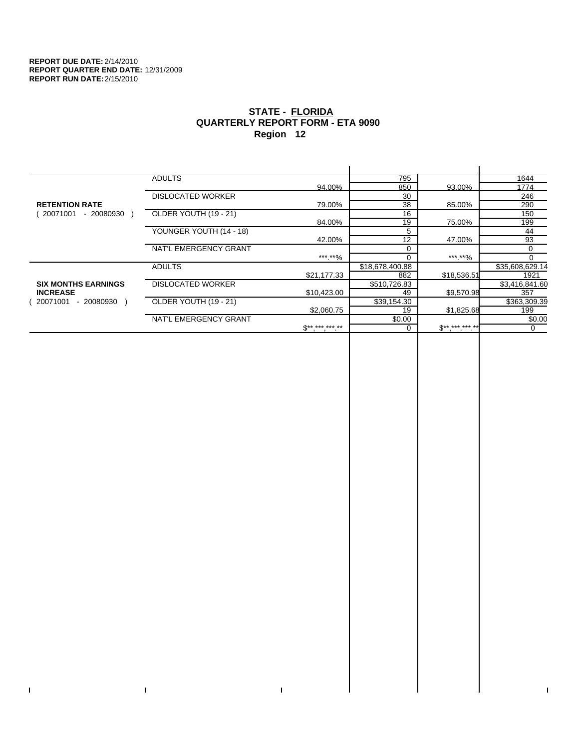**REPORT DUE DATE:** 2/14/2010
**REPORT QUARTER END DATE:** 12/31/2009
**REPORT RUN DATE:** 2/15/2010

## STATE - FLORIDA
## QUARTERLY REPORT FORM - ETA 9090
## Region 12

| | | | | | |
|---|---|---|---|---|---|
| **RETENTION RATE** ( 20071001 - 20080930 ) | ADULTS | | 795 | | 1644 |
| | | 94.00% | 850 | 93.00% | 1774 |
| | DISLOCATED WORKER | | 30 | | 246 |
| | | 79.00% | 38 | 85.00% | 290 |
| | OLDER YOUTH (19 - 21) | | 16 | | 150 |
| | | 84.00% | 19 | 75.00% | 199 |
| | YOUNGER YOUTH (14 - 18) | | 5 | | 44 |
| | | 42.00% | 12 | 47.00% | 93 |
| | NAT'L EMERGENCY GRANT | | 0 | | 0 |
| | | ***.**% | 0 | ***.**% | 0 |
| **SIX MONTHS EARNINGS INCREASE** ( 20071001 - 20080930 ) | ADULTS | | $18,678,400.88 | | $35,608,629.14 |
| | | $21,177.33 | 882 | $18,536.51 | 1921 |
| | DISLOCATED WORKER | | $510,726.83 | | $3,416,841.60 |
| | | $10,423.00 | 49 | $9,570.98 | 357 |
| | OLDER YOUTH (19 - 21) | | $39,154.30 | | $363,309.39 |
| | | $2,060.75 | 19 | $1,825.68 | 199 |
| | NAT'L EMERGENCY GRANT | | $0.00 | | $0.00 |
| | | $**,***,***.** | 0 | $**,***,***.** | 0 |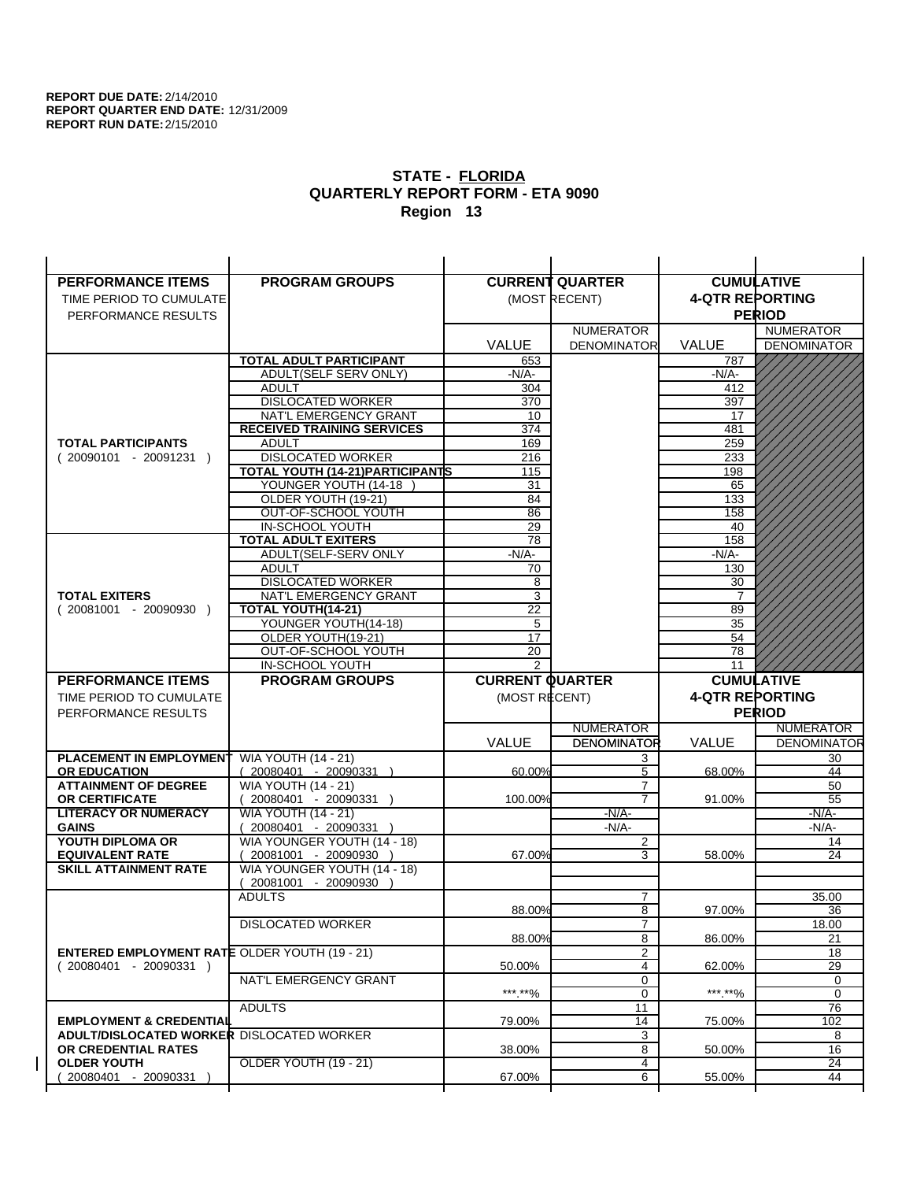**REPORT DUE DATE:** 2/14/2010
**REPORT QUARTER END DATE:** 12/31/2009
**REPORT RUN DATE:** 2/15/2010

# STATE - FLORIDA
## QUARTERLY REPORT FORM - ETA 9090
## Region 13

| PERFORMANCE ITEMS<br>TIME PERIOD TO CUMULATE PERFORMANCE RESULTS | PROGRAM GROUPS | CURRENT QUARTER (MOST RECENT) VALUE | CURRENT QUARTER NUMERATOR DENOMINATOR | CUMULATIVE 4-QTR REPORTING PERIOD VALUE | CUMULATIVE NUMERATOR DENOMINATOR |
|---|---|---|---|---|---|
| **TOTAL PARTICIPANTS** ( 20090101 - 20091231 ) | **TOTAL ADULT PARTICIPANT** | 653 | | 787 | |
| | ADULT(SELF SERV ONLY) | -N/A- | | -N/A- | |
| | ADULT | 304 | | 412 | |
| | DISLOCATED WORKER | 370 | | 397 | |
| | NAT'L EMERGENCY GRANT | 10 | | 17 | |
| | **RECEIVED TRAINING SERVICES** | 374 | | 481 | |
| | ADULT | 169 | | 259 | |
| | DISLOCATED WORKER | 216 | | 233 | |
| | **TOTAL YOUTH (14-21)PARTICIPANTS** | 115 | | 198 | |
| | YOUNGER YOUTH (14-18 ) | 31 | | 65 | |
| | OLDER YOUTH (19-21) | 84 | | 133 | |
| | OUT-OF-SCHOOL YOUTH | 86 | | 158 | |
| | IN-SCHOOL YOUTH | 29 | | 40 | |
| **TOTAL EXITERS** ( 20081001 - 20090930 ) | **TOTAL ADULT EXITERS** | 78 | | 158 | |
| | ADULT(SELF-SERV ONLY | -N/A- | | -N/A- | |
| | ADULT | 70 | | 130 | |
| | DISLOCATED WORKER | 8 | | 30 | |
| | NAT'L EMERGENCY GRANT | 3 | | 7 | |
| | **TOTAL YOUTH(14-21)** | 22 | | 89 | |
| | YOUNGER YOUTH(14-18) | 5 | | 35 | |
| | OLDER YOUTH(19-21) | 17 | | 54 | |
| | OUT-OF-SCHOOL YOUTH | 20 | | 78 | |
| | IN-SCHOOL YOUTH | 2 | | 11 | |

| PERFORMANCE ITEMS<br>TIME PERIOD TO CUMULATE PERFORMANCE RESULTS | PROGRAM GROUPS | CURRENT QUARTER (MOST RECENT) VALUE | CURRENT QUARTER NUMERATOR / DENOMINATOR | CUMULATIVE 4-QTR REPORTING PERIOD VALUE | CUMULATIVE NUMERATOR / DENOMINATOR |
|---|---|---|---|---|---|
| **PLACEMENT IN EMPLOYMENT OR EDUCATION** | WIA YOUTH (14 - 21) ( 20080401 - 20090331 ) | 60.00% | 3 / 5 | 68.00% | 30 / 44 |
| **ATTAINMENT OF DEGREE OR CERTIFICATE** | WIA YOUTH (14 - 21) ( 20080401 - 20090331 ) | 100.00% | 7 / 7 | 91.00% | 50 / 55 |
| **LITERACY OR NUMERACY GAINS** | WIA YOUTH (14 - 21) ( 20080401 - 20090331 ) | | -N/A- / -N/A- | | -N/A- / -N/A- |
| **YOUTH DIPLOMA OR EQUIVALENT RATE** | WIA YOUNGER YOUTH (14 - 18) ( 20081001 - 20090930 ) | 67.00% | 2 / 3 | 58.00% | 14 / 24 |
| **SKILL ATTAINMENT RATE** | WIA YOUNGER YOUTH (14 - 18) ( 20081001 - 20090930 ) | | | | |
| **ENTERED EMPLOYMENT RATE** ( 20080401 - 20090331 ) | ADULTS | 88.00% | 7 / 8 | 97.00% | 35.00 / 36 |
| | DISLOCATED WORKER | 88.00% | 7 / 8 | 86.00% | 18.00 / 21 |
| | OLDER YOUTH (19 - 21) | 50.00% | 2 / 4 | 62.00% | 18 / 29 |
| | NAT'L EMERGENCY GRANT | \*\*\*.\*\*% | 0 / 0 | \*\*\*.\*\*% | 0 / 0 |
| **EMPLOYMENT & CREDENTIAL ADULT/DISLOCATED WORKER OR CREDENTIAL RATES OLDER YOUTH** ( 20080401 - 20090331 ) | ADULTS | 79.00% | 11 / 14 | 75.00% | 76 / 102 |
| | DISLOCATED WORKER | 38.00% | 3 / 8 | 50.00% | 8 / 16 |
| | OLDER YOUTH (19 - 21) | 67.00% | 4 / 6 | 55.00% | 24 / 44 |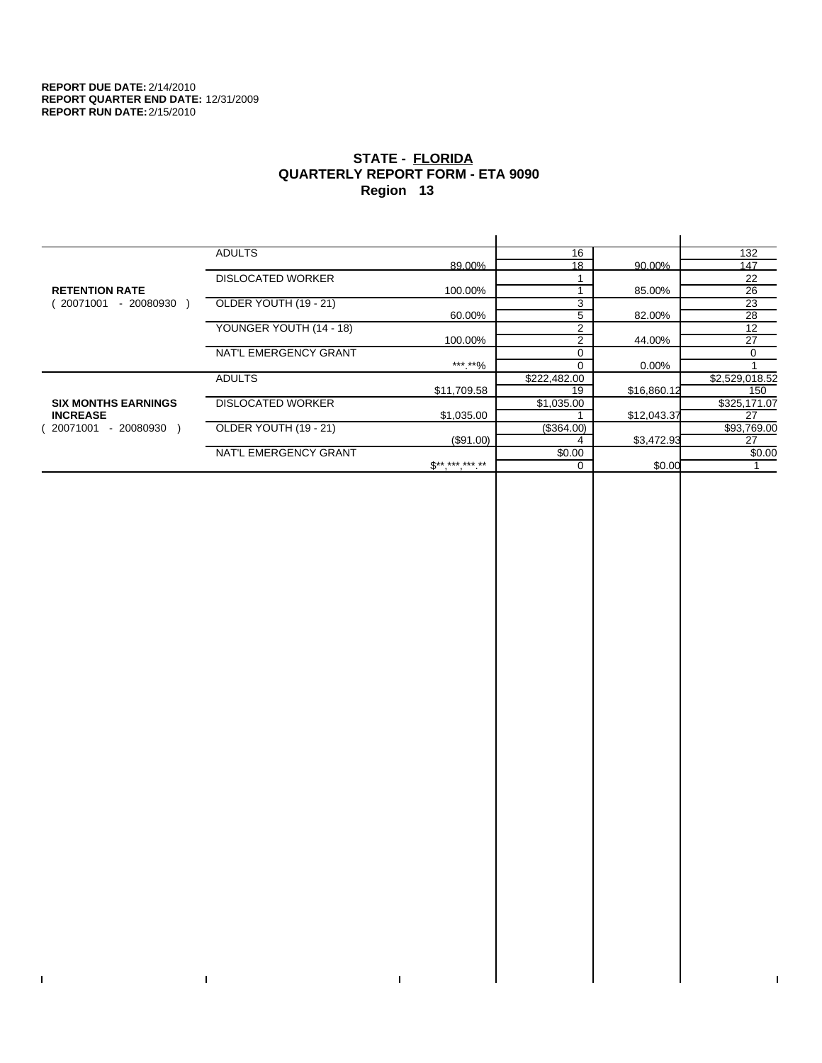**REPORT DUE DATE:** 2/14/2010
**REPORT QUARTER END DATE:** 12/31/2009
**REPORT RUN DATE:** 2/15/2010

# STATE - FLORIDA
## QUARTERLY REPORT FORM - ETA 9090
### Region 13

| | | | | | |
|---|---|---|---|---|---|
| **RETENTION RATE** ( 20071001 - 20080930 ) | ADULTS | 89.00% | 16 / 18 | 90.00% | 132 / 147 |
| | DISLOCATED WORKER | 100.00% | 1 / 1 | 85.00% | 22 / 26 |
| | OLDER YOUTH (19 - 21) | 60.00% | 3 / 5 | 82.00% | 23 / 28 |
| | YOUNGER YOUTH (14 - 18) | 100.00% | 2 / 2 | 44.00% | 12 / 27 |
| | NAT'L EMERGENCY GRANT | ***.**% | 0 / 0 | 0.00% | 0 / 1 |
| **SIX MONTHS EARNINGS INCREASE** ( 20071001 - 20080930 ) | ADULTS | $11,709.58 | $222,482.00 / 19 | $16,860.12 | $2,529,018.52 / 150 |
| | DISLOCATED WORKER | $1,035.00 | $1,035.00 / 1 | $12,043.37 | $325,171.07 / 27 |
| | OLDER YOUTH (19 - 21) | ($91.00) | ($364.00) / 4 | $3,472.93 | $93,769.00 / 27 |
| | NAT'L EMERGENCY GRANT | $**,***,***.** | $0.00 / 0 | $0.00 | $0.00 / 1 |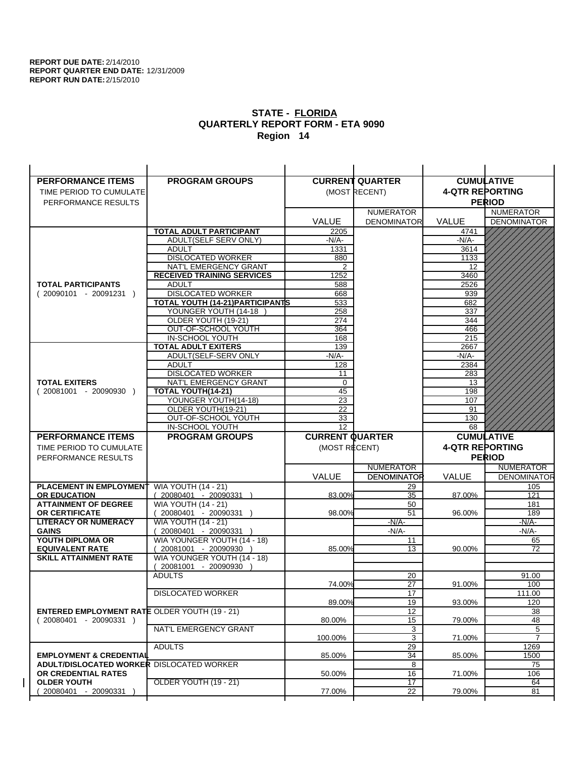**REPORT DUE DATE:** 2/14/2010
**REPORT QUARTER END DATE:** 12/31/2009
**REPORT RUN DATE:** 2/15/2010

## STATE - FLORIDA
## QUARTERLY REPORT FORM - ETA 9090
## Region 14

| PERFORMANCE ITEMS<br>TIME PERIOD TO CUMULATE PERFORMANCE RESULTS | PROGRAM GROUPS | CURRENT QUARTER (MOST RECENT) | | CUMULATIVE 4-QTR REPORTING PERIOD | |
|---|---|---|---|---|---|
| | | VALUE | NUMERATOR DENOMINATOR | VALUE | NUMERATOR DENOMINATOR |
| **TOTAL PARTICIPANTS** ( 20090101 - 20091231 ) | **TOTAL ADULT PARTICIPANT** | 2205 | | 4741 | |
| | ADULT(SELF SERV ONLY) | -N/A- | | -N/A- | |
| | ADULT | 1331 | | 3614 | |
| | DISLOCATED WORKER | 880 | | 1133 | |
| | NAT'L EMERGENCY GRANT | 2 | | 12 | |
| | **RECEIVED TRAINING SERVICES** | 1252 | | 3460 | |
| | ADULT | 588 | | 2526 | |
| | DISLOCATED WORKER | 668 | | 939 | |
| | **TOTAL YOUTH (14-21)PARTICIPANTS** | 533 | | 682 | |
| | YOUNGER YOUTH (14-18 ) | 258 | | 337 | |
| | OLDER YOUTH (19-21) | 274 | | 344 | |
| | OUT-OF-SCHOOL YOUTH | 364 | | 466 | |
| | IN-SCHOOL YOUTH | 168 | | 215 | |
| **TOTAL EXITERS** ( 20081001 - 20090930 ) | **TOTAL ADULT EXITERS** | 139 | | 2667 | |
| | ADULT(SELF-SERV ONLY | -N/A- | | -N/A- | |
| | ADULT | 128 | | 2384 | |
| | DISLOCATED WORKER | 11 | | 283 | |
| | NAT'L EMERGENCY GRANT | 0 | | 13 | |
| | **TOTAL YOUTH(14-21)** | 45 | | 198 | |
| | YOUNGER YOUTH(14-18) | 23 | | 107 | |
| | OLDER YOUTH(19-21) | 22 | | 91 | |
| | OUT-OF-SCHOOL YOUTH | 33 | | 130 | |
| | IN-SCHOOL YOUTH | 12 | | 68 | |
| **PERFORMANCE ITEMS**<br>TIME PERIOD TO CUMULATE PERFORMANCE RESULTS | **PROGRAM GROUPS** | **CURRENT QUARTER** (MOST RECENT) | | **CUMULATIVE 4-QTR REPORTING PERIOD** | |
| | | VALUE | NUMERATOR DENOMINATOR | VALUE | NUMERATOR DENOMINATOR |
| **PLACEMENT IN EMPLOYMENT OR EDUCATION** | WIA YOUTH (14 - 21) ( 20080401 - 20090331 ) | 83.00% | 29<br>35 | 87.00% | 105<br>121 |
| **ATTAINMENT OF DEGREE OR CERTIFICATE** | WIA YOUTH (14 - 21) ( 20080401 - 20090331 ) | 98.00% | 50<br>51 | 96.00% | 181<br>189 |
| **LITERACY OR NUMERACY GAINS** | WIA YOUTH (14 - 21) ( 20080401 - 20090331 ) | | -N/A-<br>-N/A- | | -N/A-<br>-N/A- |
| **YOUTH DIPLOMA OR EQUIVALENT RATE** | WIA YOUNGER YOUTH (14 - 18) ( 20081001 - 20090930 ) | 85.00% | 11<br>13 | 90.00% | 65<br>72 |
| **SKILL ATTAINMENT RATE** | WIA YOUNGER YOUTH (14 - 18) ( 20081001 - 20090930 ) | | | | |
| **ENTERED EMPLOYMENT RATE** ( 20080401 - 20090331 ) | ADULTS | 74.00% | 20<br>27 | 91.00% | 91.00<br>100 |
| | DISLOCATED WORKER | 89.00% | 17<br>19 | 93.00% | 111.00<br>120 |
| | OLDER YOUTH (19 - 21) | 80.00% | 12<br>15 | 79.00% | 38<br>48 |
| | NAT'L EMERGENCY GRANT | 100.00% | 3<br>3 | 71.00% | 5<br>7 |
| **EMPLOYMENT & CREDENTIAL ADULT/DISLOCATED WORKER OR CREDENTIAL RATES OLDER YOUTH** ( 20080401 - 20090331 ) | ADULTS | 85.00% | 29<br>34 | 85.00% | 1269<br>1500 |
| | DISLOCATED WORKER | 50.00% | 8<br>16 | 71.00% | 75<br>106 |
| | OLDER YOUTH (19 - 21) | 77.00% | 17<br>22 | 79.00% | 64<br>81 |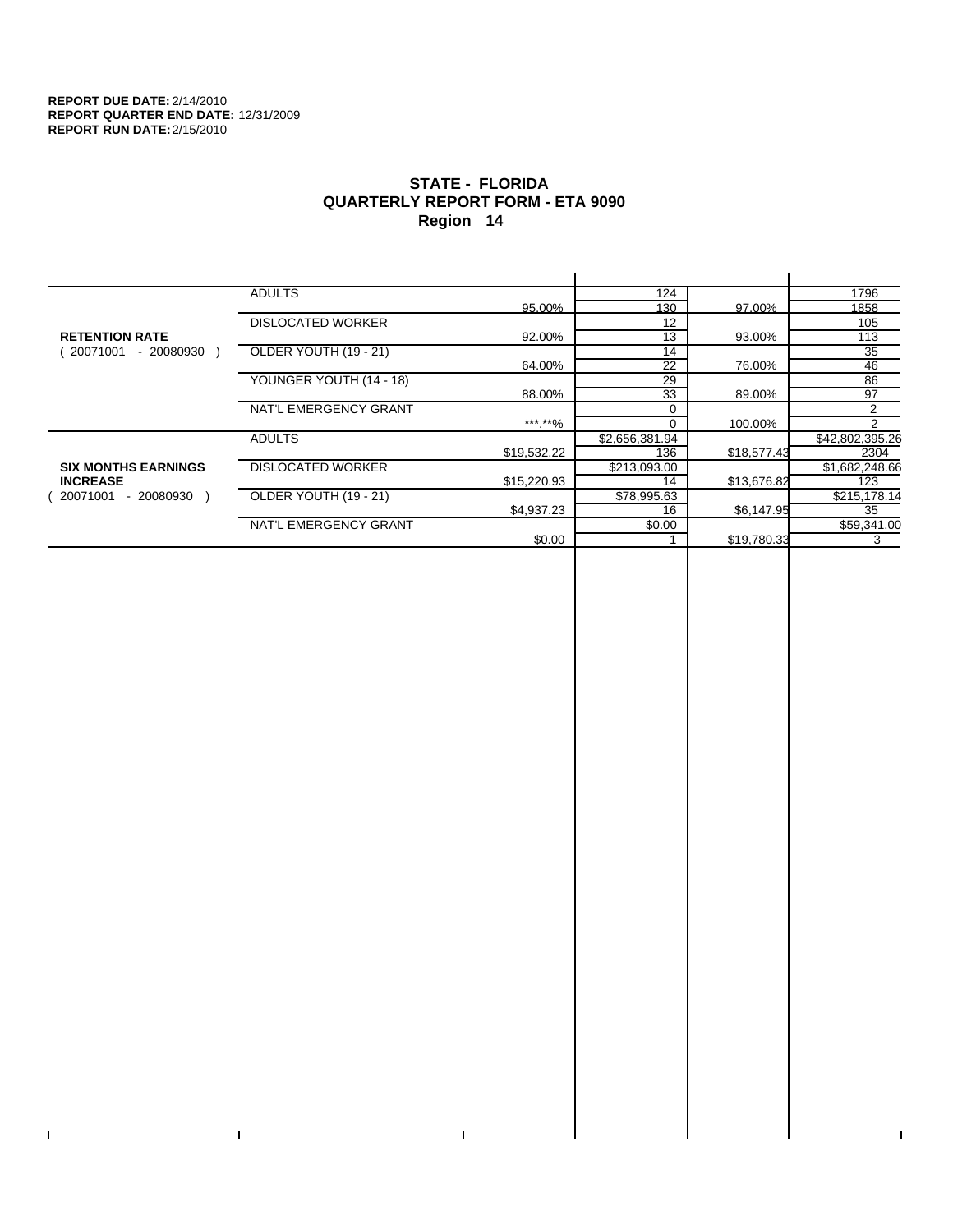**REPORT DUE DATE:** 2/14/2010
**REPORT QUARTER END DATE:** 12/31/2009
**REPORT RUN DATE:** 2/15/2010

## STATE - FLORIDA
## QUARTERLY REPORT FORM - ETA 9090
## Region 14

| | | | | | |
|---|---|---|---|---|---|
| **RETENTION RATE** ( 20071001 - 20080930 ) | ADULTS | 95.00% | 124 / 130 | 97.00% | 1796 / 1858 |
| | DISLOCATED WORKER | 92.00% | 12 / 13 | 93.00% | 105 / 113 |
| | OLDER YOUTH (19 - 21) | 64.00% | 14 / 22 | 76.00% | 35 / 46 |
| | YOUNGER YOUTH (14 - 18) | 88.00% | 29 / 33 | 89.00% | 86 / 97 |
| | NAT'L EMERGENCY GRANT | ***.**% | 0 / 0 | 100.00% | 2 / 2 |
| **SIX MONTHS EARNINGS INCREASE** ( 20071001 - 20080930 ) | ADULTS | $19,532.22 | $2,656,381.94 / 136 | $18,577.43 | $42,802,395.26 / 2304 |
| | DISLOCATED WORKER | $15,220.93 | $213,093.00 / 14 | $13,676.82 | $1,682,248.66 / 123 |
| | OLDER YOUTH (19 - 21) | $4,937.23 | $78,995.63 / 16 | $6,147.95 | $215,178.14 / 35 |
| | NAT'L EMERGENCY GRANT | $0.00 | $0.00 / 1 | $19,780.33 | $59,341.00 / 3 |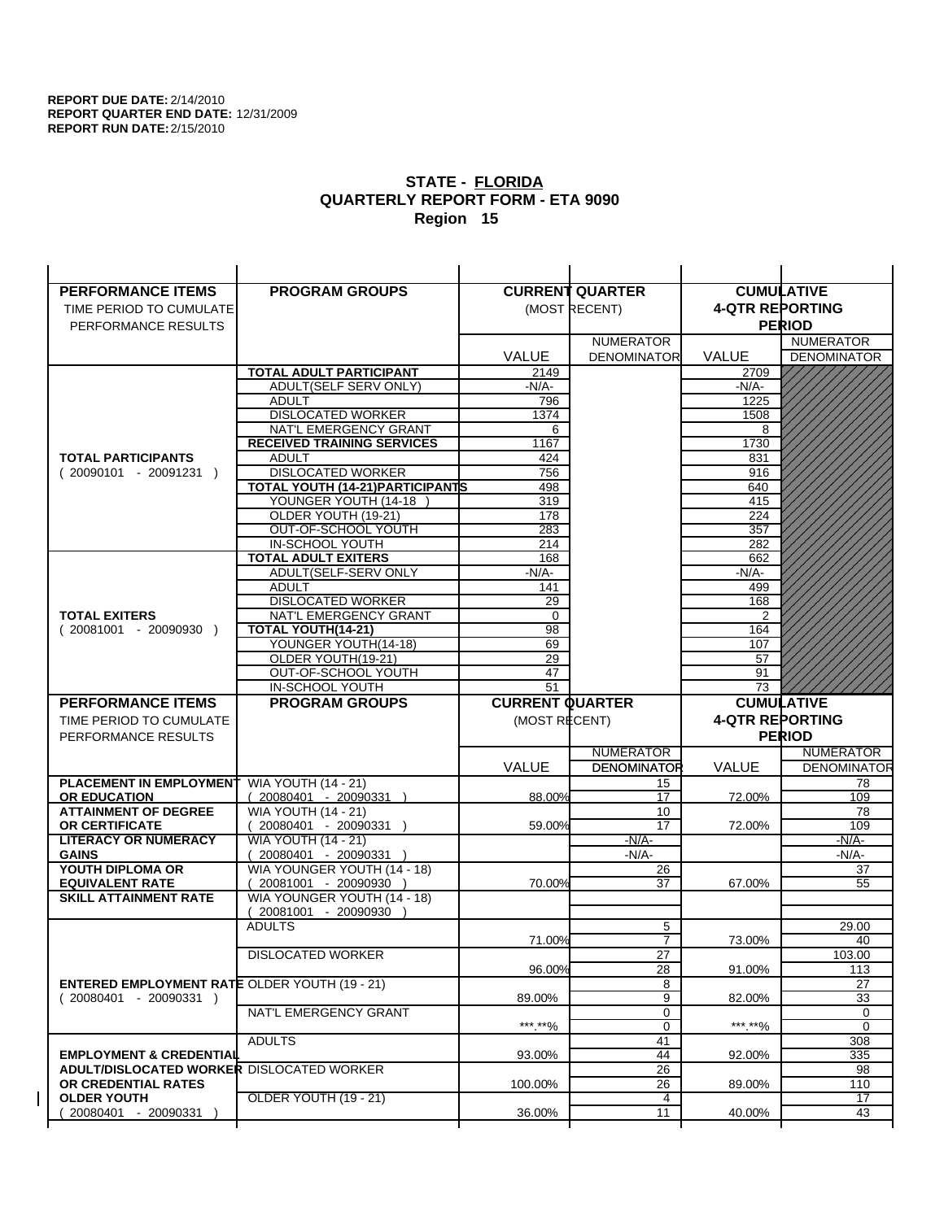**REPORT DUE DATE:** 2/14/2010
**REPORT QUARTER END DATE:** 12/31/2009
**REPORT RUN DATE:** 2/15/2010

# STATE - FLORIDA
## QUARTERLY REPORT FORM - ETA 9090
## Region 15

| PERFORMANCE ITEMS<br>TIME PERIOD TO CUMULATE PERFORMANCE RESULTS | PROGRAM GROUPS | CURRENT QUARTER (MOST RECENT) | | CUMULATIVE 4-QTR REPORTING PERIOD | |
|---|---|---|---|---|---|
| | | VALUE | NUMERATOR DENOMINATOR | VALUE | NUMERATOR DENOMINATOR |
| **TOTAL PARTICIPANTS** ( 20090101 - 20091231 ) | **TOTAL ADULT PARTICIPANT** | 2149 | | 2709 | |
| | ADULT(SELF SERV ONLY) | -N/A- | | -N/A- | |
| | ADULT | 796 | | 1225 | |
| | DISLOCATED WORKER | 1374 | | 1508 | |
| | NAT'L EMERGENCY GRANT | 6 | | 8 | |
| | **RECEIVED TRAINING SERVICES** | 1167 | | 1730 | |
| | ADULT | 424 | | 831 | |
| | DISLOCATED WORKER | 756 | | 916 | |
| | **TOTAL YOUTH (14-21)PARTICIPANTS** | 498 | | 640 | |
| | YOUNGER YOUTH (14-18 ) | 319 | | 415 | |
| | OLDER YOUTH (19-21) | 178 | | 224 | |
| | OUT-OF-SCHOOL YOUTH | 283 | | 357 | |
| | IN-SCHOOL YOUTH | 214 | | 282 | |
| **TOTAL EXITERS** ( 20081001 - 20090930 ) | **TOTAL ADULT EXITERS** | 168 | | 662 | |
| | ADULT(SELF-SERV ONLY | -N/A- | | -N/A- | |
| | ADULT | 141 | | 499 | |
| | DISLOCATED WORKER | 29 | | 168 | |
| | NAT'L EMERGENCY GRANT | 0 | | 2 | |
| | **TOTAL YOUTH(14-21)** | 98 | | 164 | |
| | YOUNGER YOUTH(14-18) | 69 | | 107 | |
| | OLDER YOUTH(19-21) | 29 | | 57 | |
| | OUT-OF-SCHOOL YOUTH | 47 | | 91 | |
| | IN-SCHOOL YOUTH | 51 | | 73 | |

| PERFORMANCE ITEMS<br>TIME PERIOD TO CUMULATE PERFORMANCE RESULTS | PROGRAM GROUPS | CURRENT QUARTER (MOST RECENT) | | CUMULATIVE 4-QTR REPORTING PERIOD | |
|---|---|---|---|---|---|
| | | VALUE | NUMERATOR DENOMINATOR | VALUE | NUMERATOR DENOMINATOR |
| **PLACEMENT IN EMPLOYMENT OR EDUCATION** | WIA YOUTH (14 - 21) ( 20080401 - 20090331 ) | 88.00% | 15 / 17 | 72.00% | 78 / 109 |
| **ATTAINMENT OF DEGREE OR CERTIFICATE** | WIA YOUTH (14 - 21) ( 20080401 - 20090331 ) | 59.00% | 10 / 17 | 72.00% | 78 / 109 |
| **LITERACY OR NUMERACY GAINS** | WIA YOUTH (14 - 21) ( 20080401 - 20090331 ) | | -N/A- / -N/A- | | -N/A- / -N/A- |
| **YOUTH DIPLOMA OR EQUIVALENT RATE** | WIA YOUNGER YOUTH (14 - 18) ( 20081001 - 20090930 ) | 70.00% | 26 / 37 | 67.00% | 37 / 55 |
| **SKILL ATTAINMENT RATE** | WIA YOUNGER YOUTH (14 - 18) ( 20081001 - 20090930 ) | | | | |
| **ENTERED EMPLOYMENT RATE** ( 20080401 - 20090331 ) | ADULTS | 71.00% | 5 / 7 | 73.00% | 29.00 / 40 |
| | DISLOCATED WORKER | 96.00% | 27 / 28 | 91.00% | 103.00 / 113 |
| | OLDER YOUTH (19 - 21) | 89.00% | 8 / 9 | 82.00% | 27 / 33 |
| | NAT'L EMERGENCY GRANT | ***.**% | 0 / 0 | ***.**% | 0 / 0 |
| **EMPLOYMENT & CREDENTIAL ADULT/DISLOCATED WORKER OR CREDENTIAL RATES OLDER YOUTH** ( 20080401 - 20090331 ) | ADULTS | 93.00% | 41 / 44 | 92.00% | 308 / 335 |
| | DISLOCATED WORKER | 100.00% | 26 / 26 | 89.00% | 98 / 110 |
| | OLDER YOUTH (19 - 21) | 36.00% | 4 / 11 | 40.00% | 17 / 43 |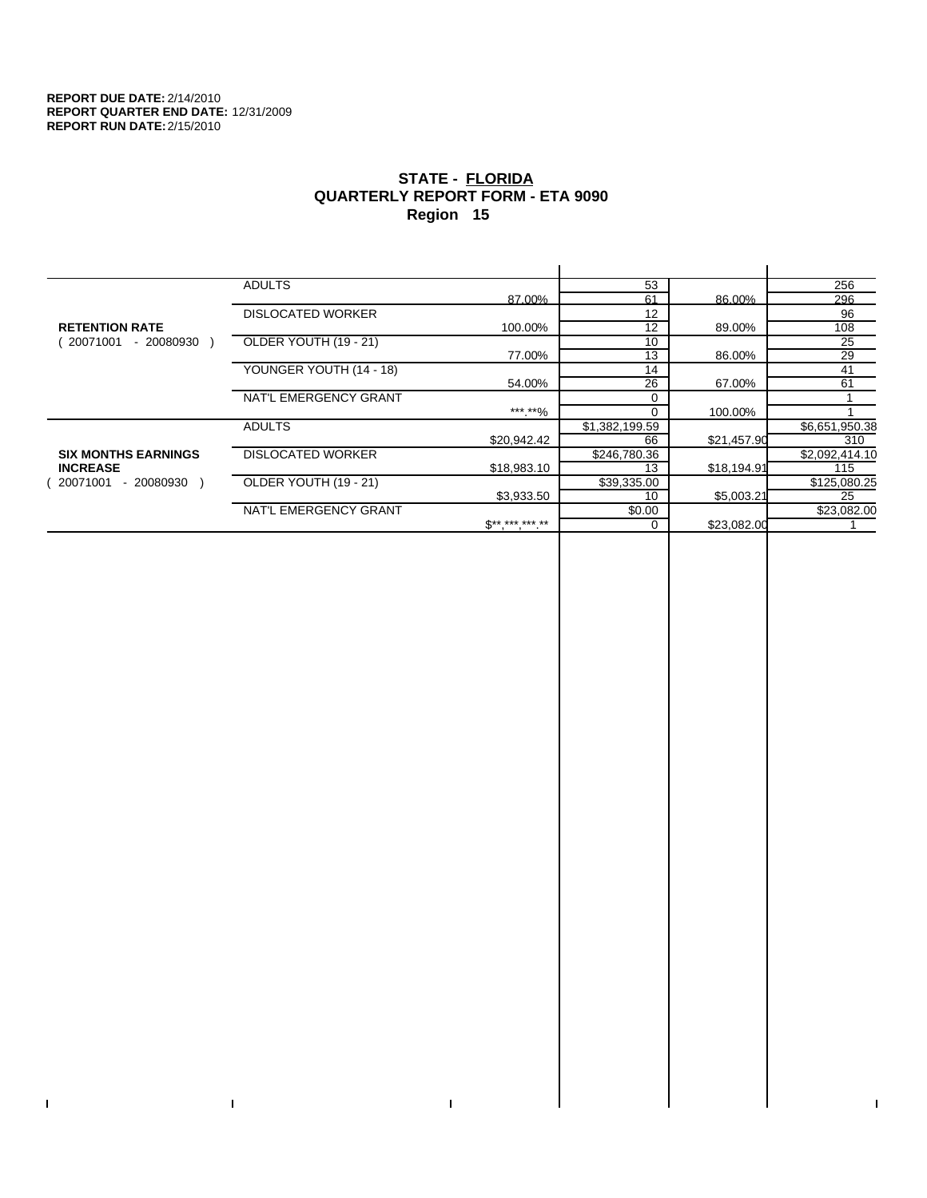**REPORT DUE DATE:** 2/14/2010
**REPORT QUARTER END DATE:** 12/31/2009
**REPORT RUN DATE:** 2/15/2010

# STATE - FLORIDA
## QUARTERLY REPORT FORM - ETA 9090
## Region 15

| | | | | | |
|---|---|---|---|---|---|
| **RETENTION RATE** ( 20071001 - 20080930 ) | ADULTS | 87.00% | 53 | 86.00% | 256 |
| | | | 61 | | 296 |
| | DISLOCATED WORKER | 100.00% | 12 | 89.00% | 96 |
| | | | 12 | | 108 |
| | OLDER YOUTH (19 - 21) | 77.00% | 10 | 86.00% | 25 |
| | | | 13 | | 29 |
| | YOUNGER YOUTH (14 - 18) | 54.00% | 14 | 67.00% | 41 |
| | | | 26 | | 61 |
| | NAT'L EMERGENCY GRANT | ***.**% | 0 | 100.00% | 1 |
| | | | 0 | | 1 |
| **SIX MONTHS EARNINGS INCREASE** ( 20071001 - 20080930 ) | ADULTS | $20,942.42 | $1,382,199.59 | $21,457.90 | $6,651,950.38 |
| | | | 66 | | 310 |
| | DISLOCATED WORKER | $18,983.10 | $246,780.36 | $18,194.91 | $2,092,414.10 |
| | | | 13 | | 115 |
| | OLDER YOUTH (19 - 21) | $3,933.50 | $39,335.00 | $5,003.21 | $125,080.25 |
| | | | 10 | | 25 |
| | NAT'L EMERGENCY GRANT | $**,***,***.** | $0.00 | $23,082.00 | $23,082.00 |
| | | | 0 | | 1 |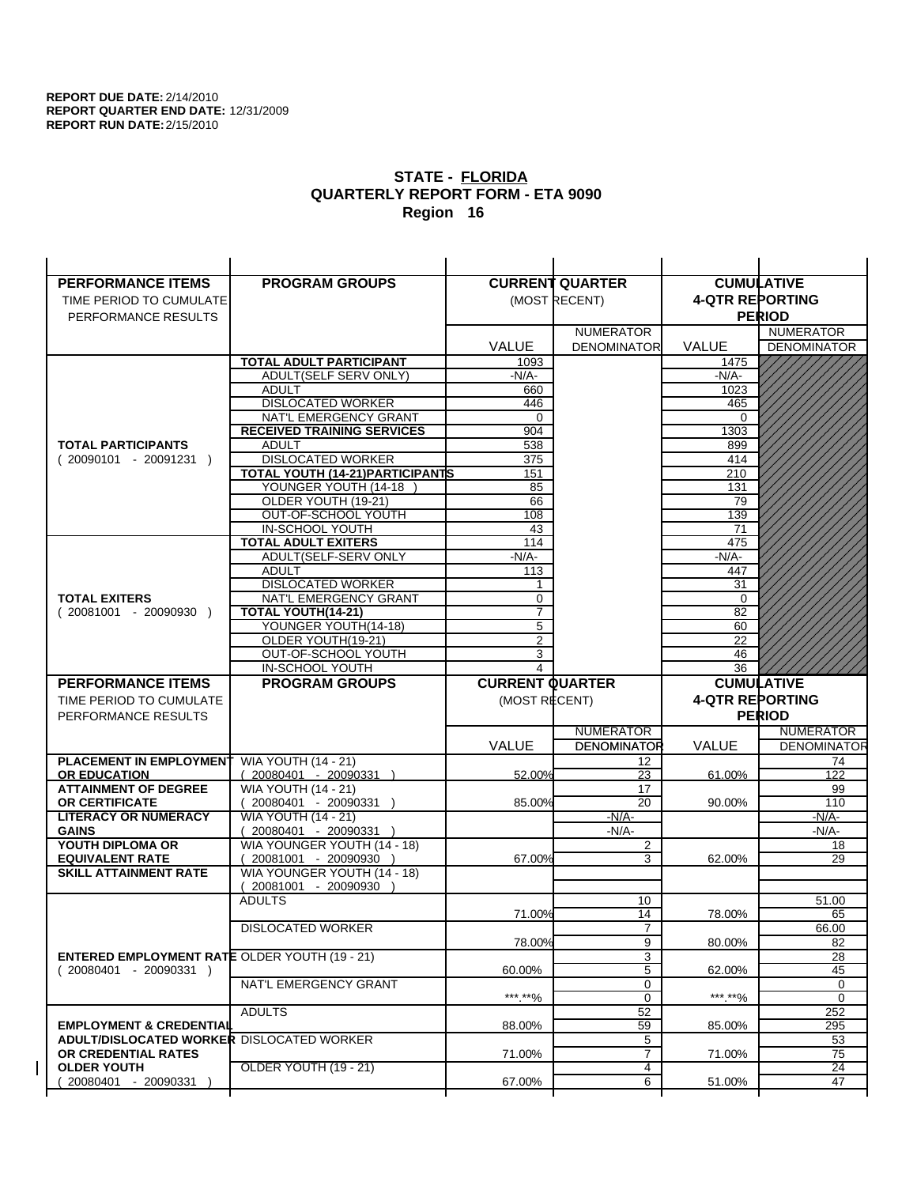**REPORT DUE DATE:** 2/14/2010
**REPORT QUARTER END DATE:** 12/31/2009
**REPORT RUN DATE:** 2/15/2010

# STATE - FLORIDA
## QUARTERLY REPORT FORM - ETA 9090
### Region 16

| PERFORMANCE ITEMS<br>TIME PERIOD TO CUMULATE PERFORMANCE RESULTS | PROGRAM GROUPS | CURRENT QUARTER (MOST RECENT) VALUE | NUMERATOR DENOMINATOR | CUMULATIVE 4-QTR REPORTING PERIOD VALUE | NUMERATOR DENOMINATOR |
|---|---|---|---|---|---|
| **TOTAL PARTICIPANTS** ( 20090101 - 20091231 ) | **TOTAL ADULT PARTICIPANT** | 1093 | | 1475 | |
| | ADULT(SELF SERV ONLY) | -N/A- | | -N/A- | |
| | ADULT | 660 | | 1023 | |
| | DISLOCATED WORKER | 446 | | 465 | |
| | NAT'L EMERGENCY GRANT | 0 | | 0 | |
| | **RECEIVED TRAINING SERVICES** | 904 | | 1303 | |
| | ADULT | 538 | | 899 | |
| | DISLOCATED WORKER | 375 | | 414 | |
| | **TOTAL YOUTH (14-21)PARTICIPANTS** | 151 | | 210 | |
| | YOUNGER YOUTH (14-18 ) | 85 | | 131 | |
| | OLDER YOUTH (19-21) | 66 | | 79 | |
| | OUT-OF-SCHOOL YOUTH | 108 | | 139 | |
| | IN-SCHOOL YOUTH | 43 | | 71 | |
| **TOTAL EXITERS** ( 20081001 - 20090930 ) | **TOTAL ADULT EXITERS** | 114 | | 475 | |
| | ADULT(SELF-SERV ONLY | -N/A- | | -N/A- | |
| | ADULT | 113 | | 447 | |
| | DISLOCATED WORKER | 1 | | 31 | |
| | NAT'L EMERGENCY GRANT | 0 | | 0 | |
| | **TOTAL YOUTH(14-21)** | 7 | | 82 | |
| | YOUNGER YOUTH(14-18) | 5 | | 60 | |
| | OLDER YOUTH(19-21) | 2 | | 22 | |
| | OUT-OF-SCHOOL YOUTH | 3 | | 46 | |
| | IN-SCHOOL YOUTH | 4 | | 36 | |

| PERFORMANCE ITEMS<br>TIME PERIOD TO CUMULATE PERFORMANCE RESULTS | PROGRAM GROUPS | CURRENT QUARTER (MOST RECENT) VALUE | NUMERATOR DENOMINATOR | CUMULATIVE 4-QTR REPORTING PERIOD VALUE | NUMERATOR DENOMINATOR |
|---|---|---|---|---|---|
| **PLACEMENT IN EMPLOYMENT OR EDUCATION** | WIA YOUTH (14 - 21) ( 20080401 - 20090331 ) | 52.00% | 12<br>23 | 61.00% | 74<br>122 |
| **ATTAINMENT OF DEGREE OR CERTIFICATE** | WIA YOUTH (14 - 21) ( 20080401 - 20090331 ) | 85.00% | 17<br>20 | 90.00% | 99<br>110 |
| **LITERACY OR NUMERACY GAINS** | WIA YOUTH (14 - 21) ( 20080401 - 20090331 ) | | -N/A-<br>-N/A- | | -N/A-<br>-N/A- |
| **YOUTH DIPLOMA OR EQUIVALENT RATE** | WIA YOUNGER YOUTH (14 - 18) ( 20081001 - 20090930 ) | 67.00% | 2<br>3 | 62.00% | 18<br>29 |
| **SKILL ATTAINMENT RATE** | WIA YOUNGER YOUTH (14 - 18) ( 20081001 - 20090930 ) | | | | |
| **ENTERED EMPLOYMENT RATE** ( 20080401 - 20090331 ) | ADULTS | 71.00% | 10<br>14 | 78.00% | 51.00<br>65 |
| | DISLOCATED WORKER | 78.00% | 7<br>9 | 80.00% | 66.00<br>82 |
| | OLDER YOUTH (19 - 21) | 60.00% | 3<br>5 | 62.00% | 28<br>45 |
| | NAT'L EMERGENCY GRANT | \*\*\*.\*\*% | 0<br>0 | \*\*\*.\*\*% | 0<br>0 |
| **EMPLOYMENT & CREDENTIAL ADULT/DISLOCATED WORKER OR CREDENTIAL RATES OLDER YOUTH** ( 20080401 - 20090331 ) | ADULTS | 88.00% | 52<br>59 | 85.00% | 252<br>295 |
| | DISLOCATED WORKER | 71.00% | 5<br>7 | 71.00% | 53<br>75 |
| | OLDER YOUTH (19 - 21) | 67.00% | 4<br>6 | 51.00% | 24<br>47 |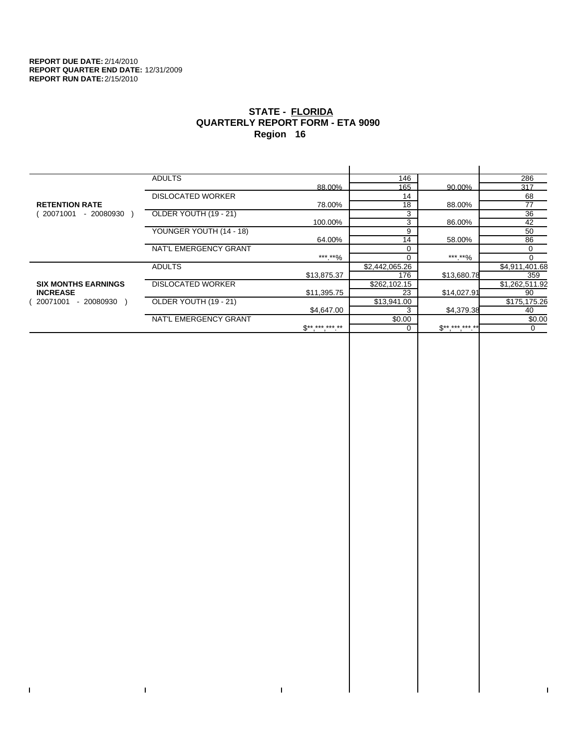**REPORT DUE DATE:** 2/14/2010
**REPORT QUARTER END DATE:** 12/31/2009
**REPORT RUN DATE:** 2/15/2010

## STATE - FLORIDA
## QUARTERLY REPORT FORM - ETA 9090
## Region 16

| | | | | | |
|---|---|---|---|---|---|
| **RETENTION RATE** ( 20071001 - 20080930 ) | ADULTS | 88.00% | 146 / 165 | 90.00% | 286 / 317 |
| | DISLOCATED WORKER | 78.00% | 14 / 18 | 88.00% | 68 / 77 |
| | OLDER YOUTH (19 - 21) | 100.00% | 3 / 3 | 86.00% | 36 / 42 |
| | YOUNGER YOUTH (14 - 18) | 64.00% | 9 / 14 | 58.00% | 50 / 86 |
| | NAT'L EMERGENCY GRANT | ***.**% | 0 / 0 | ***.**% | 0 / 0 |
| **SIX MONTHS EARNINGS INCREASE** ( 20071001 - 20080930 ) | ADULTS | $13,875.37 | $2,442,065.26 / 176 | $13,680.78 | $4,911,401.68 / 359 |
| | DISLOCATED WORKER | $11,395.75 | $262,102.15 / 23 | $14,027.91 | $1,262,511.92 / 90 |
| | OLDER YOUTH (19 - 21) | $4,647.00 | $13,941.00 / 3 | $4,379.38 | $175,175.26 / 40 |
| | NAT'L EMERGENCY GRANT | $**,***,***.** | $0.00 / 0 | $**,***,***.** | $0.00 / 0 |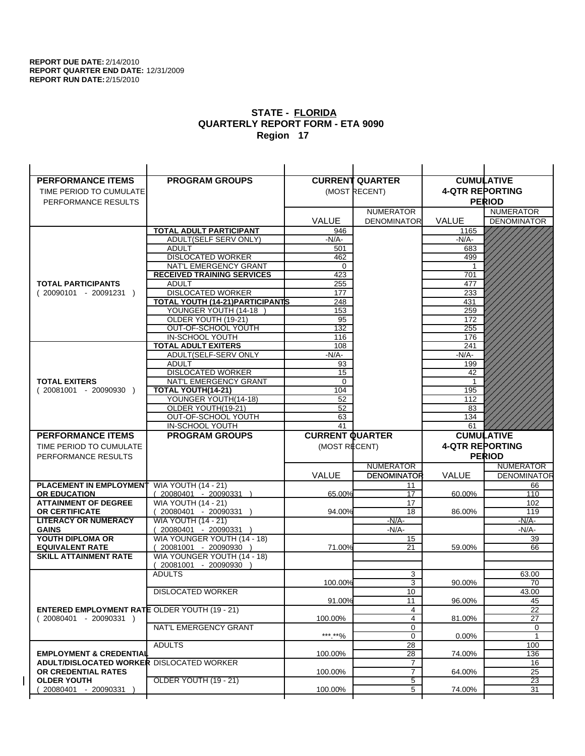**REPORT DUE DATE:** 2/14/2010
**REPORT QUARTER END DATE:** 12/31/2009
**REPORT RUN DATE:** 2/15/2010

## STATE - FLORIDA
## QUARTERLY REPORT FORM - ETA 9090
## Region 17

| PERFORMANCE ITEMS<br>TIME PERIOD TO CUMULATE PERFORMANCE RESULTS | PROGRAM GROUPS | CURRENT QUARTER (MOST RECENT) VALUE | NUMERATOR / DENOMINATOR | CUMULATIVE 4-QTR REPORTING PERIOD VALUE | NUMERATOR / DENOMINATOR |
|---|---|---|---|---|---|
| **TOTAL PARTICIPANTS** ( 20090101 - 20091231 ) | **TOTAL ADULT PARTICIPANT** | 946 | | 1165 | |
| | ADULT(SELF SERV ONLY) | -N/A- | | -N/A- | |
| | ADULT | 501 | | 683 | |
| | DISLOCATED WORKER | 462 | | 499 | |
| | NAT'L EMERGENCY GRANT | 0 | | 1 | |
| | **RECEIVED TRAINING SERVICES** | 423 | | 701 | |
| | ADULT | 255 | | 477 | |
| | DISLOCATED WORKER | 177 | | 233 | |
| | **TOTAL YOUTH (14-21)PARTICIPANTS** | 248 | | 431 | |
| | YOUNGER YOUTH (14-18 ) | 153 | | 259 | |
| | OLDER YOUTH (19-21) | 95 | | 172 | |
| | OUT-OF-SCHOOL YOUTH | 132 | | 255 | |
| | IN-SCHOOL YOUTH | 116 | | 176 | |
| **TOTAL EXITERS** ( 20081001 - 20090930 ) | **TOTAL ADULT EXITERS** | 108 | | 241 | |
| | ADULT(SELF-SERV ONLY | -N/A- | | -N/A- | |
| | ADULT | 93 | | 199 | |
| | DISLOCATED WORKER | 15 | | 42 | |
| | NAT'L EMERGENCY GRANT | 0 | | 1 | |
| | **TOTAL YOUTH(14-21)** | 104 | | 195 | |
| | YOUNGER YOUTH(14-18) | 52 | | 112 | |
| | OLDER YOUTH(19-21) | 52 | | 83 | |
| | OUT-OF-SCHOOL YOUTH | 63 | | 134 | |
| | IN-SCHOOL YOUTH | 41 | | 61 | |

| PERFORMANCE ITEMS<br>TIME PERIOD TO CUMULATE PERFORMANCE RESULTS | PROGRAM GROUPS | CURRENT QUARTER (MOST RECENT) VALUE | NUMERATOR / DENOMINATOR | CUMULATIVE 4-QTR REPORTING PERIOD VALUE | NUMERATOR / DENOMINATOR |
|---|---|---|---|---|---|
| **PLACEMENT IN EMPLOYMENT OR EDUCATION** | WIA YOUTH (14 - 21) ( 20080401 - 20090331 ) | 65.00% | 11 / 17 | 60.00% | 66 / 110 |
| **ATTAINMENT OF DEGREE OR CERTIFICATE** | WIA YOUTH (14 - 21) ( 20080401 - 20090331 ) | 94.00% | 17 / 18 | 86.00% | 102 / 119 |
| **LITERACY OR NUMERACY GAINS** | WIA YOUTH (14 - 21) ( 20080401 - 20090331 ) | | -N/A- / -N/A- | | -N/A- / -N/A- |
| **YOUTH DIPLOMA OR EQUIVALENT RATE** | WIA YOUNGER YOUTH (14 - 18) ( 20081001 - 20090930 ) | 71.00% | 15 / 21 | 59.00% | 39 / 66 |
| **SKILL ATTAINMENT RATE** | WIA YOUNGER YOUTH (14 - 18) ( 20081001 - 20090930 ) | | | | |
| **ENTERED EMPLOYMENT RATE** ( 20080401 - 20090331 ) | ADULTS | 100.00% | 3 / 3 | 90.00% | 63.00 / 70 |
| | DISLOCATED WORKER | 91.00% | 10 / 11 | 96.00% | 43.00 / 45 |
| | OLDER YOUTH (19 - 21) | 100.00% | 4 / 4 | 81.00% | 22 / 27 |
| | NAT'L EMERGENCY GRANT | ***.**% | 0 / 0 | 0.00% | 0 / 1 |
| **EMPLOYMENT & CREDENTIAL ADULT/DISLOCATED WORKER OR CREDENTIAL RATES OLDER YOUTH** ( 20080401 - 20090331 ) | ADULTS | 100.00% | 28 / 28 | 74.00% | 100 / 136 |
| | DISLOCATED WORKER | 100.00% | 7 / 7 | 64.00% | 16 / 25 |
| | OLDER YOUTH (19 - 21) | 100.00% | 5 / 5 | 74.00% | 23 / 31 |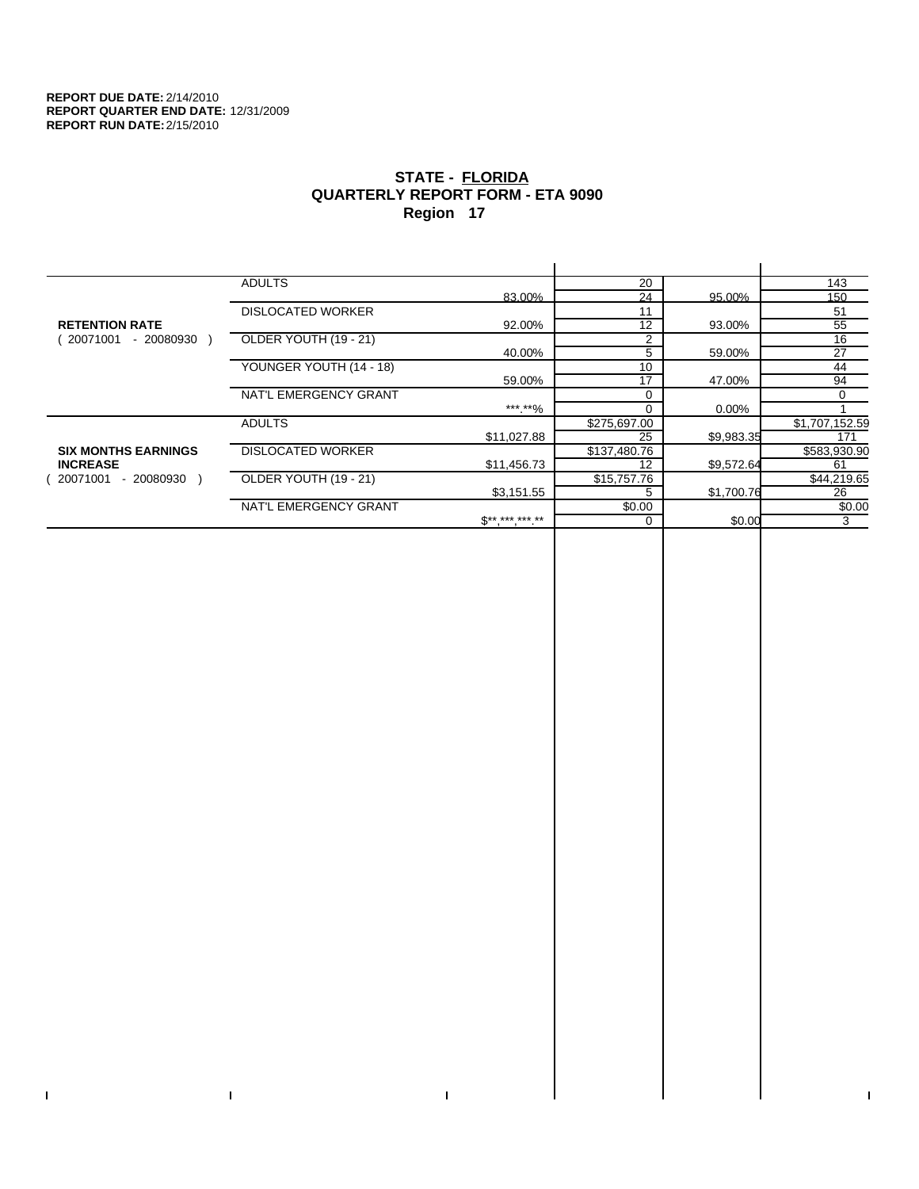**REPORT DUE DATE:** 2/14/2010
**REPORT QUARTER END DATE:** 12/31/2009
**REPORT RUN DATE:** 2/15/2010

# STATE - FLORIDA
## QUARTERLY REPORT FORM - ETA 9090
### Region 17

| | | | | | |
|---|---|---|---|---|---|
| **RETENTION RATE** ( 20071001 - 20080930 ) | ADULTS | 83.00% | 20 / 24 | 95.00% | 143 / 150 |
| | DISLOCATED WORKER | 92.00% | 11 / 12 | 93.00% | 51 / 55 |
| | OLDER YOUTH (19 - 21) | 40.00% | 2 / 5 | 59.00% | 16 / 27 |
| | YOUNGER YOUTH (14 - 18) | 59.00% | 10 / 17 | 47.00% | 44 / 94 |
| | NAT'L EMERGENCY GRANT | ***.**% | 0 / 0 | 0.00% | 0 / 1 |
| **SIX MONTHS EARNINGS INCREASE** ( 20071001 - 20080930 ) | ADULTS | $11,027.88 | $275,697.00 / 25 | $9,983.35 | $1,707,152.59 / 171 |
| | DISLOCATED WORKER | $11,456.73 | $137,480.76 / 12 | $9,572.64 | $583,930.90 / 61 |
| | OLDER YOUTH (19 - 21) | $3,151.55 | $15,757.76 / 5 | $1,700.76 | $44,219.65 / 26 |
| | NAT'L EMERGENCY GRANT | $**,***,***.** | $0.00 / 0 | $0.00 | $0.00 / 3 |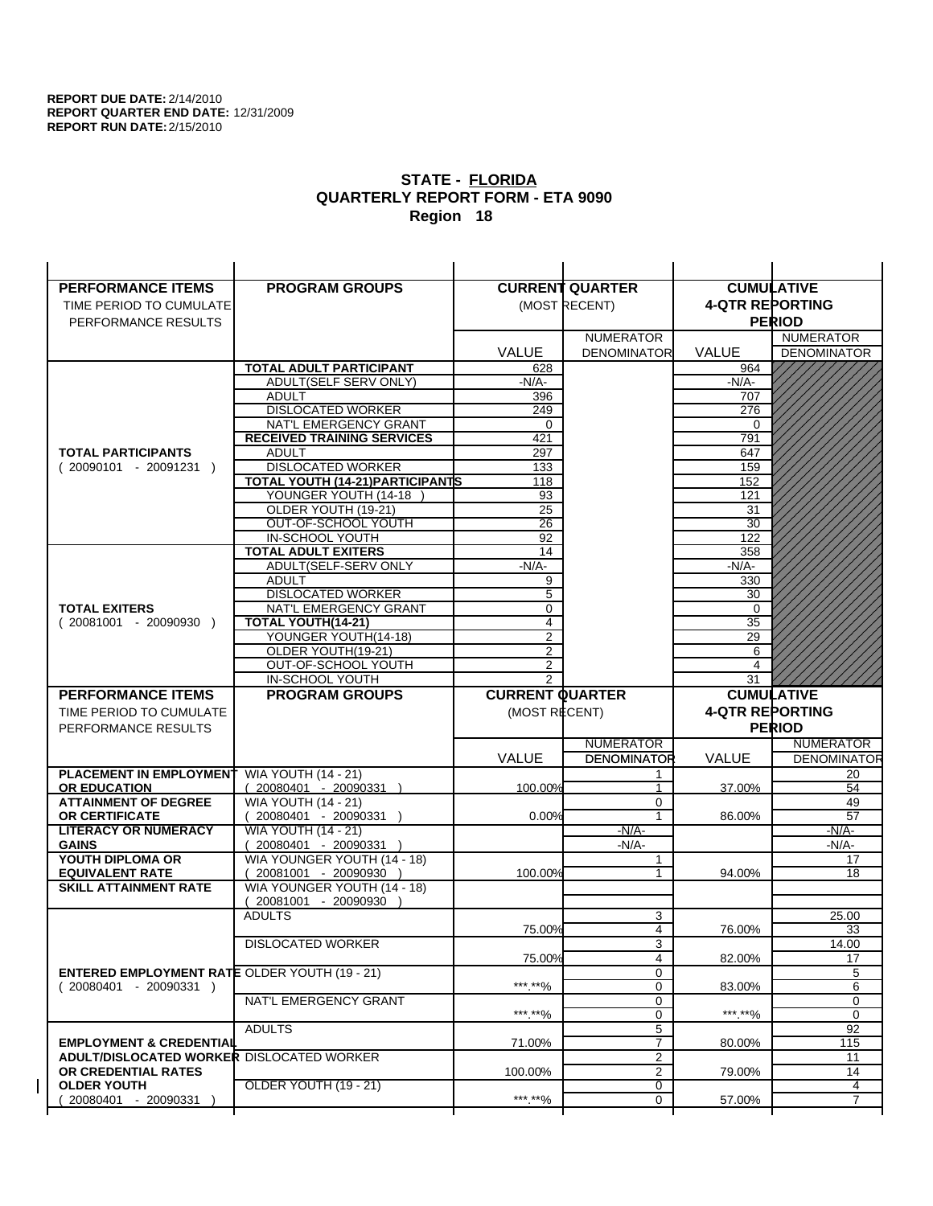**REPORT DUE DATE:** 2/14/2010
**REPORT QUARTER END DATE:** 12/31/2009
**REPORT RUN DATE:** 2/15/2010

# STATE - FLORIDA
## QUARTERLY REPORT FORM - ETA 9090
## Region 18

| PERFORMANCE ITEMS<br>TIME PERIOD TO CUMULATE PERFORMANCE RESULTS | PROGRAM GROUPS | CURRENT QUARTER (MOST RECENT) VALUE | CURRENT QUARTER NUMERATOR DENOMINATOR | CUMULATIVE 4-QTR REPORTING PERIOD VALUE | CUMULATIVE NUMERATOR DENOMINATOR |
|---|---|---|---|---|---|
| **TOTAL PARTICIPANTS** ( 20090101 - 20091231 ) | **TOTAL ADULT PARTICIPANT** | 628 | | 964 | |
| | ADULT(SELF SERV ONLY) | -N/A- | | -N/A- | |
| | ADULT | 396 | | 707 | |
| | DISLOCATED WORKER | 249 | | 276 | |
| | NAT'L EMERGENCY GRANT | 0 | | 0 | |
| | **RECEIVED TRAINING SERVICES** | 421 | | 791 | |
| | ADULT | 297 | | 647 | |
| | DISLOCATED WORKER | 133 | | 159 | |
| | **TOTAL YOUTH (14-21)PARTICIPANTS** | 118 | | 152 | |
| | YOUNGER YOUTH (14-18 ) | 93 | | 121 | |
| | OLDER YOUTH (19-21) | 25 | | 31 | |
| | OUT-OF-SCHOOL YOUTH | 26 | | 30 | |
| | IN-SCHOOL YOUTH | 92 | | 122 | |
| **TOTAL EXITERS** ( 20081001 - 20090930 ) | **TOTAL ADULT EXITERS** | 14 | | 358 | |
| | ADULT(SELF-SERV ONLY | -N/A- | | -N/A- | |
| | ADULT | 9 | | 330 | |
| | DISLOCATED WORKER | 5 | | 30 | |
| | NAT'L EMERGENCY GRANT | 0 | | 0 | |
| | **TOTAL YOUTH(14-21)** | 4 | | 35 | |
| | YOUNGER YOUTH(14-18) | 2 | | 29 | |
| | OLDER YOUTH(19-21) | 2 | | 6 | |
| | OUT-OF-SCHOOL YOUTH | 2 | | 4 | |
| | IN-SCHOOL YOUTH | 2 | | 31 | |

| PERFORMANCE ITEMS<br>TIME PERIOD TO CUMULATE PERFORMANCE RESULTS | PROGRAM GROUPS | CURRENT QUARTER (MOST RECENT) VALUE | CURRENT QUARTER NUMERATOR DENOMINATOR | CUMULATIVE 4-QTR REPORTING PERIOD VALUE | CUMULATIVE NUMERATOR DENOMINATOR |
|---|---|---|---|---|---|
| **PLACEMENT IN EMPLOYMENT OR EDUCATION** | WIA YOUTH (14 - 21) ( 20080401 - 20090331 ) | 100.00% | 1 / 1 | 37.00% | 20 / 54 |
| **ATTAINMENT OF DEGREE OR CERTIFICATE** | WIA YOUTH (14 - 21) ( 20080401 - 20090331 ) | 0.00% | 0 / 1 | 86.00% | 49 / 57 |
| **LITERACY OR NUMERACY GAINS** | WIA YOUTH (14 - 21) ( 20080401 - 20090331 ) | | -N/A- / -N/A- | | -N/A- / -N/A- |
| **YOUTH DIPLOMA OR EQUIVALENT RATE** | WIA YOUNGER YOUTH (14 - 18) ( 20081001 - 20090930 ) | 100.00% | 1 / 1 | 94.00% | 17 / 18 |
| **SKILL ATTAINMENT RATE** | WIA YOUNGER YOUTH (14 - 18) ( 20081001 - 20090930 ) | | | | |
| **ENTERED EMPLOYMENT RATE** ( 20080401 - 20090331 ) | ADULTS | 75.00% | 3 / 4 | 76.00% | 25.00 / 33 |
| | DISLOCATED WORKER | 75.00% | 3 / 4 | 82.00% | 14.00 / 17 |
| | OLDER YOUTH (19 - 21) | ***.**% | 0 / 0 | 83.00% | 5 / 6 |
| | NAT'L EMERGENCY GRANT | ***.**% | 0 / 0 | ***.**% | 0 / 0 |
| **EMPLOYMENT & CREDENTIAL ADULT/DISLOCATED WORKER OR CREDENTIAL RATES OLDER YOUTH** ( 20080401 - 20090331 ) | ADULTS | 71.00% | 5 / 7 | 80.00% | 92 / 115 |
| | DISLOCATED WORKER | 100.00% | 2 / 2 | 79.00% | 11 / 14 |
| | OLDER YOUTH (19 - 21) | ***.**% | 0 / 0 | 57.00% | 4 / 7 |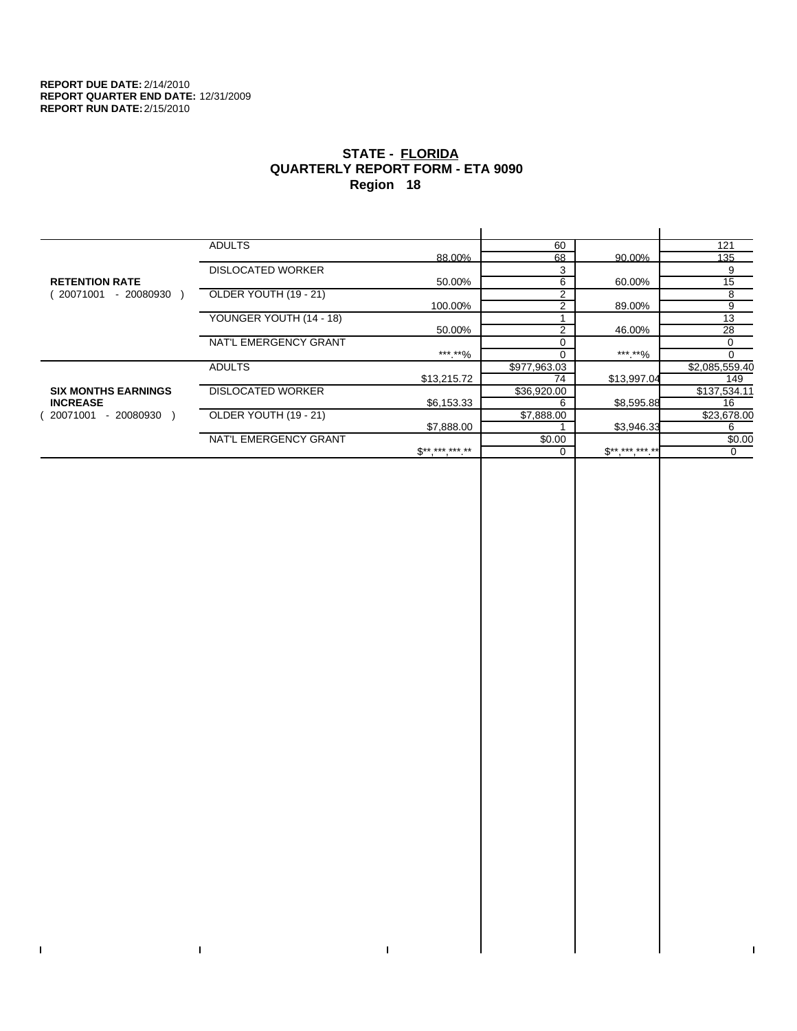**REPORT DUE DATE:** 2/14/2010
**REPORT QUARTER END DATE:** 12/31/2009
**REPORT RUN DATE:** 2/15/2010

## STATE - FLORIDA
## QUARTERLY REPORT FORM - ETA 9090
## Region 18

| | | | | | |
|---|---|---|---|---|---|
| **RETENTION RATE** ( 20071001 - 20080930 ) | ADULTS | 88.00% | 60 / 68 | 90.00% | 121 / 135 |
| | DISLOCATED WORKER | 50.00% | 3 / 6 | 60.00% | 9 / 15 |
| | OLDER YOUTH (19 - 21) | 100.00% | 2 / 2 | 89.00% | 8 / 9 |
| | YOUNGER YOUTH (14 - 18) | 50.00% | 1 / 2 | 46.00% | 13 / 28 |
| | NAT'L EMERGENCY GRANT | ***.**% | 0 / 0 | ***.**% | 0 / 0 |
| **SIX MONTHS EARNINGS INCREASE** ( 20071001 - 20080930 ) | ADULTS | $13,215.72 | $977,963.03 / 74 | $13,997.04 | $2,085,559.40 / 149 |
| | DISLOCATED WORKER | $6,153.33 | $36,920.00 / 6 | $8,595.88 | $137,534.11 / 16 |
| | OLDER YOUTH (19 - 21) | $7,888.00 | $7,888.00 / 1 | $3,946.33 | $23,678.00 / 6 |
| | NAT'L EMERGENCY GRANT | $**,***,***.** | $0.00 / 0 | $**,***,***.** | $0.00 / 0 |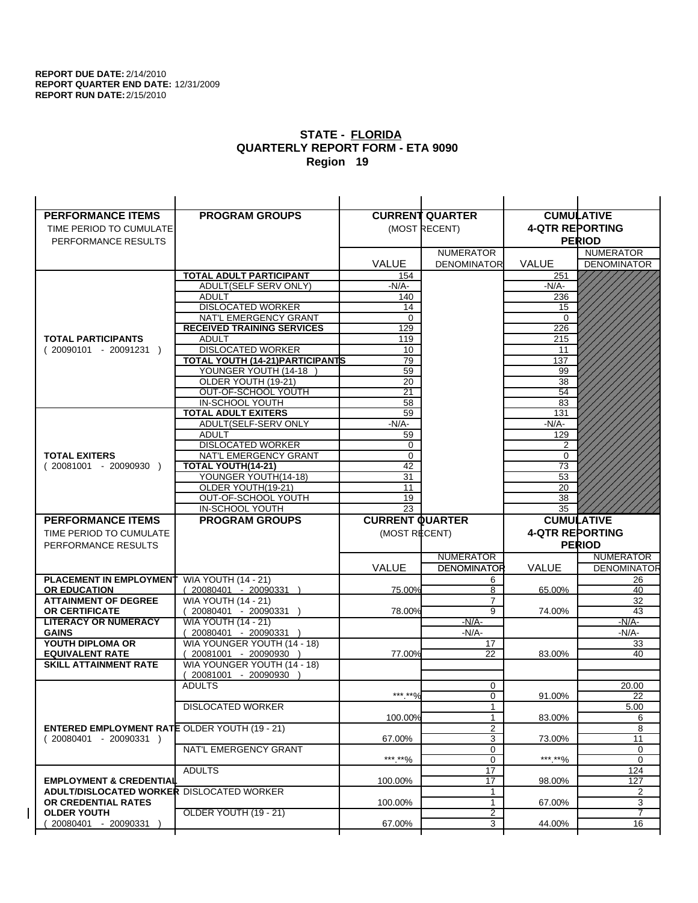**REPORT DUE DATE:** 2/14/2010
**REPORT QUARTER END DATE:** 12/31/2009
**REPORT RUN DATE:** 2/15/2010

## STATE - FLORIDA
## QUARTERLY REPORT FORM - ETA 9090
## Region 19

| PERFORMANCE ITEMS<br>TIME PERIOD TO CUMULATE PERFORMANCE RESULTS | PROGRAM GROUPS | CURRENT QUARTER (MOST RECENT) VALUE | NUMERATOR DENOMINATOR | CUMULATIVE 4-QTR REPORTING PERIOD VALUE | NUMERATOR DENOMINATOR |
|---|---|---|---|---|---|
| **TOTAL PARTICIPANTS** ( 20090101 - 20091231 ) | **TOTAL ADULT PARTICIPANT** | 154 | | 251 | |
| | ADULT(SELF SERV ONLY) | -N/A- | | -N/A- | |
| | ADULT | 140 | | 236 | |
| | DISLOCATED WORKER | 14 | | 15 | |
| | NAT'L EMERGENCY GRANT | 0 | | 0 | |
| | **RECEIVED TRAINING SERVICES** | 129 | | 226 | |
| | ADULT | 119 | | 215 | |
| | DISLOCATED WORKER | 10 | | 11 | |
| | **TOTAL YOUTH (14-21)PARTICIPANTS** | 79 | | 137 | |
| | YOUNGER YOUTH (14-18 ) | 59 | | 99 | |
| | OLDER YOUTH (19-21) | 20 | | 38 | |
| | OUT-OF-SCHOOL YOUTH | 21 | | 54 | |
| | IN-SCHOOL YOUTH | 58 | | 83 | |
| **TOTAL EXITERS** ( 20081001 - 20090930 ) | **TOTAL ADULT EXITERS** | 59 | | 131 | |
| | ADULT(SELF-SERV ONLY | -N/A- | | -N/A- | |
| | ADULT | 59 | | 129 | |
| | DISLOCATED WORKER | 0 | | 2 | |
| | NAT'L EMERGENCY GRANT | 0 | | 0 | |
| | **TOTAL YOUTH(14-21)** | 42 | | 73 | |
| | YOUNGER YOUTH(14-18) | 31 | | 53 | |
| | OLDER YOUTH(19-21) | 11 | | 20 | |
| | OUT-OF-SCHOOL YOUTH | 19 | | 38 | |
| | IN-SCHOOL YOUTH | 23 | | 35 | |

| PERFORMANCE ITEMS<br>TIME PERIOD TO CUMULATE PERFORMANCE RESULTS | PROGRAM GROUPS | CURRENT QUARTER (MOST RECENT) VALUE | NUMERATOR DENOMINATOR | CUMULATIVE 4-QTR REPORTING PERIOD VALUE | NUMERATOR DENOMINATOR |
|---|---|---|---|---|---|
| **PLACEMENT IN EMPLOYMENT OR EDUCATION** | WIA YOUTH (14 - 21) ( 20080401 - 20090331 ) | 75.00% | 6 / 8 | 65.00% | 26 / 40 |
| **ATTAINMENT OF DEGREE OR CERTIFICATE** | WIA YOUTH (14 - 21) ( 20080401 - 20090331 ) | 78.00% | 7 / 9 | 74.00% | 32 / 43 |
| **LITERACY OR NUMERACY GAINS** | WIA YOUTH (14 - 21) ( 20080401 - 20090331 ) | | -N/A- / -N/A- | | -N/A- / -N/A- |
| **YOUTH DIPLOMA OR EQUIVALENT RATE** | WIA YOUNGER YOUTH (14 - 18) ( 20081001 - 20090930 ) | 77.00% | 17 / 22 | 83.00% | 33 / 40 |
| **SKILL ATTAINMENT RATE** | WIA YOUNGER YOUTH (14 - 18) ( 20081001 - 20090930 ) | | | | |
| **ENTERED EMPLOYMENT RATE** ( 20080401 - 20090331 ) | ADULTS | \*\*\*.\*\*% | 0 / 0 | 91.00% | 20.00 / 22 |
| | DISLOCATED WORKER | 100.00% | 1 / 1 | 83.00% | 5.00 / 6 |
| | OLDER YOUTH (19 - 21) | 67.00% | 2 / 3 | 73.00% | 8 / 11 |
| | NAT'L EMERGENCY GRANT | \*\*\*.\*\*% | 0 / 0 | \*\*\*.\*\*% | 0 / 0 |
| **EMPLOYMENT & CREDENTIAL ADULT/DISLOCATED WORKER OR CREDENTIAL RATES OLDER YOUTH** ( 20080401 - 20090331 ) | ADULTS | 100.00% | 17 / 17 | 98.00% | 124 / 127 |
| | DISLOCATED WORKER | 100.00% | 1 / 1 | 67.00% | 2 / 3 |
| | OLDER YOUTH (19 - 21) | 67.00% | 2 / 3 | 44.00% | 7 / 16 |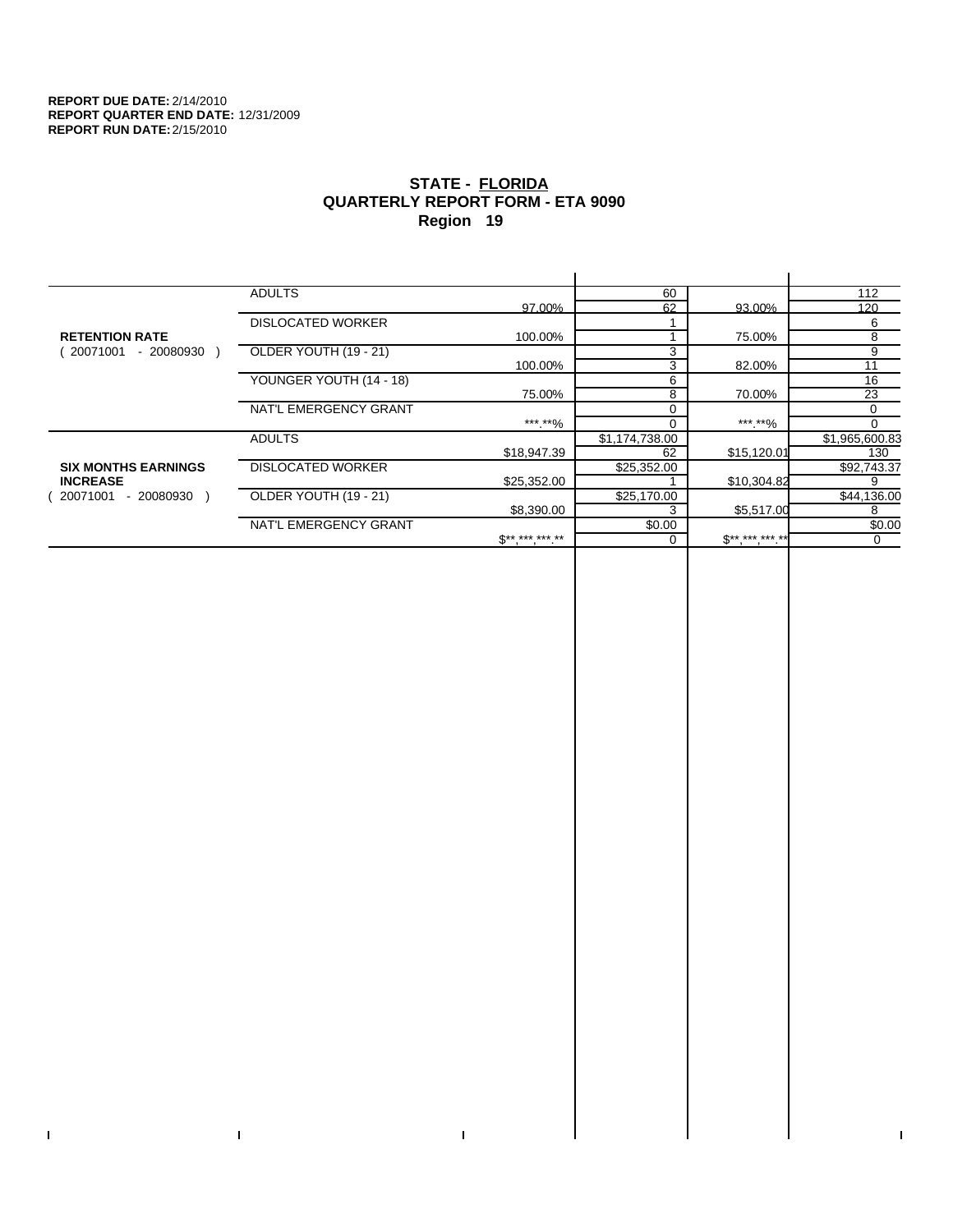**REPORT DUE DATE:** 2/14/2010
**REPORT QUARTER END DATE:** 12/31/2009
**REPORT RUN DATE:** 2/15/2010

## STATE - FLORIDA
## QUARTERLY REPORT FORM - ETA 9090
## Region 19

| | | | | | |
|---|---|---|---|---|---|
| **RETENTION RATE** ( 20071001 - 20080930 ) | ADULTS | 97.00% | 60 / 62 | 93.00% | 112 / 120 |
| | DISLOCATED WORKER | 100.00% | 1 / 1 | 75.00% | 6 / 8 |
| | OLDER YOUTH (19 - 21) | 100.00% | 3 / 3 | 82.00% | 9 / 11 |
| | YOUNGER YOUTH (14 - 18) | 75.00% | 6 / 8 | 70.00% | 16 / 23 |
| | NAT'L EMERGENCY GRANT | ***.**% | 0 / 0 | ***.**% | 0 / 0 |
| **SIX MONTHS EARNINGS INCREASE** ( 20071001 - 20080930 ) | ADULTS | $18,947.39 | $1,174,738.00 / 62 | $15,120.01 | $1,965,600.83 / 130 |
| | DISLOCATED WORKER | $25,352.00 | $25,352.00 / 1 | $10,304.82 | $92,743.37 / 9 |
| | OLDER YOUTH (19 - 21) | $8,390.00 | $25,170.00 / 3 | $5,517.00 | $44,136.00 / 8 |
| | NAT'L EMERGENCY GRANT | $**,***,***.** | $0.00 / 0 | $**,***,***.** | $0.00 / 0 |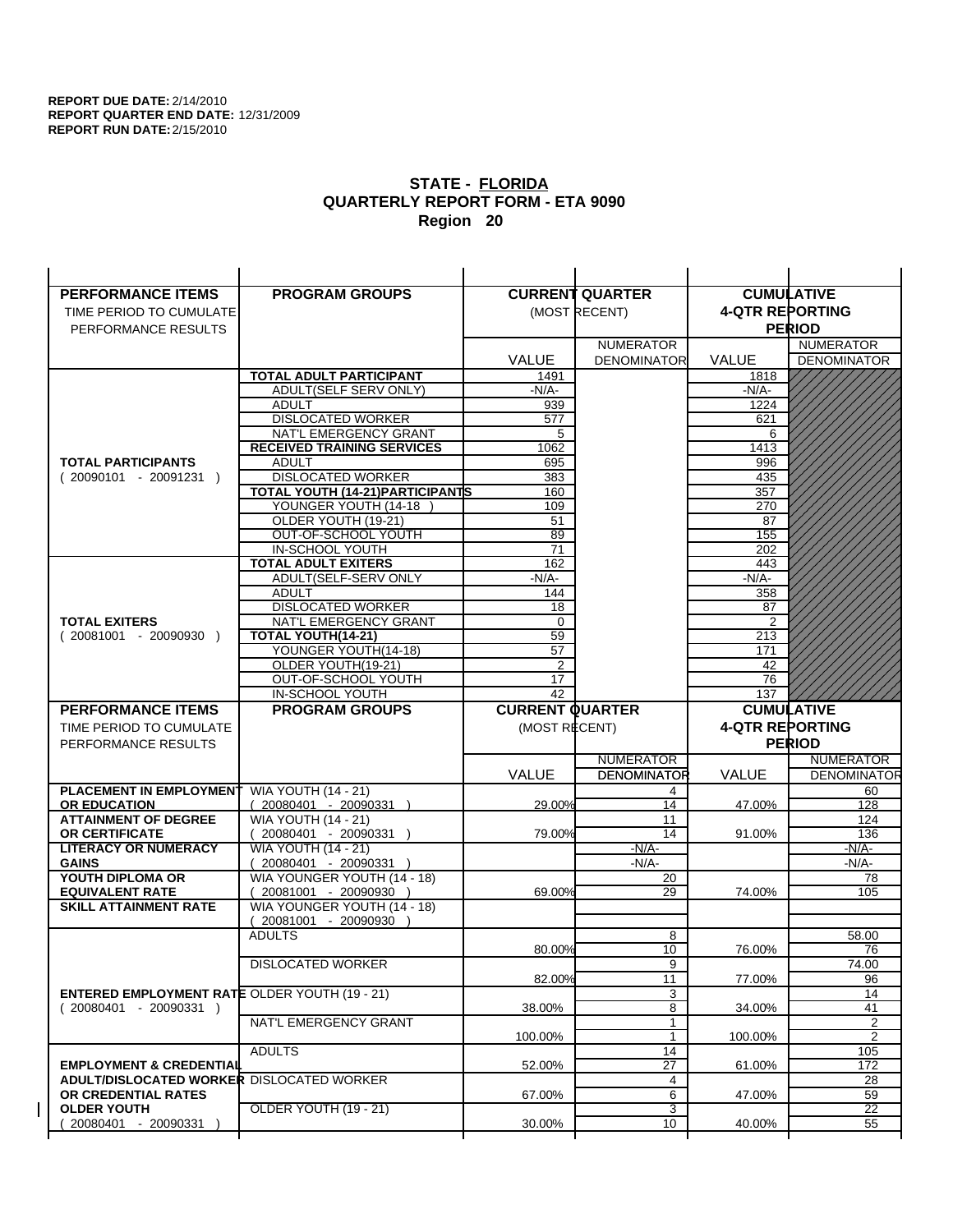**REPORT DUE DATE:** 2/14/2010
**REPORT QUARTER END DATE:** 12/31/2009
**REPORT RUN DATE:** 2/15/2010

# STATE - FLORIDA
## QUARTERLY REPORT FORM - ETA 9090
## Region 20

| PERFORMANCE ITEMS<br>TIME PERIOD TO CUMULATE PERFORMANCE RESULTS | PROGRAM GROUPS | CURRENT QUARTER (MOST RECENT) VALUE | NUMERATOR DENOMINATOR | CUMULATIVE 4-QTR REPORTING PERIOD VALUE | NUMERATOR DENOMINATOR |
|---|---|---|---|---|---|
| **TOTAL PARTICIPANTS** ( 20090101 - 20091231 ) | **TOTAL ADULT PARTICIPANT** | 1491 | | 1818 | |
| | ADULT(SELF SERV ONLY) | -N/A- | | -N/A- | |
| | ADULT | 939 | | 1224 | |
| | DISLOCATED WORKER | 577 | | 621 | |
| | NAT'L EMERGENCY GRANT | 5 | | 6 | |
| | **RECEIVED TRAINING SERVICES** | 1062 | | 1413 | |
| | ADULT | 695 | | 996 | |
| | DISLOCATED WORKER | 383 | | 435 | |
| | **TOTAL YOUTH (14-21)PARTICIPANTS** | 160 | | 357 | |
| | YOUNGER YOUTH (14-18 ) | 109 | | 270 | |
| | OLDER YOUTH (19-21) | 51 | | 87 | |
| | OUT-OF-SCHOOL YOUTH | 89 | | 155 | |
| | IN-SCHOOL YOUTH | 71 | | 202 | |
| **TOTAL EXITERS** ( 20081001 - 20090930 ) | **TOTAL ADULT EXITERS** | 162 | | 443 | |
| | ADULT(SELF-SERV ONLY | -N/A- | | -N/A- | |
| | ADULT | 144 | | 358 | |
| | DISLOCATED WORKER | 18 | | 87 | |
| | NAT'L EMERGENCY GRANT | 0 | | 2 | |
| | **TOTAL YOUTH(14-21)** | 59 | | 213 | |
| | YOUNGER YOUTH(14-18) | 57 | | 171 | |
| | OLDER YOUTH(19-21) | 2 | | 42 | |
| | OUT-OF-SCHOOL YOUTH | 17 | | 76 | |
| | IN-SCHOOL YOUTH | 42 | | 137 | |

| PERFORMANCE ITEMS<br>TIME PERIOD TO CUMULATE PERFORMANCE RESULTS | PROGRAM GROUPS | CURRENT QUARTER (MOST RECENT) VALUE | NUMERATOR DENOMINATOR | CUMULATIVE 4-QTR REPORTING PERIOD VALUE | NUMERATOR DENOMINATOR |
|---|---|---|---|---|---|
| **PLACEMENT IN EMPLOYMENT OR EDUCATION** | WIA YOUTH (14 - 21) ( 20080401 - 20090331 ) | 29.00% | 4<br>14 | 47.00% | 60<br>128 |
| **ATTAINMENT OF DEGREE OR CERTIFICATE** | WIA YOUTH (14 - 21) ( 20080401 - 20090331 ) | 79.00% | 11<br>14 | 91.00% | 124<br>136 |
| **LITERACY OR NUMERACY GAINS** | WIA YOUTH (14 - 21) ( 20080401 - 20090331 ) | | -N/A-<br>-N/A- | | -N/A-<br>-N/A- |
| **YOUTH DIPLOMA OR EQUIVALENT RATE** | WIA YOUNGER YOUTH (14 - 18) ( 20081001 - 20090930 ) | 69.00% | 20<br>29 | 74.00% | 78<br>105 |
| **SKILL ATTAINMENT RATE** | WIA YOUNGER YOUTH (14 - 18) ( 20081001 - 20090930 ) | | | | |
| **ENTERED EMPLOYMENT RATE** ( 20080401 - 20090331 ) | ADULTS | 80.00% | 8<br>10 | 76.00% | 58.00<br>76 |
| | DISLOCATED WORKER | 82.00% | 9<br>11 | 77.00% | 74.00<br>96 |
| | OLDER YOUTH (19 - 21) | 38.00% | 3<br>8 | 34.00% | 14<br>41 |
| | NAT'L EMERGENCY GRANT | 100.00% | 1<br>1 | 100.00% | 2<br>2 |
| **EMPLOYMENT & CREDENTIAL ADULT/DISLOCATED WORKER OR CREDENTIAL RATES OLDER YOUTH** ( 20080401 - 20090331 ) | ADULTS | 52.00% | 14<br>27 | 61.00% | 105<br>172 |
| | DISLOCATED WORKER | 67.00% | 4<br>6 | 47.00% | 28<br>59 |
| | OLDER YOUTH (19 - 21) | 30.00% | 3<br>10 | 40.00% | 22<br>55 |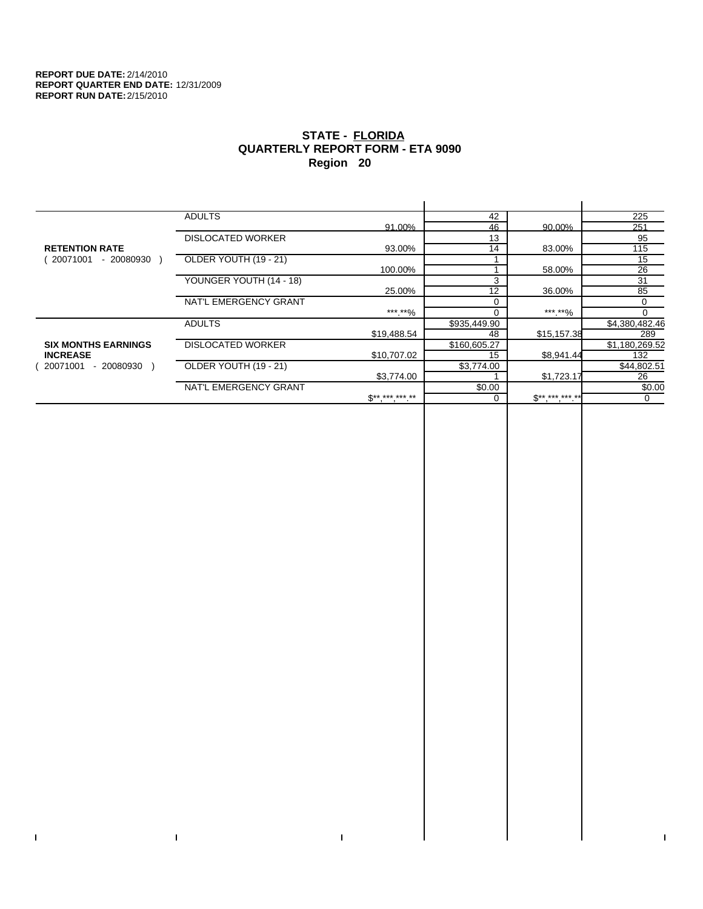**REPORT DUE DATE:** 2/14/2010
**REPORT QUARTER END DATE:** 12/31/2009
**REPORT RUN DATE:** 2/15/2010

## STATE - FLORIDA
## QUARTERLY REPORT FORM - ETA 9090
## Region 20

| | | | | | |
|---|---|---|---|---|---|
| **RETENTION RATE** ( 20071001 - 20080930 ) | ADULTS | 91.00% | 42 | 90.00% | 225 |
| | | | 46 | | 251 |
| | DISLOCATED WORKER | 93.00% | 13 | 83.00% | 95 |
| | | | 14 | | 115 |
| | OLDER YOUTH (19 - 21) | 100.00% | 1 | 58.00% | 15 |
| | | | 1 | | 26 |
| | YOUNGER YOUTH (14 - 18) | 25.00% | 3 | 36.00% | 31 |
| | | | 12 | | 85 |
| | NAT'L EMERGENCY GRANT | ***.**% | 0 | ***.**% | 0 |
| | | | 0 | | 0 |
| **SIX MONTHS EARNINGS INCREASE** ( 20071001 - 20080930 ) | ADULTS | $19,488.54 | $935,449.90 | $15,157.38 | $4,380,482.46 |
| | | | 48 | | 289 |
| | DISLOCATED WORKER | $10,707.02 | $160,605.27 | $8,941.44 | $1,180,269.52 |
| | | | 15 | | 132 |
| | OLDER YOUTH (19 - 21) | $3,774.00 | $3,774.00 | $1,723.17 | $44,802.51 |
| | | | 1 | | 26 |
| | NAT'L EMERGENCY GRANT | $**,***,***.** | $0.00 | $**,***,***.** | $0.00 |
| | | | 0 | | 0 |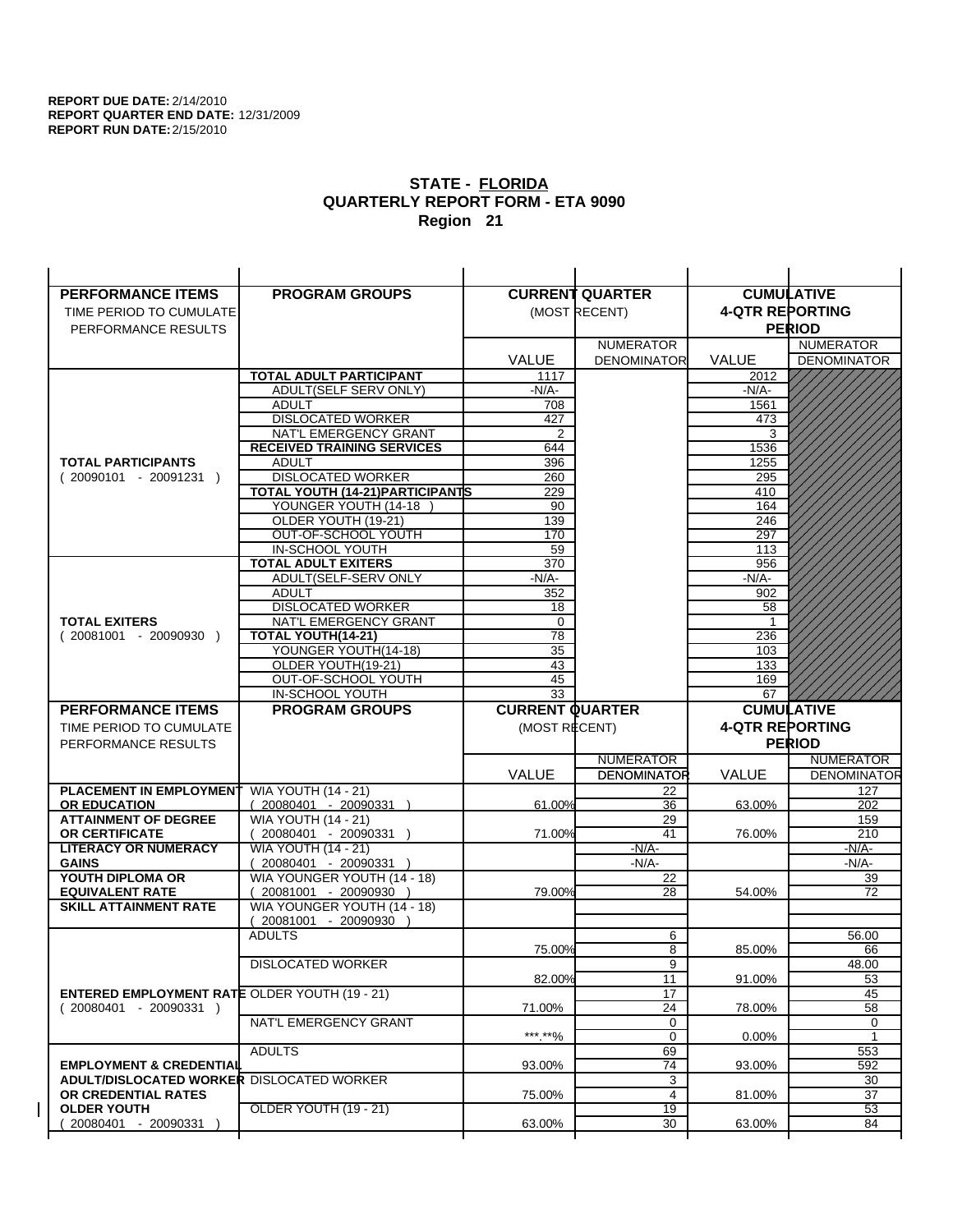**REPORT DUE DATE:** 2/14/2010
**REPORT QUARTER END DATE:** 12/31/2009
**REPORT RUN DATE:** 2/15/2010

## STATE - FLORIDA
## QUARTERLY REPORT FORM - ETA 9090
## Region 21

| PERFORMANCE ITEMS<br>TIME PERIOD TO CUMULATE PERFORMANCE RESULTS | PROGRAM GROUPS | CURRENT QUARTER (MOST RECENT) VALUE | CURRENT QUARTER NUMERATOR / DENOMINATOR | CUMULATIVE 4-QTR REPORTING PERIOD VALUE | CUMULATIVE NUMERATOR / DENOMINATOR |
|---|---|---|---|---|---|
| **TOTAL PARTICIPANTS** ( 20090101 - 20091231 ) | **TOTAL ADULT PARTICIPANT** | 1117 | | 2012 | |
| | ADULT(SELF SERV ONLY) | -N/A- | | -N/A- | |
| | ADULT | 708 | | 1561 | |
| | DISLOCATED WORKER | 427 | | 473 | |
| | NAT'L EMERGENCY GRANT | 2 | | 3 | |
| | **RECEIVED TRAINING SERVICES** | 644 | | 1536 | |
| | ADULT | 396 | | 1255 | |
| | DISLOCATED WORKER | 260 | | 295 | |
| | **TOTAL YOUTH (14-21)PARTICIPANTS** | 229 | | 410 | |
| | YOUNGER YOUTH (14-18 ) | 90 | | 164 | |
| | OLDER YOUTH (19-21) | 139 | | 246 | |
| | OUT-OF-SCHOOL YOUTH | 170 | | 297 | |
| | IN-SCHOOL YOUTH | 59 | | 113 | |
| **TOTAL EXITERS** ( 20081001 - 20090930 ) | **TOTAL ADULT EXITERS** | 370 | | 956 | |
| | ADULT(SELF-SERV ONLY | -N/A- | | -N/A- | |
| | ADULT | 352 | | 902 | |
| | DISLOCATED WORKER | 18 | | 58 | |
| | NAT'L EMERGENCY GRANT | 0 | | 1 | |
| | **TOTAL YOUTH(14-21)** | 78 | | 236 | |
| | YOUNGER YOUTH(14-18) | 35 | | 103 | |
| | OLDER YOUTH(19-21) | 43 | | 133 | |
| | OUT-OF-SCHOOL YOUTH | 45 | | 169 | |
| | IN-SCHOOL YOUTH | 33 | | 67 | |

| PERFORMANCE ITEMS<br>TIME PERIOD TO CUMULATE PERFORMANCE RESULTS | PROGRAM GROUPS | CURRENT QUARTER (MOST RECENT) VALUE | CURRENT QUARTER NUMERATOR / DENOMINATOR | CUMULATIVE 4-QTR REPORTING PERIOD VALUE | CUMULATIVE NUMERATOR / DENOMINATOR |
|---|---|---|---|---|---|
| **PLACEMENT IN EMPLOYMENT OR EDUCATION** | WIA YOUTH (14 - 21) ( 20080401 - 20090331 ) | 61.00% | 22 / 36 | 63.00% | 127 / 202 |
| **ATTAINMENT OF DEGREE OR CERTIFICATE** | WIA YOUTH (14 - 21) ( 20080401 - 20090331 ) | 71.00% | 29 / 41 | 76.00% | 159 / 210 |
| **LITERACY OR NUMERACY GAINS** | WIA YOUTH (14 - 21) ( 20080401 - 20090331 ) | | -N/A- / -N/A- | | -N/A- / -N/A- |
| **YOUTH DIPLOMA OR EQUIVALENT RATE** | WIA YOUNGER YOUTH (14 - 18) ( 20081001 - 20090930 ) | 79.00% | 22 / 28 | 54.00% | 39 / 72 |
| **SKILL ATTAINMENT RATE** | WIA YOUNGER YOUTH (14 - 18) ( 20081001 - 20090930 ) | | | | |
| **ENTERED EMPLOYMENT RATE** ( 20080401 - 20090331 ) | ADULTS | 75.00% | 6 / 8 | 85.00% | 56.00 / 66 |
| | DISLOCATED WORKER | 82.00% | 9 / 11 | 91.00% | 48.00 / 53 |
| | OLDER YOUTH (19 - 21) | 71.00% | 17 / 24 | 78.00% | 45 / 58 |
| | NAT'L EMERGENCY GRANT | \*\*\*.\*\*% | 0 / 0 | 0.00% | 0 / 1 |
| **EMPLOYMENT & CREDENTIAL ADULT/DISLOCATED WORKER OR CREDENTIAL RATES OLDER YOUTH** ( 20080401 - 20090331 ) | ADULTS | 93.00% | 69 / 74 | 93.00% | 553 / 592 |
| | DISLOCATED WORKER | 75.00% | 3 / 4 | 81.00% | 30 / 37 |
| | OLDER YOUTH (19 - 21) | 63.00% | 19 / 30 | 63.00% | 53 / 84 |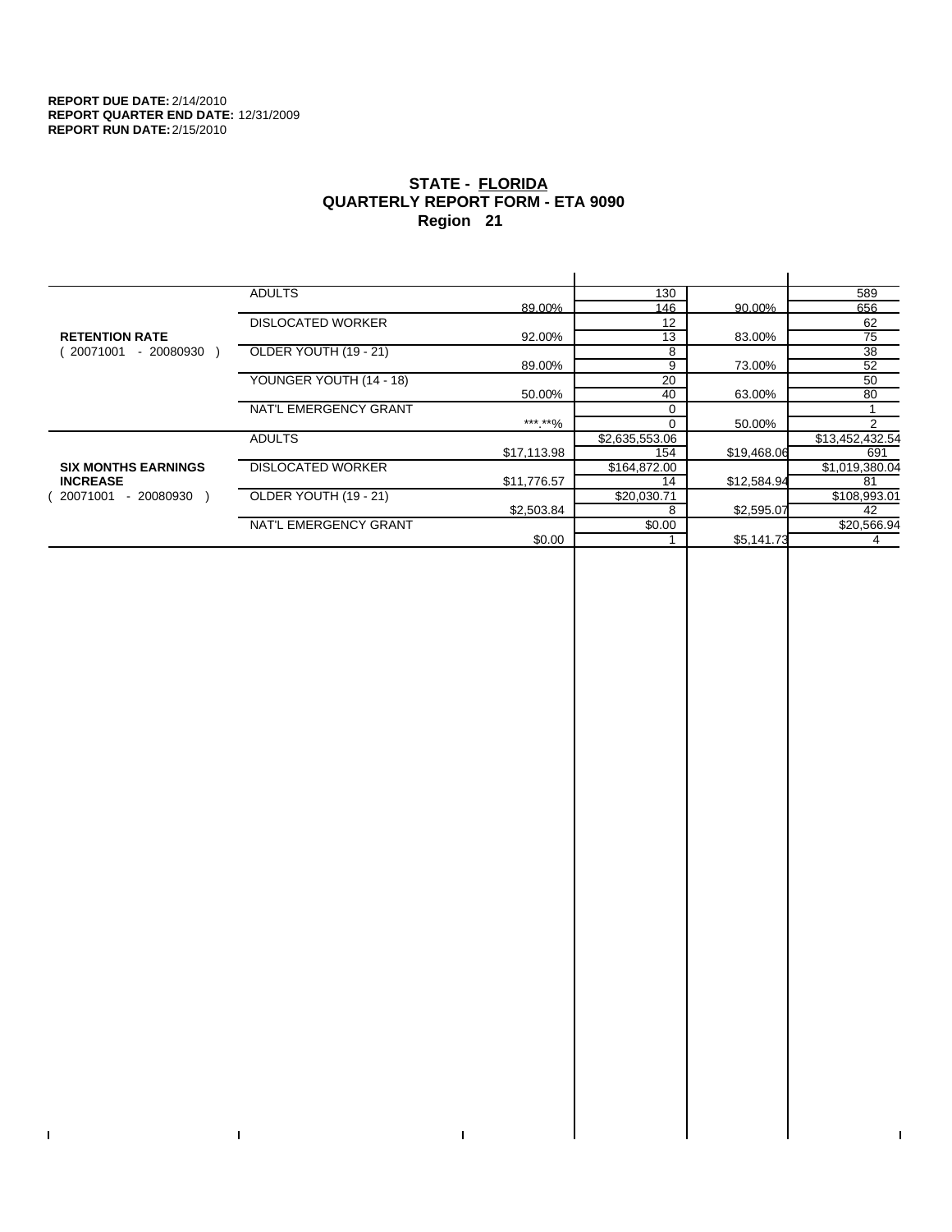**REPORT DUE DATE:** 2/14/2010
**REPORT QUARTER END DATE:** 12/31/2009
**REPORT RUN DATE:** 2/15/2010

## STATE - FLORIDA
## QUARTERLY REPORT FORM - ETA 9090
## Region 21

| | | | | | |
|---|---|---|---|---|---|
| **RETENTION RATE** ( 20071001 - 20080930 ) | ADULTS | | 130 | | 589 |
| | | 89.00% | 146 | 90.00% | 656 |
| | DISLOCATED WORKER | | 12 | | 62 |
| | | 92.00% | 13 | 83.00% | 75 |
| | OLDER YOUTH (19 - 21) | | 8 | | 38 |
| | | 89.00% | 9 | 73.00% | 52 |
| | YOUNGER YOUTH (14 - 18) | | 20 | | 50 |
| | | 50.00% | 40 | 63.00% | 80 |
| | NAT'L EMERGENCY GRANT | | 0 | | 1 |
| | | ***.**% | 0 | 50.00% | 2 |
| **SIX MONTHS EARNINGS INCREASE** ( 20071001 - 20080930 ) | ADULTS | | $2,635,553.06 | | $13,452,432.54 |
| | | $17,113.98 | 154 | $19,468.06 | 691 |
| | DISLOCATED WORKER | | $164,872.00 | | $1,019,380.04 |
| | | $11,776.57 | 14 | $12,584.94 | 81 |
| | OLDER YOUTH (19 - 21) | | $20,030.71 | | $108,993.01 |
| | | $2,503.84 | 8 | $2,595.07 | 42 |
| | NAT'L EMERGENCY GRANT | | $0.00 | | $20,566.94 |
| | | $0.00 | 1 | $5,141.73 | 4 |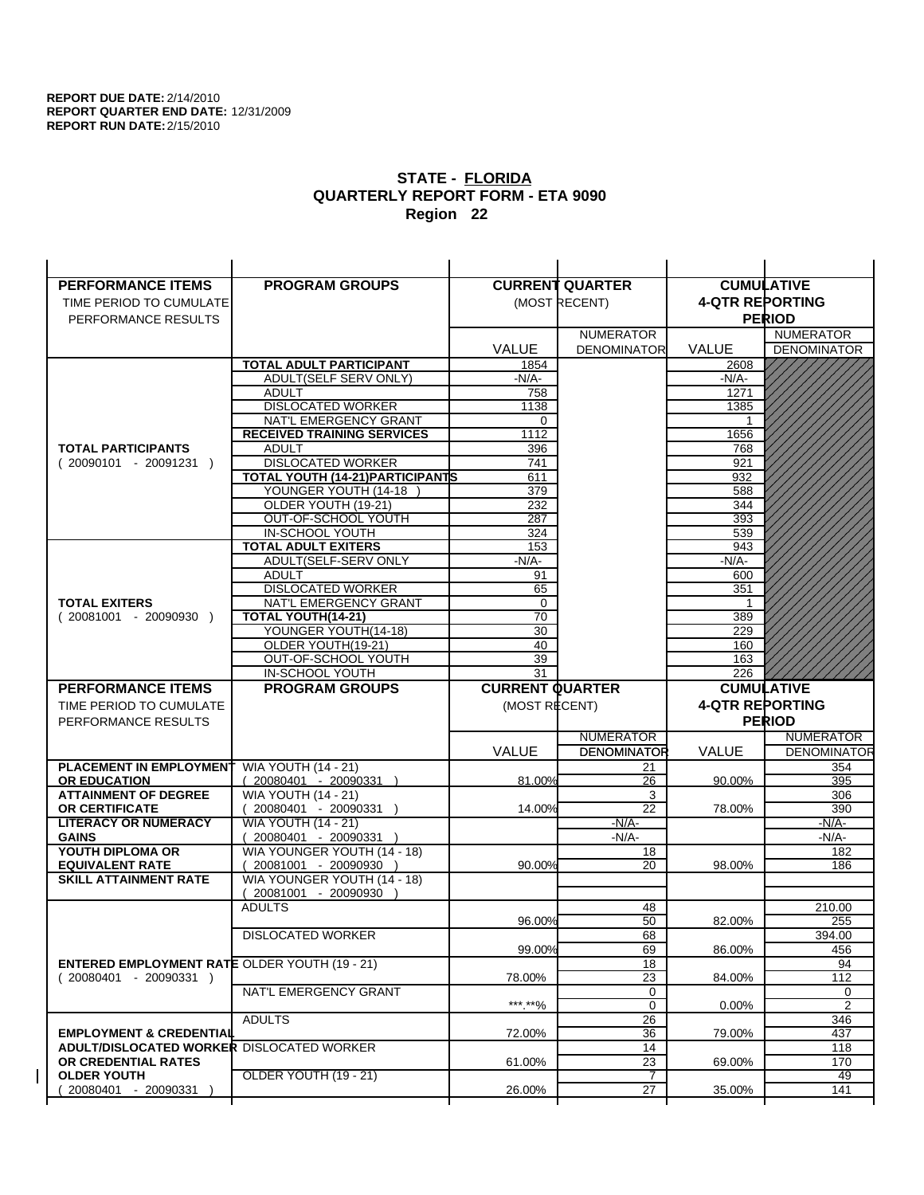**REPORT DUE DATE:** 2/14/2010
**REPORT QUARTER END DATE:** 12/31/2009
**REPORT RUN DATE:** 2/15/2010

## STATE - FLORIDA
## QUARTERLY REPORT FORM - ETA 9090
## Region 22

| PERFORMANCE ITEMS<br>TIME PERIOD TO CUMULATE PERFORMANCE RESULTS | PROGRAM GROUPS | CURRENT QUARTER (MOST RECENT) VALUE | NUMERATOR DENOMINATOR | CUMULATIVE 4-QTR REPORTING PERIOD VALUE | NUMERATOR DENOMINATOR |
|---|---|---|---|---|---|
| **TOTAL PARTICIPANTS** ( 20090101 - 20091231 ) | **TOTAL ADULT PARTICIPANT** | 1854 | | 2608 | |
| | ADULT(SELF SERV ONLY) | -N/A- | | -N/A- | |
| | ADULT | 758 | | 1271 | |
| | DISLOCATED WORKER | 1138 | | 1385 | |
| | NAT'L EMERGENCY GRANT | 0 | | 1 | |
| | **RECEIVED TRAINING SERVICES** | 1112 | | 1656 | |
| | ADULT | 396 | | 768 | |
| | DISLOCATED WORKER | 741 | | 921 | |
| | **TOTAL YOUTH (14-21)PARTICIPANTS** | 611 | | 932 | |
| | YOUNGER YOUTH (14-18 ) | 379 | | 588 | |
| | OLDER YOUTH (19-21) | 232 | | 344 | |
| | OUT-OF-SCHOOL YOUTH | 287 | | 393 | |
| | IN-SCHOOL YOUTH | 324 | | 539 | |
| **TOTAL EXITERS** ( 20081001 - 20090930 ) | **TOTAL ADULT EXITERS** | 153 | | 943 | |
| | ADULT(SELF-SERV ONLY | -N/A- | | -N/A- | |
| | ADULT | 91 | | 600 | |
| | DISLOCATED WORKER | 65 | | 351 | |
| | NAT'L EMERGENCY GRANT | 0 | | 1 | |
| | **TOTAL YOUTH(14-21)** | 70 | | 389 | |
| | YOUNGER YOUTH(14-18) | 30 | | 229 | |
| | OLDER YOUTH(19-21) | 40 | | 160 | |
| | OUT-OF-SCHOOL YOUTH | 39 | | 163 | |
| | IN-SCHOOL YOUTH | 31 | | 226 | |

| PERFORMANCE ITEMS<br>TIME PERIOD TO CUMULATE PERFORMANCE RESULTS | PROGRAM GROUPS | CURRENT QUARTER (MOST RECENT) VALUE | NUMERATOR DENOMINATOR | CUMULATIVE 4-QTR REPORTING PERIOD VALUE | NUMERATOR DENOMINATOR |
|---|---|---|---|---|---|
| **PLACEMENT IN EMPLOYMENT OR EDUCATION** | WIA YOUTH (14 - 21) ( 20080401 - 20090331 ) | 81.00% | 21 / 26 | 90.00% | 354 / 395 |
| **ATTAINMENT OF DEGREE OR CERTIFICATE** | WIA YOUTH (14 - 21) ( 20080401 - 20090331 ) | 14.00% | 3 / 22 | 78.00% | 306 / 390 |
| **LITERACY OR NUMERACY GAINS** | WIA YOUTH (14 - 21) ( 20080401 - 20090331 ) | | -N/A- / -N/A- | | -N/A- / -N/A- |
| **YOUTH DIPLOMA OR EQUIVALENT RATE** | WIA YOUNGER YOUTH (14 - 18) ( 20081001 - 20090930 ) | 90.00% | 18 / 20 | 98.00% | 182 / 186 |
| **SKILL ATTAINMENT RATE** | WIA YOUNGER YOUTH (14 - 18) ( 20081001 - 20090930 ) | | | | |
| **ENTERED EMPLOYMENT RATE** ( 20080401 - 20090331 ) | ADULTS | 96.00% | 48 / 50 | 82.00% | 210.00 / 255 |
| | DISLOCATED WORKER | 99.00% | 68 / 69 | 86.00% | 394.00 / 456 |
| | OLDER YOUTH (19 - 21) | 78.00% | 18 / 23 | 84.00% | 94 / 112 |
| | NAT'L EMERGENCY GRANT | ***.**% | 0 / 0 | 0.00% | 0 / 2 |
| **EMPLOYMENT & CREDENTIAL ADULT/DISLOCATED WORKER OR CREDENTIAL RATES OLDER YOUTH** ( 20080401 - 20090331 ) | ADULTS | 72.00% | 26 / 36 | 79.00% | 346 / 437 |
| | DISLOCATED WORKER | 61.00% | 14 / 23 | 69.00% | 118 / 170 |
| | OLDER YOUTH (19 - 21) | 26.00% | 7 / 27 | 35.00% | 49 / 141 |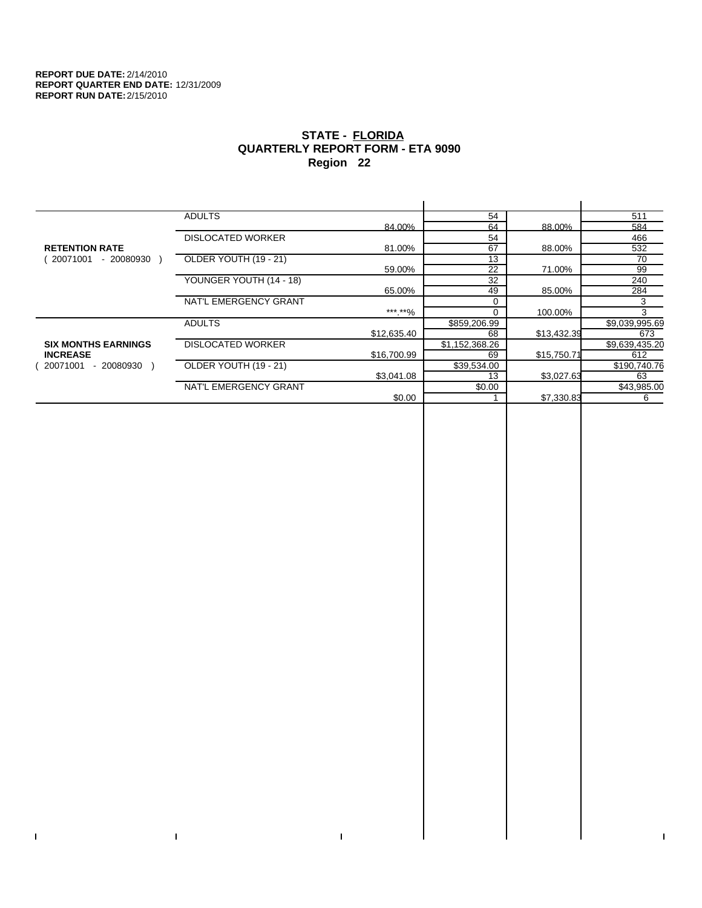**REPORT DUE DATE:** 2/14/2010
**REPORT QUARTER END DATE:** 12/31/2009
**REPORT RUN DATE:** 2/15/2010

# STATE - FLORIDA
## QUARTERLY REPORT FORM - ETA 9090
## Region 22

| | | | | | |
|---|---|---|---|---|---|
| **RETENTION RATE** ( 20071001 - 20080930 ) | ADULTS | | 54 | | 511 |
| | | 84.00% | 64 | 88.00% | 584 |
| | DISLOCATED WORKER | | 54 | | 466 |
| | | 81.00% | 67 | 88.00% | 532 |
| | OLDER YOUTH (19 - 21) | | 13 | | 70 |
| | | 59.00% | 22 | 71.00% | 99 |
| | YOUNGER YOUTH (14 - 18) | | 32 | | 240 |
| | | 65.00% | 49 | 85.00% | 284 |
| | NAT'L EMERGENCY GRANT | | 0 | | 3 |
| | | ***.**% | 0 | 100.00% | 3 |
| **SIX MONTHS EARNINGS INCREASE** ( 20071001 - 20080930 ) | ADULTS | | $859,206.99 | | $9,039,995.69 |
| | | $12,635.40 | 68 | $13,432.39 | 673 |
| | DISLOCATED WORKER | | $1,152,368.26 | | $9,639,435.20 |
| | | $16,700.99 | 69 | $15,750.71 | 612 |
| | OLDER YOUTH (19 - 21) | | $39,534.00 | | $190,740.76 |
| | | $3,041.08 | 13 | $3,027.63 | 63 |
| | NAT'L EMERGENCY GRANT | | $0.00 | | $43,985.00 |
| | | $0.00 | 1 | $7,330.83 | 6 |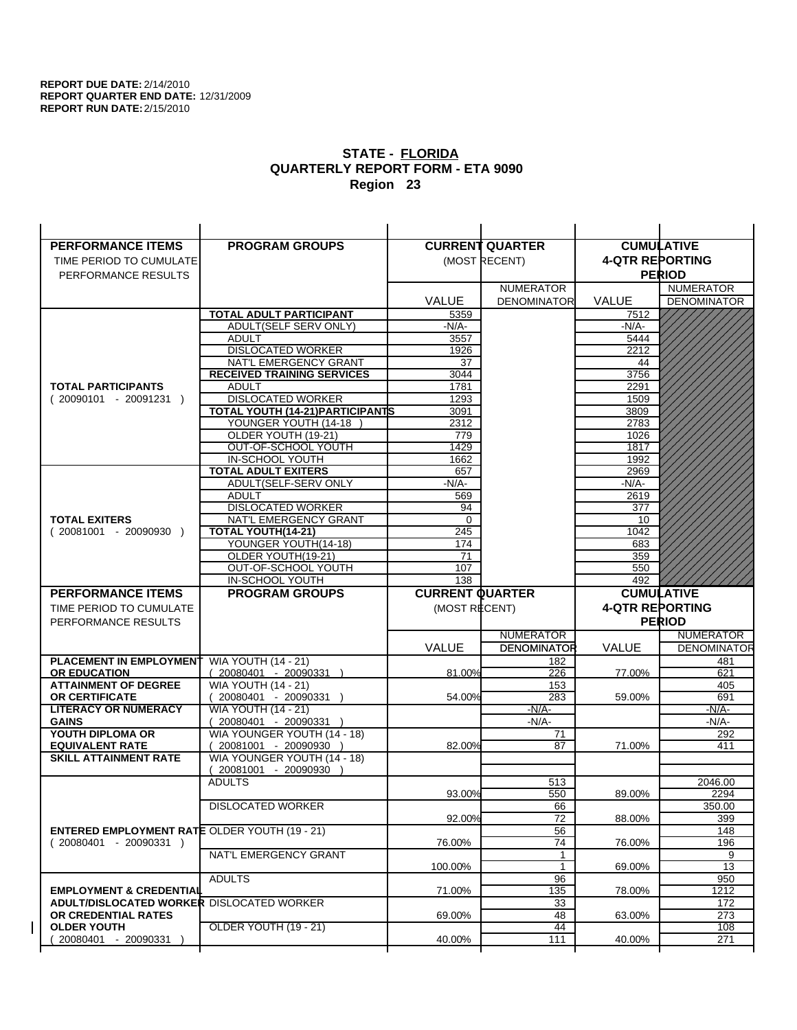**REPORT DUE DATE:** 2/14/2010
**REPORT QUARTER END DATE:** 12/31/2009
**REPORT RUN DATE:** 2/15/2010

## STATE - FLORIDA
## QUARTERLY REPORT FORM - ETA 9090
## Region 23

| PERFORMANCE ITEMS<br>TIME PERIOD TO CUMULATE PERFORMANCE RESULTS | PROGRAM GROUPS | CURRENT QUARTER (MOST RECENT) | | CUMULATIVE 4-QTR REPORTING PERIOD | |
|---|---|---|---|---|---|
| | | VALUE | NUMERATOR DENOMINATOR | VALUE | NUMERATOR DENOMINATOR |
| **TOTAL PARTICIPANTS** ( 20090101 - 20091231 ) | **TOTAL ADULT PARTICIPANT** | 5359 | | 7512 | |
| | ADULT(SELF SERV ONLY) | -N/A- | | -N/A- | |
| | ADULT | 3557 | | 5444 | |
| | DISLOCATED WORKER | 1926 | | 2212 | |
| | NAT'L EMERGENCY GRANT | 37 | | 44 | |
| | **RECEIVED TRAINING SERVICES** | 3044 | | 3756 | |
| | ADULT | 1781 | | 2291 | |
| | DISLOCATED WORKER | 1293 | | 1509 | |
| | **TOTAL YOUTH (14-21)PARTICIPANTS** | 3091 | | 3809 | |
| | YOUNGER YOUTH (14-18 ) | 2312 | | 2783 | |
| | OLDER YOUTH (19-21) | 779 | | 1026 | |
| | OUT-OF-SCHOOL YOUTH | 1429 | | 1817 | |
| | IN-SCHOOL YOUTH | 1662 | | 1992 | |
| **TOTAL EXITERS** ( 20081001 - 20090930 ) | **TOTAL ADULT EXITERS** | 657 | | 2969 | |
| | ADULT(SELF-SERV ONLY | -N/A- | | -N/A- | |
| | ADULT | 569 | | 2619 | |
| | DISLOCATED WORKER | 94 | | 377 | |
| | NAT'L EMERGENCY GRANT | 0 | | 10 | |
| | **TOTAL YOUTH(14-21)** | 245 | | 1042 | |
| | YOUNGER YOUTH(14-18) | 174 | | 683 | |
| | OLDER YOUTH(19-21) | 71 | | 359 | |
| | OUT-OF-SCHOOL YOUTH | 107 | | 550 | |
| | IN-SCHOOL YOUTH | 138 | | 492 | |

| PERFORMANCE ITEMS<br>TIME PERIOD TO CUMULATE PERFORMANCE RESULTS | PROGRAM GROUPS | CURRENT QUARTER (MOST RECENT) | | CUMULATIVE 4-QTR REPORTING PERIOD | |
|---|---|---|---|---|---|
| | | VALUE | NUMERATOR DENOMINATOR | VALUE | NUMERATOR DENOMINATOR |
| **PLACEMENT IN EMPLOYMENT OR EDUCATION** | WIA YOUTH (14 - 21) ( 20080401 - 20090331 ) | 81.00% | 182 / 226 | 77.00% | 481 / 621 |
| **ATTAINMENT OF DEGREE OR CERTIFICATE** | WIA YOUTH (14 - 21) ( 20080401 - 20090331 ) | 54.00% | 153 / 283 | 59.00% | 405 / 691 |
| **LITERACY OR NUMERACY GAINS** | WIA YOUTH (14 - 21) ( 20080401 - 20090331 ) | | -N/A- / -N/A- | | -N/A- / -N/A- |
| **YOUTH DIPLOMA OR EQUIVALENT RATE** | WIA YOUNGER YOUTH (14 - 18) ( 20081001 - 20090930 ) | 82.00% | 71 / 87 | 71.00% | 292 / 411 |
| **SKILL ATTAINMENT RATE** | WIA YOUNGER YOUTH (14 - 18) ( 20081001 - 20090930 ) | | | | |
| **ENTERED EMPLOYMENT RATE** ( 20080401 - 20090331 ) | ADULTS | 93.00% | 513 / 550 | 89.00% | 2046.00 / 2294 |
| | DISLOCATED WORKER | 92.00% | 66 / 72 | 88.00% | 350.00 / 399 |
| | OLDER YOUTH (19 - 21) | 76.00% | 56 / 74 | 76.00% | 148 / 196 |
| | NAT'L EMERGENCY GRANT | 100.00% | 1 / 1 | 69.00% | 9 / 13 |
| **EMPLOYMENT & CREDENTIAL ADULT/DISLOCATED WORKER OR CREDENTIAL RATES OLDER YOUTH** ( 20080401 - 20090331 ) | ADULTS | 71.00% | 96 / 135 | 78.00% | 950 / 1212 |
| | DISLOCATED WORKER | 69.00% | 33 / 48 | 63.00% | 172 / 273 |
| | OLDER YOUTH (19 - 21) | 40.00% | 44 / 111 | 40.00% | 108 / 271 |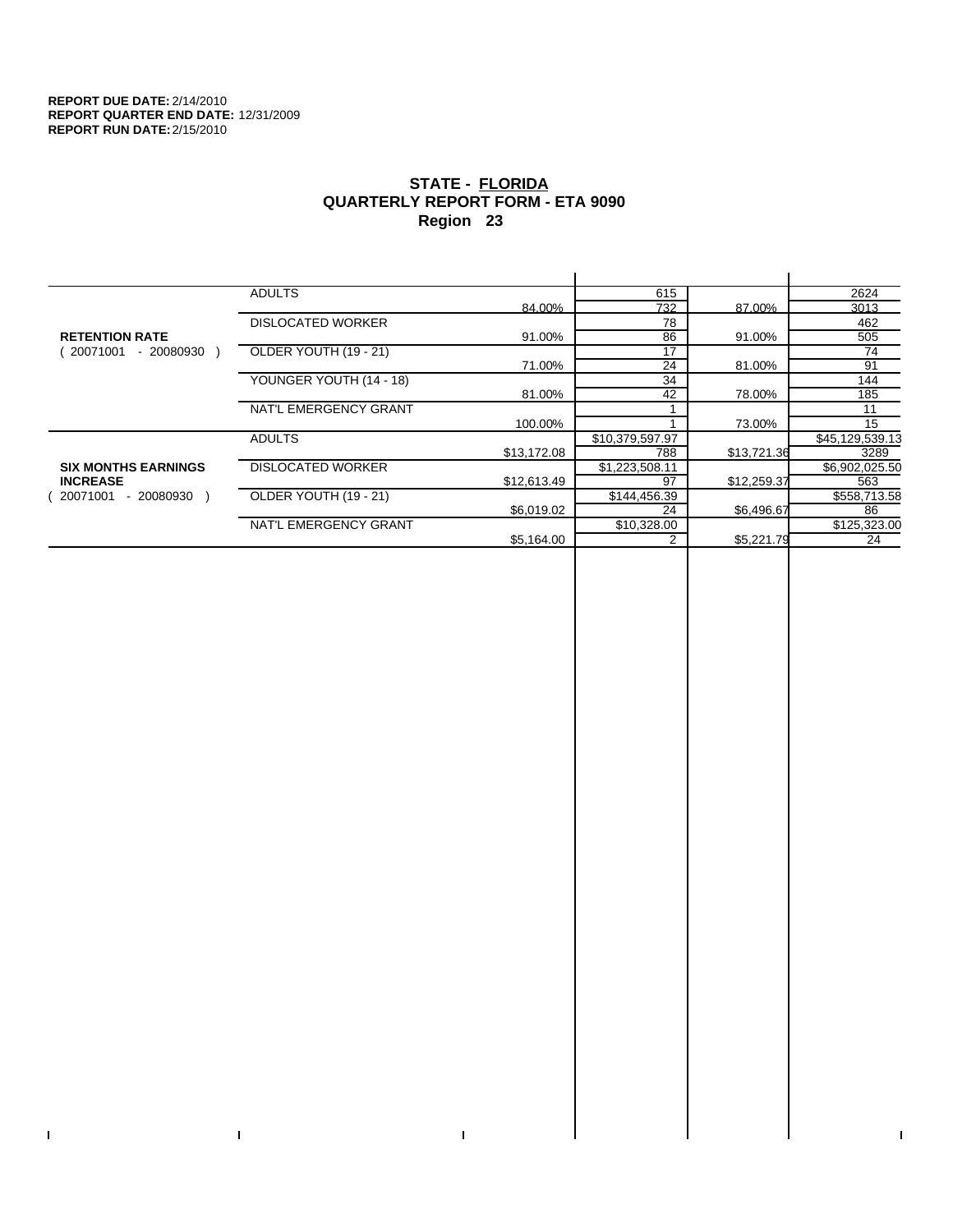**REPORT DUE DATE:** 2/14/2010
**REPORT QUARTER END DATE:** 12/31/2009
**REPORT RUN DATE:** 2/15/2010

## STATE - FLORIDA
## QUARTERLY REPORT FORM - ETA 9090
## Region 23

| | | | | | |
|---|---|---|---|---|---|
| **RETENTION RATE** ( 20071001 - 20080930 ) | ADULTS | 84.00% | 615 / 732 | 87.00% | 2624 / 3013 |
| | DISLOCATED WORKER | 91.00% | 78 / 86 | 91.00% | 462 / 505 |
| | OLDER YOUTH (19 - 21) | 71.00% | 17 / 24 | 81.00% | 74 / 91 |
| | YOUNGER YOUTH (14 - 18) | 81.00% | 34 / 42 | 78.00% | 144 / 185 |
| | NAT'L EMERGENCY GRANT | 100.00% | 1 / 1 | 73.00% | 11 / 15 |
| **SIX MONTHS EARNINGS INCREASE** ( 20071001 - 20080930 ) | ADULTS | $13,172.08 | $10,379,597.97 / 788 | $13,721.36 | $45,129,539.13 / 3289 |
| | DISLOCATED WORKER | $12,613.49 | $1,223,508.11 / 97 | $12,259.37 | $6,902,025.50 / 563 |
| | OLDER YOUTH (19 - 21) | $6,019.02 | $144,456.39 / 24 | $6,496.67 | $558,713.58 / 86 |
| | NAT'L EMERGENCY GRANT | $5,164.00 | $10,328.00 / 2 | $5,221.79 | $125,323.00 / 24 |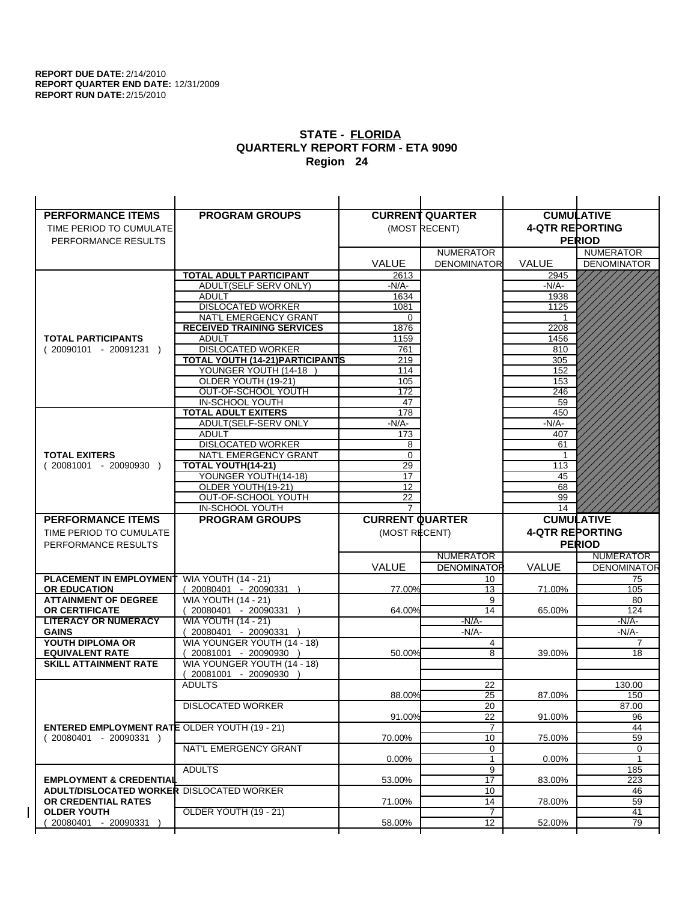**REPORT DUE DATE:** 2/14/2010
**REPORT QUARTER END DATE:** 12/31/2009
**REPORT RUN DATE:** 2/15/2010

# STATE - FLORIDA
## QUARTERLY REPORT FORM - ETA 9090
### Region 24

| PERFORMANCE ITEMS<br>TIME PERIOD TO CUMULATE PERFORMANCE RESULTS | PROGRAM GROUPS | CURRENT QUARTER (MOST RECENT) VALUE | CURRENT QUARTER NUMERATOR DENOMINATOR | CUMULATIVE 4-QTR REPORTING PERIOD VALUE | CUMULATIVE NUMERATOR DENOMINATOR |
|---|---|---|---|---|---|
| **TOTAL PARTICIPANTS** ( 20090101 - 20091231 ) | **TOTAL ADULT PARTICIPANT** | 2613 | | 2945 | |
| | ADULT(SELF SERV ONLY) | -N/A- | | -N/A- | |
| | ADULT | 1634 | | 1938 | |
| | DISLOCATED WORKER | 1081 | | 1125 | |
| | NAT'L EMERGENCY GRANT | 0 | | 1 | |
| | **RECEIVED TRAINING SERVICES** | 1876 | | 2208 | |
| | ADULT | 1159 | | 1456 | |
| | DISLOCATED WORKER | 761 | | 810 | |
| | **TOTAL YOUTH (14-21)PARTICIPANTS** | 219 | | 305 | |
| | YOUNGER YOUTH (14-18 ) | 114 | | 152 | |
| | OLDER YOUTH (19-21) | 105 | | 153 | |
| | OUT-OF-SCHOOL YOUTH | 172 | | 246 | |
| | IN-SCHOOL YOUTH | 47 | | 59 | |
| **TOTAL EXITERS** ( 20081001 - 20090930 ) | **TOTAL ADULT EXITERS** | 178 | | 450 | |
| | ADULT(SELF-SERV ONLY | -N/A- | | -N/A- | |
| | ADULT | 173 | | 407 | |
| | DISLOCATED WORKER | 8 | | 61 | |
| | NAT'L EMERGENCY GRANT | 0 | | 1 | |
| | **TOTAL YOUTH(14-21)** | 29 | | 113 | |
| | YOUNGER YOUTH(14-18) | 17 | | 45 | |
| | OLDER YOUTH(19-21) | 12 | | 68 | |
| | OUT-OF-SCHOOL YOUTH | 22 | | 99 | |
| | IN-SCHOOL YOUTH | 7 | | 14 | |

| PERFORMANCE ITEMS<br>TIME PERIOD TO CUMULATE PERFORMANCE RESULTS | PROGRAM GROUPS | CURRENT QUARTER (MOST RECENT) VALUE | CURRENT QUARTER NUMERATOR / DENOMINATOR | CUMULATIVE 4-QTR REPORTING PERIOD VALUE | CUMULATIVE NUMERATOR / DENOMINATOR |
|---|---|---|---|---|---|
| **PLACEMENT IN EMPLOYMENT OR EDUCATION** | WIA YOUTH (14 - 21) ( 20080401 - 20090331 ) | 77.00% | 10 / 13 | 71.00% | 75 / 105 |
| **ATTAINMENT OF DEGREE OR CERTIFICATE** | WIA YOUTH (14 - 21) ( 20080401 - 20090331 ) | 64.00% | 9 / 14 | 65.00% | 80 / 124 |
| **LITERACY OR NUMERACY GAINS** | WIA YOUTH (14 - 21) ( 20080401 - 20090331 ) | | -N/A- / -N/A- | | -N/A- / -N/A- |
| **YOUTH DIPLOMA OR EQUIVALENT RATE** | WIA YOUNGER YOUTH (14 - 18) ( 20081001 - 20090930 ) | 50.00% | 4 / 8 | 39.00% | 7 / 18 |
| **SKILL ATTAINMENT RATE** | WIA YOUNGER YOUTH (14 - 18) ( 20081001 - 20090930 ) | | | | |
| **ENTERED EMPLOYMENT RATE** ( 20080401 - 20090331 ) | ADULTS | 88.00% | 22 / 25 | 87.00% | 130.00 / 150 |
| | DISLOCATED WORKER | 91.00% | 20 / 22 | 91.00% | 87.00 / 96 |
| | OLDER YOUTH (19 - 21) | 70.00% | 7 / 10 | 75.00% | 44 / 59 |
| | NAT'L EMERGENCY GRANT | 0.00% | 0 / 1 | 0.00% | 0 / 1 |
| **EMPLOYMENT & CREDENTIAL ADULT/DISLOCATED WORKER OR CREDENTIAL RATES OLDER YOUTH** ( 20080401 - 20090331 ) | ADULTS | 53.00% | 9 / 17 | 83.00% | 185 / 223 |
| | DISLOCATED WORKER | 71.00% | 10 / 14 | 78.00% | 46 / 59 |
| | OLDER YOUTH (19 - 21) | 58.00% | 7 / 12 | 52.00% | 41 / 79 |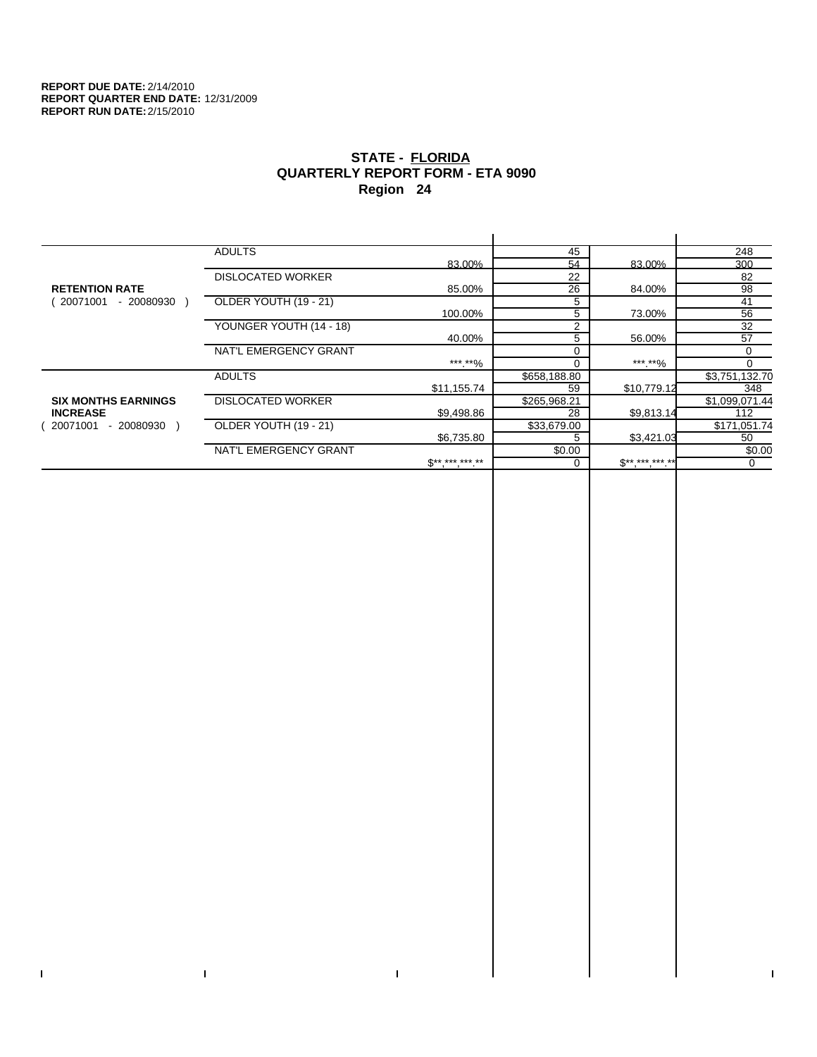**REPORT DUE DATE:** 2/14/2010
**REPORT QUARTER END DATE:** 12/31/2009
**REPORT RUN DATE:** 2/15/2010

# STATE - FLORIDA
## QUARTERLY REPORT FORM - ETA 9090
## Region 24

| | | | | | |
|---|---|---|---|---|---|
| **RETENTION RATE** ( 20071001 - 20080930 ) | ADULTS | | 45 | | 248 |
| | | 83.00% | 54 | 83.00% | 300 |
| | DISLOCATED WORKER | | 22 | | 82 |
| | | 85.00% | 26 | 84.00% | 98 |
| | OLDER YOUTH (19 - 21) | | 5 | | 41 |
| | | 100.00% | 5 | 73.00% | 56 |
| | YOUNGER YOUTH (14 - 18) | | 2 | | 32 |
| | | 40.00% | 5 | 56.00% | 57 |
| | NAT'L EMERGENCY GRANT | | 0 | | 0 |
| | | ***.**% | 0 | ***.**% | 0 |
| **SIX MONTHS EARNINGS INCREASE** ( 20071001 - 20080930 ) | ADULTS | | $658,188.80 | | $3,751,132.70 |
| | | $11,155.74 | 59 | $10,779.12 | 348 |
| | DISLOCATED WORKER | | $265,968.21 | | $1,099,071.44 |
| | | $9,498.86 | 28 | $9,813.14 | 112 |
| | OLDER YOUTH (19 - 21) | | $33,679.00 | | $171,051.74 |
| | | $6,735.80 | 5 | $3,421.03 | 50 |
| | NAT'L EMERGENCY GRANT | | $0.00 | | $0.00 |
| | | $**,***,***.** | 0 | $**,***,***.** | 0 |